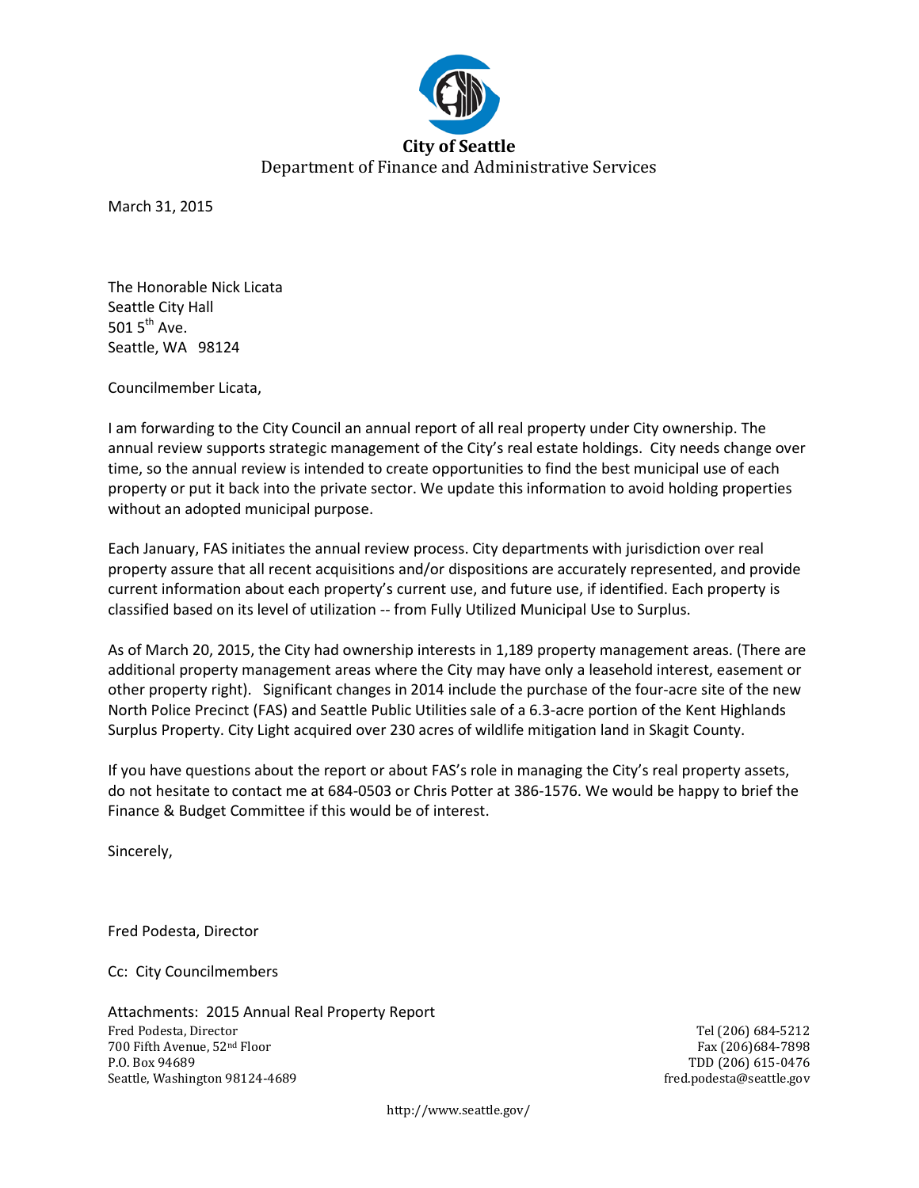**City of Seattle**

Department of Finance and Administrative Services

March 31, 2015

The Honorable Nick Licata
Seattle City Hall
501 5th Ave.
Seattle, WA 98124

Councilmember Licata,

I am forwarding to the City Council an annual report of all real property under City ownership. The annual review supports strategic management of the City's real estate holdings. City needs change over time, so the annual review is intended to create opportunities to find the best municipal use of each property or put it back into the private sector. We update this information to avoid holding properties without an adopted municipal purpose.

Each January, FAS initiates the annual review process. City departments with jurisdiction over real property assure that all recent acquisitions and/or dispositions are accurately represented, and provide current information about each property's current use, and future use, if identified. Each property is classified based on its level of utilization -- from Fully Utilized Municipal Use to Surplus.

As of March 20, 2015, the City had ownership interests in 1,189 property management areas. (There are additional property management areas where the City may have only a leasehold interest, easement or other property right). Significant changes in 2014 include the purchase of the four-acre site of the new North Police Precinct (FAS) and Seattle Public Utilities sale of a 6.3-acre portion of the Kent Highlands Surplus Property. City Light acquired over 230 acres of wildlife mitigation land in Skagit County.

If you have questions about the report or about FAS's role in managing the City's real property assets, do not hesitate to contact me at 684-0503 or Chris Potter at 386-1576. We would be happy to brief the Finance & Budget Committee if this would be of interest.

Sincerely,

Fred Podesta, Director

Cc: City Councilmembers

Attachments: 2015 Annual Real Property Report

Fred Podesta, Director
700 Fifth Avenue, 52nd Floor
P.O. Box 94689
Seattle, Washington 98124-4689

Tel (206) 684-5212
Fax (206)684-7898
TDD (206) 615-0476
fred.podesta@seattle.gov

http://www.seattle.gov/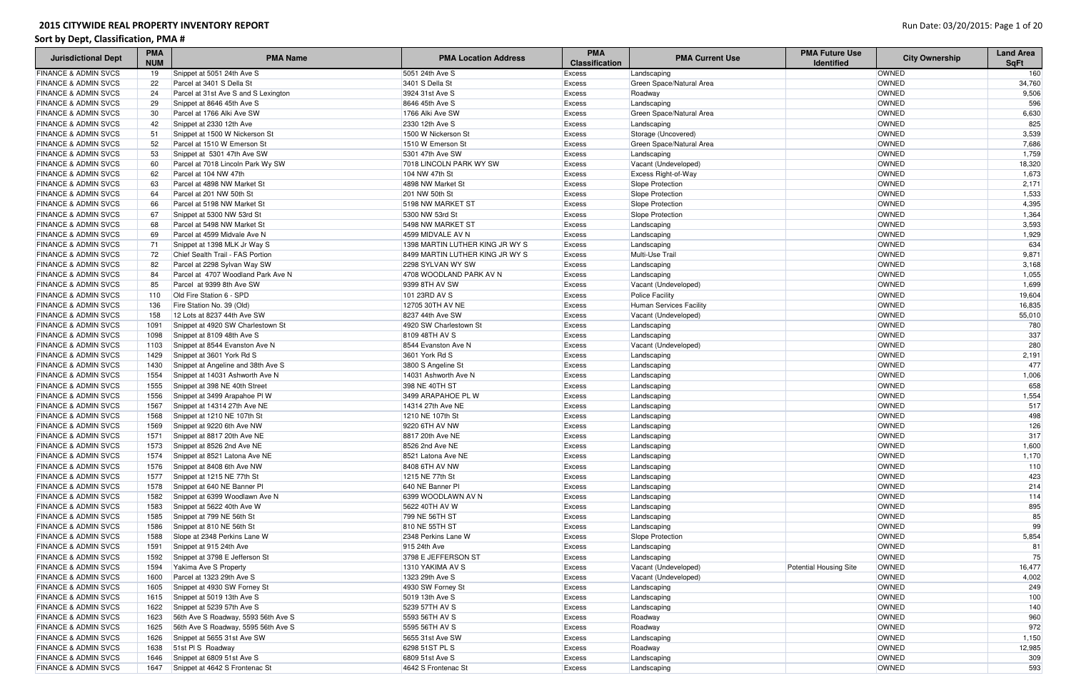# 2015 CITYWIDE REAL PROPERTY INVENTORY REPORT

## Sort by Dept, Classification, PMA #

| Jurisdictional Dept | PMA NUM | PMA Name | PMA Location Address | PMA Classification | PMA Current Use | PMA Future Use Identified | City Ownership | Land Area SqFt |
|---|---|---|---|---|---|---|---|---|
| FINANCE & ADMIN SVCS | 19 | Snippet at 5051 24th Ave S | 5051 24th Ave S | Excess | Landscaping | | OWNED | 160 |
| FINANCE & ADMIN SVCS | 22 | Parcel at 3401 S Della St | 3401 S Della St | Excess | Green Space/Natural Area | | OWNED | 34,760 |
| FINANCE & ADMIN SVCS | 24 | Parcel at 31st Ave S and S Lexington | 3924 31st Ave S | Excess | Roadway | | OWNED | 9,506 |
| FINANCE & ADMIN SVCS | 29 | Snippet at 8646 45th Ave S | 8646 45th Ave S | Excess | Landscaping | | OWNED | 596 |
| FINANCE & ADMIN SVCS | 30 | Parcel at 1766 Alki Ave SW | 1766 Alki Ave SW | Excess | Green Space/Natural Area | | OWNED | 6,630 |
| FINANCE & ADMIN SVCS | 42 | Snippet at 2330 12th Ave | 2330 12th Ave S | Excess | Landscaping | | OWNED | 825 |
| FINANCE & ADMIN SVCS | 51 | Snippet at 1500 W Nickerson St | 1500 W Nickerson St | Excess | Storage (Uncovered) | | OWNED | 3,539 |
| FINANCE & ADMIN SVCS | 52 | Parcel at 1510 W Emerson St | 1510 W Emerson St | Excess | Green Space/Natural Area | | OWNED | 7,686 |
| FINANCE & ADMIN SVCS | 53 | Snippet at 5301 47th Ave SW | 5301 47th Ave SW | Excess | Landscaping | | OWNED | 1,759 |
| FINANCE & ADMIN SVCS | 60 | Parcel at 7018 Lincoln Park Wy SW | 7018 LINCOLN PARK WY SW | Excess | Vacant (Undeveloped) | | OWNED | 18,320 |
| FINANCE & ADMIN SVCS | 62 | Parcel at 104 NW 47th | 104 NW 47th St | Excess | Excess Right-of-Way | | OWNED | 1,673 |
| FINANCE & ADMIN SVCS | 63 | Parcel at 4898 NW Market St | 4898 NW Market St | Excess | Slope Protection | | OWNED | 2,171 |
| FINANCE & ADMIN SVCS | 64 | Parcel at 201 NW 50th St | 201 NW 50th St | Excess | Slope Protection | | OWNED | 1,533 |
| FINANCE & ADMIN SVCS | 66 | Parcel at 5198 NW Market St | 5198 NW MARKET ST | Excess | Slope Protection | | OWNED | 4,395 |
| FINANCE & ADMIN SVCS | 67 | Snippet at 5300 NW 53rd St | 5300 NW 53rd St | Excess | Slope Protection | | OWNED | 1,364 |
| FINANCE & ADMIN SVCS | 68 | Parcel at 5498 NW Market St | 5498 NW MARKET ST | Excess | Landscaping | | OWNED | 3,593 |
| FINANCE & ADMIN SVCS | 69 | Parcel at 4599 Midvale Ave N | 4599 MIDVALE AV N | Excess | Landscaping | | OWNED | 1,929 |
| FINANCE & ADMIN SVCS | 71 | Snippet at 1398 MLK Jr Way S | 1398 MARTIN LUTHER KING JR WY S | Excess | Landscaping | | OWNED | 634 |
| FINANCE & ADMIN SVCS | 72 | Chief Sealth Trail - FAS Portion | 8499 MARTIN LUTHER KING JR WY S | Excess | Multi-Use Trail | | OWNED | 9,871 |
| FINANCE & ADMIN SVCS | 82 | Parcel at 2298 Sylvan Way SW | 2298 SYLVAN WY SW | Excess | Landscaping | | OWNED | 3,168 |
| FINANCE & ADMIN SVCS | 84 | Parcel at 4707 Woodland Park Ave N | 4708 WOODLAND PARK AV N | Excess | Landscaping | | OWNED | 1,055 |
| FINANCE & ADMIN SVCS | 85 | Parcel at 9399 8th Ave SW | 9399 8TH AV SW | Excess | Vacant (Undeveloped) | | OWNED | 1,699 |
| FINANCE & ADMIN SVCS | 110 | Old Fire Station 6 - SPD | 101 23RD AV S | Excess | Police Facility | | OWNED | 19,604 |
| FINANCE & ADMIN SVCS | 136 | Fire Station No. 39 (Old) | 12705 30TH AV NE | Excess | Human Services Facility | | OWNED | 16,835 |
| FINANCE & ADMIN SVCS | 158 | 12 Lots at 8237 44th Ave SW | 8237 44th Ave SW | Excess | Vacant (Undeveloped) | | OWNED | 55,010 |
| FINANCE & ADMIN SVCS | 1091 | Snippet at 4920 SW Charlestown St | 4920 SW Charlestown St | Excess | Landscaping | | OWNED | 780 |
| FINANCE & ADMIN SVCS | 1098 | Snippet at 8109 48th Ave S | 8109 48TH AV S | Excess | Landscaping | | OWNED | 337 |
| FINANCE & ADMIN SVCS | 1103 | Snippet at 8544 Evanston Ave N | 8544 Evanston Ave N | Excess | Vacant (Undeveloped) | | OWNED | 280 |
| FINANCE & ADMIN SVCS | 1429 | Snippet at 3601 York Rd S | 3601 York Rd S | Excess | Landscaping | | OWNED | 2,191 |
| FINANCE & ADMIN SVCS | 1430 | Snippet at Angeline and 38th Ave S | 3800 S Angeline St | Excess | Landscaping | | OWNED | 477 |
| FINANCE & ADMIN SVCS | 1554 | Snippet at 14031 Ashworth Ave N | 14031 Ashworth Ave N | Excess | Landscaping | | OWNED | 1,006 |
| FINANCE & ADMIN SVCS | 1555 | Snippet at 398 NE 40th Street | 398 NE 40TH ST | Excess | Landscaping | | OWNED | 658 |
| FINANCE & ADMIN SVCS | 1556 | Snippet at 3499 Arapahoe Pl W | 3499 ARAPAHOE PL W | Excess | Landscaping | | OWNED | 1,554 |
| FINANCE & ADMIN SVCS | 1567 | Snippet at 14314 27th Ave NE | 14314 27th Ave NE | Excess | Landscaping | | OWNED | 517 |
| FINANCE & ADMIN SVCS | 1568 | Snippet at 1210 NE 107th St | 1210 NE 107th St | Excess | Landscaping | | OWNED | 498 |
| FINANCE & ADMIN SVCS | 1569 | Snippet at 9220 6th Ave NW | 9220 6TH AV NW | Excess | Landscaping | | OWNED | 126 |
| FINANCE & ADMIN SVCS | 1571 | Snippet at 8817 20th Ave NE | 8817 20th Ave NE | Excess | Landscaping | | OWNED | 317 |
| FINANCE & ADMIN SVCS | 1573 | Snippet at 8526 2nd Ave NE | 8526 2nd Ave NE | Excess | Landscaping | | OWNED | 1,600 |
| FINANCE & ADMIN SVCS | 1574 | Snippet at 8521 Latona Ave NE | 8521 Latona Ave NE | Excess | Landscaping | | OWNED | 1,170 |
| FINANCE & ADMIN SVCS | 1576 | Snippet at 8408 6th Ave NW | 8408 6TH AV NW | Excess | Landscaping | | OWNED | 110 |
| FINANCE & ADMIN SVCS | 1577 | Snippet at 1215 NE 77th St | 1215 NE 77th St | Excess | Landscaping | | OWNED | 423 |
| FINANCE & ADMIN SVCS | 1578 | Snippet at 640 NE Banner Pl | 640 NE Banner Pl | Excess | Landscaping | | OWNED | 214 |
| FINANCE & ADMIN SVCS | 1582 | Snippet at 6399 Woodlawn Ave N | 6399 WOODLAWN AV N | Excess | Landscaping | | OWNED | 114 |
| FINANCE & ADMIN SVCS | 1583 | Snippet at 5622 40th Ave W | 5622 40TH AV W | Excess | Landscaping | | OWNED | 895 |
| FINANCE & ADMIN SVCS | 1585 | Snippet at 799 NE 56th St | 799 NE 56TH ST | Excess | Landscaping | | OWNED | 85 |
| FINANCE & ADMIN SVCS | 1586 | Snippet at 810 NE 56th St | 810 NE 55TH ST | Excess | Landscaping | | OWNED | 99 |
| FINANCE & ADMIN SVCS | 1588 | Slope at 2348 Perkins Lane W | 2348 Perkins Lane W | Excess | Slope Protection | | OWNED | 5,854 |
| FINANCE & ADMIN SVCS | 1591 | Snippet at 915 24th Ave | 915 24th Ave | Excess | Landscaping | | OWNED | 81 |
| FINANCE & ADMIN SVCS | 1592 | Snippet at 3798 E Jefferson St | 3798 E JEFFERSON ST | Excess | Landscaping | | OWNED | 75 |
| FINANCE & ADMIN SVCS | 1594 | Yakima Ave S Property | 1310 YAKIMA AV S | Excess | Vacant (Undeveloped) | Potential Housing Site | OWNED | 16,477 |
| FINANCE & ADMIN SVCS | 1600 | Parcel at 1323 29th Ave S | 1323 29th Ave S | Excess | Vacant (Undeveloped) | | OWNED | 4,002 |
| FINANCE & ADMIN SVCS | 1605 | Snippet at 4930 SW Forney St | 4930 SW Forney St | Excess | Landscaping | | OWNED | 249 |
| FINANCE & ADMIN SVCS | 1615 | Snippet at 5019 13th Ave S | 5019 13th Ave S | Excess | Landscaping | | OWNED | 100 |
| FINANCE & ADMIN SVCS | 1622 | Snippet at 5239 57th Ave S | 5239 57TH AV S | Excess | Landscaping | | OWNED | 140 |
| FINANCE & ADMIN SVCS | 1623 | 56th Ave S Roadway, 5593 56th Ave S | 5593 56TH AV S | Excess | Roadway | | OWNED | 960 |
| FINANCE & ADMIN SVCS | 1625 | 56th Ave S Roadway, 5595 56th Ave S | 5595 56TH AV S | Excess | Roadway | | OWNED | 972 |
| FINANCE & ADMIN SVCS | 1626 | Snippet at 5655 31st Ave SW | 5655 31st Ave SW | Excess | Landscaping | | OWNED | 1,150 |
| FINANCE & ADMIN SVCS | 1638 | 51st Pl S Roadway | 6298 51ST PL S | Excess | Roadway | | OWNED | 12,985 |
| FINANCE & ADMIN SVCS | 1646 | Snippet at 6809 51st Ave S | 6809 51st Ave S | Excess | Landscaping | | OWNED | 309 |
| FINANCE & ADMIN SVCS | 1647 | Snippet at 4642 S Frontenac St | 4642 S Frontenac St | Excess | Landscaping | | OWNED | 593 |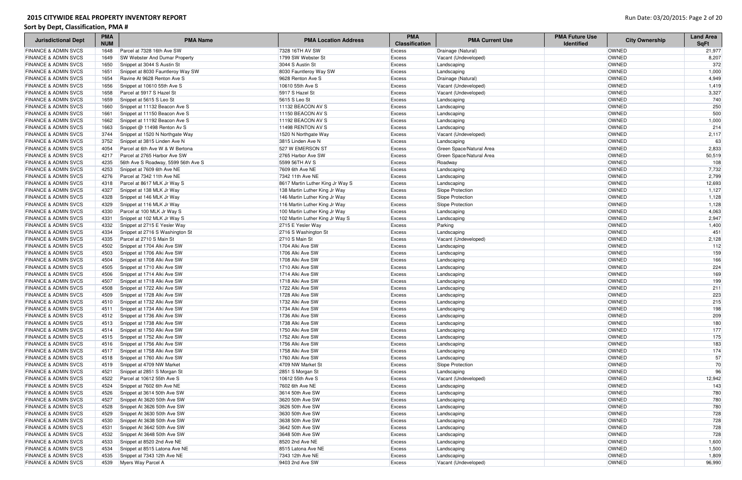| Jurisdictional Dept | PMA NUM | PMA Name | PMA Location Address | PMA Classification | PMA Current Use | PMA Future Use Identified | City Ownership | Land Area SqFt |
|---|---|---|---|---|---|---|---|---|
| FINANCE & ADMIN SVCS | 1648 | Parcel at 7328 16th Ave SW | 7328 16TH AV SW | Excess | Drainage (Natural) | | OWNED | 21,977 |
| FINANCE & ADMIN SVCS | 1649 | SW Webster And Dumar Property | 1799 SW Webster St | Excess | Vacant (Undeveloped) | | OWNED | 8,207 |
| FINANCE & ADMIN SVCS | 1650 | Snippet at 3044 S Austin St | 3044 S Austin St | Excess | Landscaping | | OWNED | 372 |
| FINANCE & ADMIN SVCS | 1651 | Snippet at 8030 Fauntleroy Way SW | 8030 Fauntleroy Way SW | Excess | Landscaping | | OWNED | 1,000 |
| FINANCE & ADMIN SVCS | 1654 | Ravine At 9628 Renton Ave S | 9628 Renton Ave S | Excess | Drainage (Natural) | | OWNED | 4,949 |
| FINANCE & ADMIN SVCS | 1656 | Snippet at 10610 55th Ave S | 10610 55th Ave S | Excess | Vacant (Undeveloped) | | OWNED | 1,419 |
| FINANCE & ADMIN SVCS | 1658 | Parcel at 5917 S Hazel St | 5917 S Hazel St | Excess | Vacant (Undeveloped) | | OWNED | 3,327 |
| FINANCE & ADMIN SVCS | 1659 | Snippet at 5615 S Leo St | 5615 S Leo St | Excess | Landscaping | | OWNED | 740 |
| FINANCE & ADMIN SVCS | 1660 | Snippet at 11132 Beacon Ave S | 11132 BEACON AV S | Excess | Landscaping | | OWNED | 250 |
| FINANCE & ADMIN SVCS | 1661 | Snippet at 11150 Beacon Ave S | 11150 BEACON AV S | Excess | Landscaping | | OWNED | 500 |
| FINANCE & ADMIN SVCS | 1662 | Snippet at 11192 Beacon Ave S | 11192 BEACON AV S | Excess | Landscaping | | OWNED | 1,000 |
| FINANCE & ADMIN SVCS | 1663 | Snippet @ 11498 Renton Av S | 11498 RENTON AV S | Excess | Landscaping | | OWNED | 214 |
| FINANCE & ADMIN SVCS | 3744 | Snippet at 1520 N Northgate Way | 1520 N Northgate Way | Excess | Vacant (Undeveloped) | | OWNED | 2,117 |
| FINANCE & ADMIN SVCS | 3752 | Snippet at 3815 Linden Ave N | 3815 Linden Ave N | Excess | Landscaping | | OWNED | 63 |
| FINANCE & ADMIN SVCS | 4054 | Parcel at 6th Ave W & W Bertona | 527 W EMERSON ST | Excess | Green Space/Natural Area | | OWNED | 2,833 |
| FINANCE & ADMIN SVCS | 4217 | Parcel at 2765 Harbor Ave SW | 2765 Harbor Ave SW | Excess | Green Space/Natural Area | | OWNED | 50,519 |
| FINANCE & ADMIN SVCS | 4235 | 56th Ave S Roadway, 5599 56th Ave S | 5599 56TH AV S | Excess | Roadway | | OWNED | 108 |
| FINANCE & ADMIN SVCS | 4253 | Snippet at 7609 6th Ave NE | 7609 6th Ave NE | Excess | Landscaping | | OWNED | 7,732 |
| FINANCE & ADMIN SVCS | 4276 | Parcel at 7342 11th Ave NE | 7342 11th Ave NE | Excess | Landscaping | | OWNED | 2,799 |
| FINANCE & ADMIN SVCS | 4318 | Parcel at 8617 MLK Jr Way S | 8617 Martin Luther King Jr Way S | Excess | Landscaping | | OWNED | 12,693 |
| FINANCE & ADMIN SVCS | 4327 | Snippet at 138 MLK Jr Way | 138 Martin Luther King Jr Way | Excess | Slope Protection | | OWNED | 1,127 |
| FINANCE & ADMIN SVCS | 4328 | Snippet at 146 MLK Jr Way | 146 Martin Luther King Jr Way | Excess | Slope Protection | | OWNED | 1,128 |
| FINANCE & ADMIN SVCS | 4329 | Snippet at 116 MLK Jr Way | 116 Martin Luther King Jr Way | Excess | Slope Protection | | OWNED | 1,128 |
| FINANCE & ADMIN SVCS | 4330 | Parcel at 100 MLK Jr Way S | 100 Martin Luther King Jr Way | Excess | Landscaping | | OWNED | 4,063 |
| FINANCE & ADMIN SVCS | 4331 | Snippet at 102 MLK Jr Way S | 102 Martin Luther King Jr Way S | Excess | Landscaping | | OWNED | 2,947 |
| FINANCE & ADMIN SVCS | 4332 | Snippet at 2715 E Yesler Way | 2715 E Yesler Way | Excess | Parking | | OWNED | 1,400 |
| FINANCE & ADMIN SVCS | 4334 | Snippet at 2716 S Washington St | 2716 S Washington St | Excess | Landscaping | | OWNED | 451 |
| FINANCE & ADMIN SVCS | 4335 | Parcel at 2710 S Main St | 2710 S Main St | Excess | Vacant (Undeveloped) | | OWNED | 2,128 |
| FINANCE & ADMIN SVCS | 4502 | Snippet at 1704 Alki Ave SW | 1704 Alki Ave SW | Excess | Landscaping | | OWNED | 112 |
| FINANCE & ADMIN SVCS | 4503 | Snippet at 1706 Alki Ave SW | 1706 Alki Ave SW | Excess | Landscaping | | OWNED | 159 |
| FINANCE & ADMIN SVCS | 4504 | Snippet at 1708 Alki Ave SW | 1708 Alki Ave SW | Excess | Landscaping | | OWNED | 166 |
| FINANCE & ADMIN SVCS | 4505 | Snippet at 1710 Alki Ave SW | 1710 Alki Ave SW | Excess | Landscaping | | OWNED | 224 |
| FINANCE & ADMIN SVCS | 4506 | Snippet at 1714 Alki Ave SW | 1714 Alki Ave SW | Excess | Landscaping | | OWNED | 169 |
| FINANCE & ADMIN SVCS | 4507 | Snippet at 1718 Alki Ave SW | 1718 Alki Ave SW | Excess | Landscaping | | OWNED | 199 |
| FINANCE & ADMIN SVCS | 4508 | Snippet at 1722 Alki Ave SW | 1722 Alki Ave SW | Excess | Landscaping | | OWNED | 211 |
| FINANCE & ADMIN SVCS | 4509 | Snippet at 1728 Alki Ave SW | 1728 Alki Ave SW | Excess | Landscaping | | OWNED | 223 |
| FINANCE & ADMIN SVCS | 4510 | Snippet at 1732 Alki Ave SW | 1732 Alki Ave SW | Excess | Landscaping | | OWNED | 215 |
| FINANCE & ADMIN SVCS | 4511 | Snippet at 1734 Alki Ave SW | 1734 Alki Ave SW | Excess | Landscaping | | OWNED | 198 |
| FINANCE & ADMIN SVCS | 4512 | Snippet at 1736 Alki Ave SW | 1736 Alki Ave SW | Excess | Landscaping | | OWNED | 209 |
| FINANCE & ADMIN SVCS | 4513 | Snippet at 1738 Alki Ave SW | 1738 Alki Ave SW | Excess | Landscaping | | OWNED | 180 |
| FINANCE & ADMIN SVCS | 4514 | Snippet at 1750 Alki Ave SW | 1750 Alki Ave SW | Excess | Landscaping | | OWNED | 177 |
| FINANCE & ADMIN SVCS | 4515 | Snippet at 1752 Alki Ave SW | 1752 Alki Ave SW | Excess | Landscaping | | OWNED | 175 |
| FINANCE & ADMIN SVCS | 4516 | Snippet at 1756 Alki Ave SW | 1756 Alki Ave SW | Excess | Landscaping | | OWNED | 183 |
| FINANCE & ADMIN SVCS | 4517 | Snippet at 1758 Alki Ave SW | 1758 Alki Ave SW | Excess | Landscaping | | OWNED | 174 |
| FINANCE & ADMIN SVCS | 4518 | Snippet at 1760 Alki Ave SW | 1760 Alki Ave SW | Excess | Landscaping | | OWNED | 57 |
| FINANCE & ADMIN SVCS | 4519 | Snippet at 4709 NW Market | 4709 NW Market St | Excess | Slope Protection | | OWNED | 70 |
| FINANCE & ADMIN SVCS | 4521 | Snippet at 2851 S Morgan St | 2851 S Morgan St | Excess | Landscaping | | OWNED | 96 |
| FINANCE & ADMIN SVCS | 4522 | Parcel at 10612 55th Ave S | 10612 55th Ave S | Excess | Vacant (Undeveloped) | | OWNED | 12,942 |
| FINANCE & ADMIN SVCS | 4524 | Snippet at 7602 6th Ave NE | 7602 6th Ave NE | Excess | Landscaping | | OWNED | 143 |
| FINANCE & ADMIN SVCS | 4526 | Snippet at 3614 50th Ave SW | 3614 50th Ave SW | Excess | Landscaping | | OWNED | 780 |
| FINANCE & ADMIN SVCS | 4527 | Snippet At 3620 50th Ave SW | 3620 50th Ave SW | Excess | Landscaping | | OWNED | 780 |
| FINANCE & ADMIN SVCS | 4528 | Snippet At 3626 50th Ave SW | 3626 50th Ave SW | Excess | Landscaping | | OWNED | 780 |
| FINANCE & ADMIN SVCS | 4529 | Snippet At 3630 50th Ave SW | 3630 50th Ave SW | Excess | Landscaping | | OWNED | 728 |
| FINANCE & ADMIN SVCS | 4530 | Snippet At 3638 50th Ave SW | 3638 50th Ave SW | Excess | Landscaping | | OWNED | 728 |
| FINANCE & ADMIN SVCS | 4531 | Snippet At 3642 50th Ave SW | 3642 50th Ave SW | Excess | Landscaping | | OWNED | 728 |
| FINANCE & ADMIN SVCS | 4532 | Snippet At 3648 50th Ave SW | 3648 50th Ave SW | Excess | Landscaping | | OWNED | 728 |
| FINANCE & ADMIN SVCS | 4533 | Snippet at 8520 2nd Ave NE | 8520 2nd Ave NE | Excess | Landscaping | | OWNED | 1,600 |
| FINANCE & ADMIN SVCS | 4534 | Snippet at 8515 Latona Ave NE | 8515 Latona Ave NE | Excess | Landscaping | | OWNED | 1,500 |
| FINANCE & ADMIN SVCS | 4535 | Snippet at 7343 12th Ave NE | 7343 12th Ave NE | Excess | Landscaping | | OWNED | 1,809 |
| FINANCE & ADMIN SVCS | 4539 | Myers Way Parcel A | 9403 2nd Ave SW | Excess | Vacant (Undeveloped) | | OWNED | 96,990 |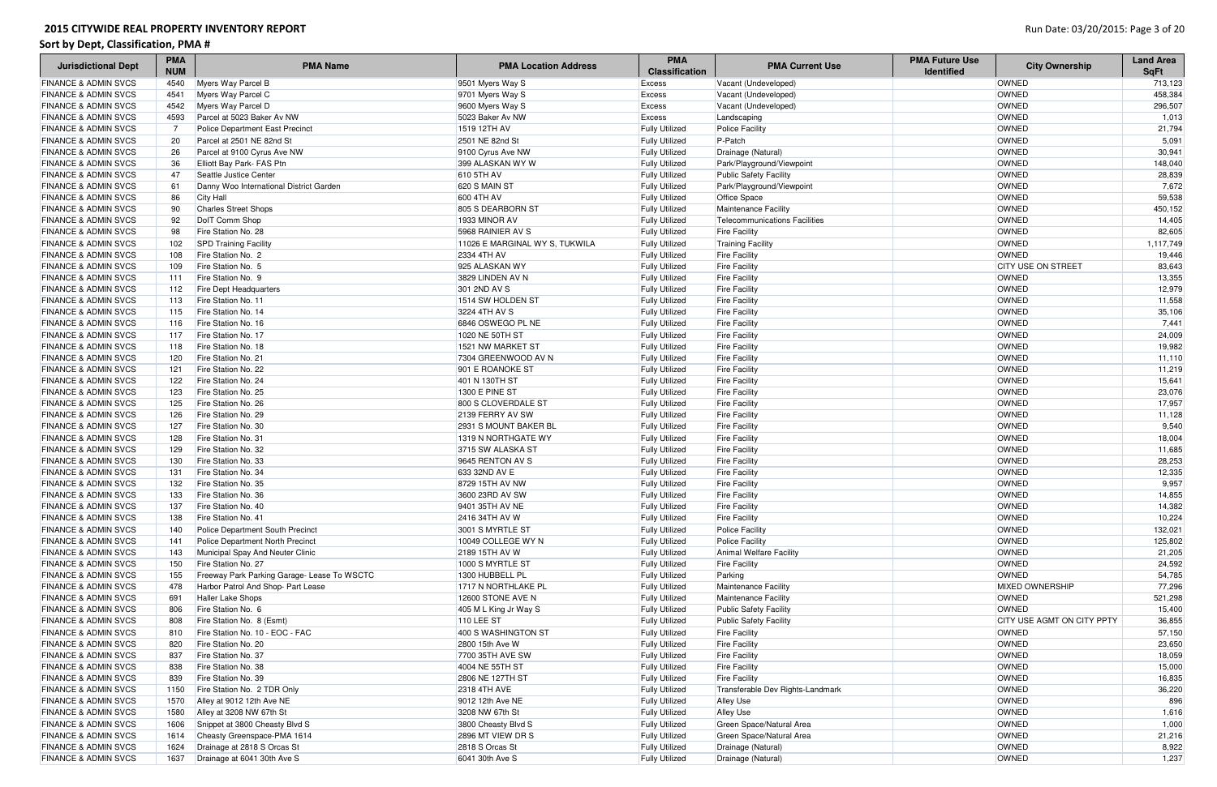## 2015 CITYWIDE REAL PROPERTY INVENTORY REPORT

**Sort by Dept, Classification, PMA #**

| Jurisdictional Dept | PMA NUM | PMA Name | PMA Location Address | PMA Classification | PMA Current Use | PMA Future Use Identified | City Ownership | Land Area SqFt |
|---|---|---|---|---|---|---|---|---|
| FINANCE & ADMIN SVCS | 4540 | Myers Way Parcel B | 9501 Myers Way S | Excess | Vacant (Undeveloped) | | OWNED | 713,123 |
| FINANCE & ADMIN SVCS | 4541 | Myers Way Parcel C | 9701 Myers Way S | Excess | Vacant (Undeveloped) | | OWNED | 458,384 |
| FINANCE & ADMIN SVCS | 4542 | Myers Way Parcel D | 9600 Myers Way S | Excess | Vacant (Undeveloped) | | OWNED | 296,507 |
| FINANCE & ADMIN SVCS | 4593 | Parcel at 5023 Baker Av NW | 5023 Baker Av NW | Excess | Landscaping | | OWNED | 1,013 |
| FINANCE & ADMIN SVCS | 7 | Police Department East Precinct | 1519 12TH AV | Fully Utilized | Police Facility | | OWNED | 21,794 |
| FINANCE & ADMIN SVCS | 20 | Parcel at 2501 NE 82nd St | 2501 NE 82nd St | Fully Utilized | P-Patch | | OWNED | 5,091 |
| FINANCE & ADMIN SVCS | 26 | Parcel at 9100 Cyrus Ave NW | 9100 Cyrus Ave NW | Fully Utilized | Drainage (Natural) | | OWNED | 30,941 |
| FINANCE & ADMIN SVCS | 36 | Elliott Bay Park- FAS Ptn | 399 ALASKAN WY W | Fully Utilized | Park/Playground/Viewpoint | | OWNED | 148,040 |
| FINANCE & ADMIN SVCS | 47 | Seattle Justice Center | 610 5TH AV | Fully Utilized | Public Safety Facility | | OWNED | 28,839 |
| FINANCE & ADMIN SVCS | 61 | Danny Woo International District Garden | 620 S MAIN ST | Fully Utilized | Park/Playground/Viewpoint | | OWNED | 7,672 |
| FINANCE & ADMIN SVCS | 86 | City Hall | 600 4TH AV | Fully Utilized | Office Space | | OWNED | 59,538 |
| FINANCE & ADMIN SVCS | 90 | Charles Street Shops | 805 S DEARBORN ST | Fully Utilized | Maintenance Facility | | OWNED | 450,152 |
| FINANCE & ADMIN SVCS | 92 | DoIT Comm Shop | 1933 MINOR AV | Fully Utilized | Telecommunications Facilities | | OWNED | 14,405 |
| FINANCE & ADMIN SVCS | 98 | Fire Station No. 28 | 5968 RAINIER AV S | Fully Utilized | Fire Facility | | OWNED | 82,605 |
| FINANCE & ADMIN SVCS | 102 | SPD Training Facility | 11026 E MARGINAL WY S, TUKWILA | Fully Utilized | Training Facility | | OWNED | 1,117,749 |
| FINANCE & ADMIN SVCS | 108 | Fire Station No. 2 | 2334 4TH AV | Fully Utilized | Fire Facility | | OWNED | 19,446 |
| FINANCE & ADMIN SVCS | 109 | Fire Station No. 5 | 925 ALASKAN WY | Fully Utilized | Fire Facility | | CITY USE ON STREET | 83,643 |
| FINANCE & ADMIN SVCS | 111 | Fire Station No. 9 | 3829 LINDEN AV N | Fully Utilized | Fire Facility | | OWNED | 13,355 |
| FINANCE & ADMIN SVCS | 112 | Fire Dept Headquarters | 301 2ND AV S | Fully Utilized | Fire Facility | | OWNED | 12,979 |
| FINANCE & ADMIN SVCS | 113 | Fire Station No. 11 | 1514 SW HOLDEN ST | Fully Utilized | Fire Facility | | OWNED | 11,558 |
| FINANCE & ADMIN SVCS | 115 | Fire Station No. 14 | 3224 4TH AV S | Fully Utilized | Fire Facility | | OWNED | 35,106 |
| FINANCE & ADMIN SVCS | 116 | Fire Station No. 16 | 6846 OSWEGO PL NE | Fully Utilized | Fire Facility | | OWNED | 7,441 |
| FINANCE & ADMIN SVCS | 117 | Fire Station No. 17 | 1020 NE 50TH ST | Fully Utilized | Fire Facility | | OWNED | 24,009 |
| FINANCE & ADMIN SVCS | 118 | Fire Station No. 18 | 1521 NW MARKET ST | Fully Utilized | Fire Facility | | OWNED | 19,982 |
| FINANCE & ADMIN SVCS | 120 | Fire Station No. 21 | 7304 GREENWOOD AV N | Fully Utilized | Fire Facility | | OWNED | 11,110 |
| FINANCE & ADMIN SVCS | 121 | Fire Station No. 22 | 901 E ROANOKE ST | Fully Utilized | Fire Facility | | OWNED | 11,219 |
| FINANCE & ADMIN SVCS | 122 | Fire Station No. 24 | 401 N 130TH ST | Fully Utilized | Fire Facility | | OWNED | 15,641 |
| FINANCE & ADMIN SVCS | 123 | Fire Station No. 25 | 1300 E PINE ST | Fully Utilized | Fire Facility | | OWNED | 23,076 |
| FINANCE & ADMIN SVCS | 125 | Fire Station No. 26 | 800 S CLOVERDALE ST | Fully Utilized | Fire Facility | | OWNED | 17,957 |
| FINANCE & ADMIN SVCS | 126 | Fire Station No. 29 | 2139 FERRY AV SW | Fully Utilized | Fire Facility | | OWNED | 11,128 |
| FINANCE & ADMIN SVCS | 127 | Fire Station No. 30 | 2931 S MOUNT BAKER BL | Fully Utilized | Fire Facility | | OWNED | 9,540 |
| FINANCE & ADMIN SVCS | 128 | Fire Station No. 31 | 1319 N NORTHGATE WY | Fully Utilized | Fire Facility | | OWNED | 18,004 |
| FINANCE & ADMIN SVCS | 129 | Fire Station No. 32 | 3715 SW ALASKA ST | Fully Utilized | Fire Facility | | OWNED | 11,685 |
| FINANCE & ADMIN SVCS | 130 | Fire Station No. 33 | 9645 RENTON AV S | Fully Utilized | Fire Facility | | OWNED | 28,253 |
| FINANCE & ADMIN SVCS | 131 | Fire Station No. 34 | 633 32ND AV E | Fully Utilized | Fire Facility | | OWNED | 12,335 |
| FINANCE & ADMIN SVCS | 132 | Fire Station No. 35 | 8729 15TH AV NW | Fully Utilized | Fire Facility | | OWNED | 9,957 |
| FINANCE & ADMIN SVCS | 133 | Fire Station No. 36 | 3600 23RD AV SW | Fully Utilized | Fire Facility | | OWNED | 14,855 |
| FINANCE & ADMIN SVCS | 137 | Fire Station No. 40 | 9401 35TH AV NE | Fully Utilized | Fire Facility | | OWNED | 14,382 |
| FINANCE & ADMIN SVCS | 138 | Fire Station No. 41 | 2416 34TH AV W | Fully Utilized | Fire Facility | | OWNED | 10,224 |
| FINANCE & ADMIN SVCS | 140 | Police Department South Precinct | 3001 S MYRTLE ST | Fully Utilized | Police Facility | | OWNED | 132,021 |
| FINANCE & ADMIN SVCS | 141 | Police Department North Precinct | 10049 COLLEGE WY N | Fully Utilized | Police Facility | | OWNED | 125,802 |
| FINANCE & ADMIN SVCS | 143 | Municipal Spay And Neuter Clinic | 2189 15TH AV W | Fully Utilized | Animal Welfare Facility | | OWNED | 21,205 |
| FINANCE & ADMIN SVCS | 150 | Fire Station No. 27 | 1000 S MYRTLE ST | Fully Utilized | Fire Facility | | OWNED | 24,592 |
| FINANCE & ADMIN SVCS | 155 | Freeway Park Parking Garage- Lease To WSCTC | 1300 HUBBELL PL | Fully Utilized | Parking | | OWNED | 54,785 |
| FINANCE & ADMIN SVCS | 478 | Harbor Patrol And Shop- Part Lease | 1717 N NORTHLAKE PL | Fully Utilized | Maintenance Facility | | MIXED OWNERSHIP | 77,296 |
| FINANCE & ADMIN SVCS | 691 | Haller Lake Shops | 12600 STONE AVE N | Fully Utilized | Maintenance Facility | | OWNED | 521,298 |
| FINANCE & ADMIN SVCS | 806 | Fire Station No. 6 | 405 M L King Jr Way S | Fully Utilized | Public Safety Facility | | OWNED | 15,400 |
| FINANCE & ADMIN SVCS | 808 | Fire Station No. 8 (Esmt) | 110 LEE ST | Fully Utilized | Public Safety Facility | | CITY USE AGMT ON CITY PPTY | 36,855 |
| FINANCE & ADMIN SVCS | 810 | Fire Station No. 10 - EOC - FAC | 400 S WASHINGTON ST | Fully Utilized | Fire Facility | | OWNED | 57,150 |
| FINANCE & ADMIN SVCS | 820 | Fire Station No. 20 | 2800 15th Ave W | Fully Utilized | Fire Facility | | OWNED | 23,650 |
| FINANCE & ADMIN SVCS | 837 | Fire Station No. 37 | 7700 35TH AVE SW | Fully Utilized | Fire Facility | | OWNED | 18,059 |
| FINANCE & ADMIN SVCS | 838 | Fire Station No. 38 | 4004 NE 55TH ST | Fully Utilized | Fire Facility | | OWNED | 15,000 |
| FINANCE & ADMIN SVCS | 839 | Fire Station No. 39 | 2806 NE 127TH ST | Fully Utilized | Fire Facility | | OWNED | 16,835 |
| FINANCE & ADMIN SVCS | 1150 | Fire Station No. 2 TDR Only | 2318 4TH AVE | Fully Utilized | Transferable Dev Rights-Landmark | | OWNED | 36,220 |
| FINANCE & ADMIN SVCS | 1570 | Alley at 9012 12th Ave NE | 9012 12th Ave NE | Fully Utilized | Alley Use | | OWNED | 896 |
| FINANCE & ADMIN SVCS | 1580 | Alley at 3208 NW 67th St | 3208 NW 67th St | Fully Utilized | Alley Use | | OWNED | 1,616 |
| FINANCE & ADMIN SVCS | 1606 | Snippet at 3800 Cheasty Blvd S | 3800 Cheasty Blvd S | Fully Utilized | Green Space/Natural Area | | OWNED | 1,000 |
| FINANCE & ADMIN SVCS | 1614 | Cheasty Greenspace-PMA 1614 | 2896 MT VIEW DR S | Fully Utilized | Green Space/Natural Area | | OWNED | 21,216 |
| FINANCE & ADMIN SVCS | 1624 | Drainage at 2818 S Orcas St | 2818 S Orcas St | Fully Utilized | Drainage (Natural) | | OWNED | 8,922 |
| FINANCE & ADMIN SVCS | 1637 | Drainage at 6041 30th Ave S | 6041 30th Ave S | Fully Utilized | Drainage (Natural) | | OWNED | 1,237 |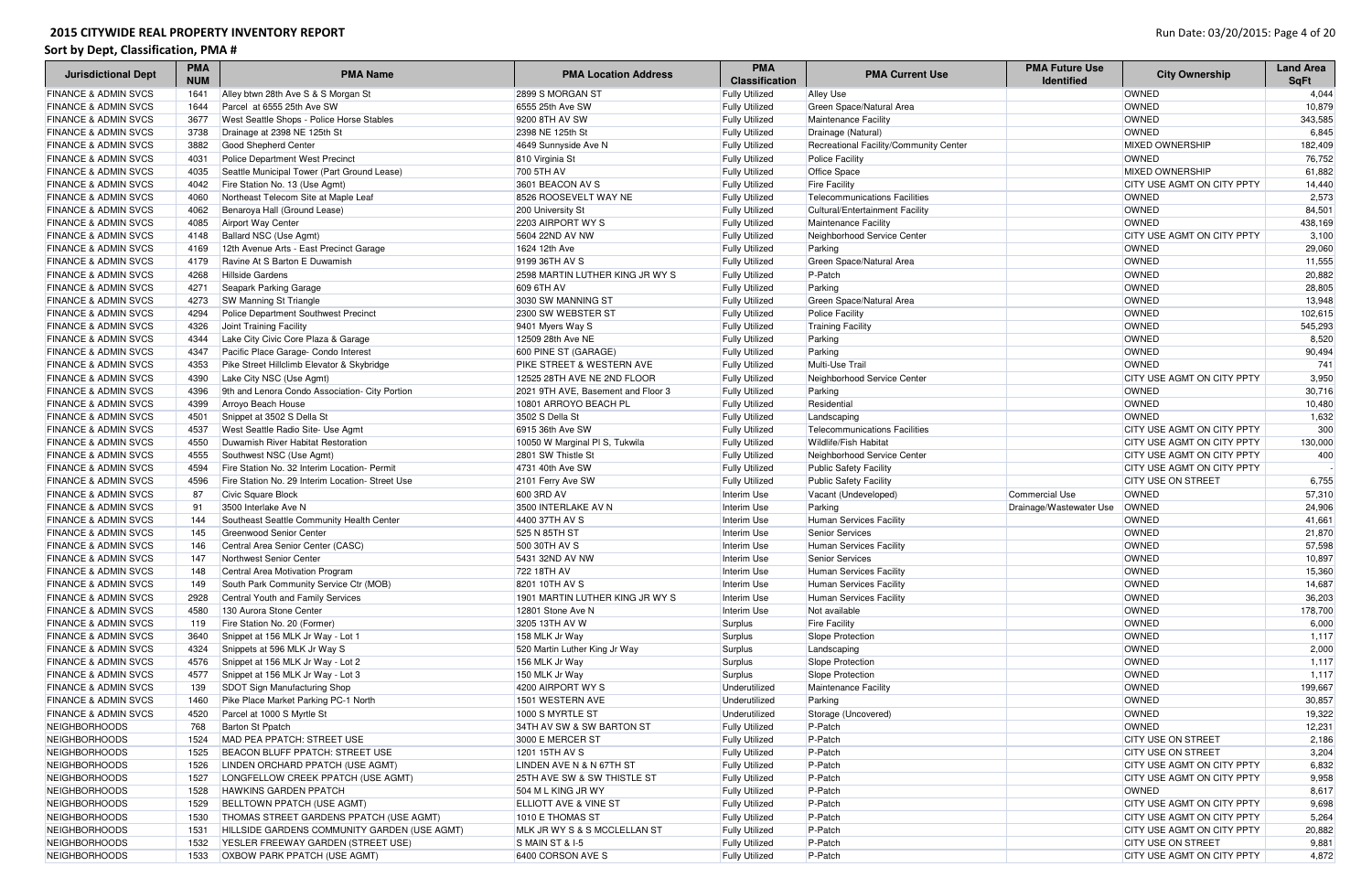# 2015 CITYWIDE REAL PROPERTY INVENTORY REPORT

## Sort by Dept, Classification, PMA #

| Jurisdictional Dept | PMA NUM | PMA Name | PMA Location Address | PMA Classification | PMA Current Use | PMA Future Use Identified | City Ownership | Land Area SqFt |
|---|---|---|---|---|---|---|---|---|
| FINANCE & ADMIN SVCS | 1641 | Alley btwn 28th Ave S & S Morgan St | 2899 S MORGAN ST | Fully Utilized | Alley Use | | OWNED | 4,044 |
| FINANCE & ADMIN SVCS | 1644 | Parcel at 6555 25th Ave SW | 6555 25th Ave SW | Fully Utilized | Green Space/Natural Area | | OWNED | 10,879 |
| FINANCE & ADMIN SVCS | 3677 | West Seattle Shops - Police Horse Stables | 9200 8TH AV SW | Fully Utilized | Maintenance Facility | | OWNED | 343,585 |
| FINANCE & ADMIN SVCS | 3738 | Drainage at 2398 NE 125th St | 2398 NE 125th St | Fully Utilized | Drainage (Natural) | | OWNED | 6,845 |
| FINANCE & ADMIN SVCS | 3882 | Good Shepherd Center | 4649 Sunnyside Ave N | Fully Utilized | Recreational Facility/Community Center | | MIXED OWNERSHIP | 182,409 |
| FINANCE & ADMIN SVCS | 4031 | Police Department West Precinct | 810 Virginia St | Fully Utilized | Police Facility | | OWNED | 76,752 |
| FINANCE & ADMIN SVCS | 4035 | Seattle Municipal Tower (Part Ground Lease) | 700 5TH AV | Fully Utilized | Office Space | | MIXED OWNERSHIP | 61,882 |
| FINANCE & ADMIN SVCS | 4042 | Fire Station No. 13 (Use Agmt) | 3601 BEACON AV S | Fully Utilized | Fire Facility | | CITY USE AGMT ON CITY PPTY | 14,440 |
| FINANCE & ADMIN SVCS | 4060 | Northeast Telecom Site at Maple Leaf | 8526 ROOSEVELT WAY NE | Fully Utilized | Telecommunications Facilities | | OWNED | 2,573 |
| FINANCE & ADMIN SVCS | 4062 | Benaroya Hall (Ground Lease) | 200 University St | Fully Utilized | Cultural/Entertainment Facility | | OWNED | 84,501 |
| FINANCE & ADMIN SVCS | 4085 | Airport Way Center | 2203 AIRPORT WY S | Fully Utilized | Maintenance Facility | | OWNED | 438,169 |
| FINANCE & ADMIN SVCS | 4148 | Ballard NSC (Use Agmt) | 5604 22ND AV NW | Fully Utilized | Neighborhood Service Center | | CITY USE AGMT ON CITY PPTY | 3,100 |
| FINANCE & ADMIN SVCS | 4169 | 12th Avenue Arts - East Precinct Garage | 1624 12th Ave | Fully Utilized | Parking | | OWNED | 29,060 |
| FINANCE & ADMIN SVCS | 4179 | Ravine At S Barton E Duwamish | 9199 36TH AV S | Fully Utilized | Green Space/Natural Area | | OWNED | 11,555 |
| FINANCE & ADMIN SVCS | 4268 | Hillside Gardens | 2598 MARTIN LUTHER KING JR WY S | Fully Utilized | P-Patch | | OWNED | 20,882 |
| FINANCE & ADMIN SVCS | 4271 | Seapark Parking Garage | 609 6TH AV | Fully Utilized | Parking | | OWNED | 28,805 |
| FINANCE & ADMIN SVCS | 4273 | SW Manning St Triangle | 3030 SW MANNING ST | Fully Utilized | Green Space/Natural Area | | OWNED | 13,948 |
| FINANCE & ADMIN SVCS | 4294 | Police Department Southwest Precinct | 2300 SW WEBSTER ST | Fully Utilized | Police Facility | | OWNED | 102,615 |
| FINANCE & ADMIN SVCS | 4326 | Joint Training Facility | 9401 Myers Way S | Fully Utilized | Training Facility | | OWNED | 545,293 |
| FINANCE & ADMIN SVCS | 4344 | Lake City Civic Core Plaza & Garage | 12509 28th Ave NE | Fully Utilized | Parking | | OWNED | 8,520 |
| FINANCE & ADMIN SVCS | 4347 | Pacific Place Garage- Condo Interest | 600 PINE ST (GARAGE) | Fully Utilized | Parking | | OWNED | 90,494 |
| FINANCE & ADMIN SVCS | 4353 | Pike Street Hillclimb Elevator & Skybridge | PIKE STREET & WESTERN AVE | Fully Utilized | Multi-Use Trail | | OWNED | 741 |
| FINANCE & ADMIN SVCS | 4390 | Lake City NSC (Use Agmt) | 12525 28TH AVE NE 2ND FLOOR | Fully Utilized | Neighborhood Service Center | | CITY USE AGMT ON CITY PPTY | 3,950 |
| FINANCE & ADMIN SVCS | 4396 | 9th and Lenora Condo Association- City Portion | 2021 9TH AVE, Basement and Floor 3 | Fully Utilized | Parking | | OWNED | 30,716 |
| FINANCE & ADMIN SVCS | 4399 | Arroyo Beach House | 10801 ARROYO BEACH PL | Fully Utilized | Residential | | OWNED | 10,480 |
| FINANCE & ADMIN SVCS | 4501 | Snippet at 3502 S Della St | 3502 S Della St | Fully Utilized | Landscaping | | OWNED | 1,632 |
| FINANCE & ADMIN SVCS | 4537 | West Seattle Radio Site- Use Agmt | 6915 36th Ave SW | Fully Utilized | Telecommunications Facilities | | CITY USE AGMT ON CITY PPTY | 300 |
| FINANCE & ADMIN SVCS | 4550 | Duwamish River Habitat Restoration | 10050 W Marginal Pl S, Tukwila | Fully Utilized | Wildlife/Fish Habitat | | CITY USE AGMT ON CITY PPTY | 130,000 |
| FINANCE & ADMIN SVCS | 4555 | Southwest NSC (Use Agmt) | 2801 SW Thistle St | Fully Utilized | Neighborhood Service Center | | CITY USE AGMT ON CITY PPTY | 400 |
| FINANCE & ADMIN SVCS | 4594 | Fire Station No. 32 Interim Location- Permit | 4731 40th Ave SW | Fully Utilized | Public Safety Facility | | CITY USE AGMT ON CITY PPTY | - |
| FINANCE & ADMIN SVCS | 4596 | Fire Station No. 29 Interim Location- Street Use | 2101 Ferry Ave SW | Fully Utilized | Public Safety Facility | | CITY USE ON STREET | 6,755 |
| FINANCE & ADMIN SVCS | 87 | Civic Square Block | 600 3RD AV | Interim Use | Vacant (Undeveloped) | Commercial Use | OWNED | 57,310 |
| FINANCE & ADMIN SVCS | 91 | 3500 Interlake Ave N | 3500 INTERLAKE AV N | Interim Use | Parking | Drainage/Wastewater Use | OWNED | 24,906 |
| FINANCE & ADMIN SVCS | 144 | Southeast Seattle Community Health Center | 4400 37TH AV S | Interim Use | Human Services Facility | | OWNED | 41,661 |
| FINANCE & ADMIN SVCS | 145 | Greenwood Senior Center | 525 N 85TH ST | Interim Use | Senior Services | | OWNED | 21,870 |
| FINANCE & ADMIN SVCS | 146 | Central Area Senior Center (CASC) | 500 30TH AV S | Interim Use | Human Services Facility | | OWNED | 57,598 |
| FINANCE & ADMIN SVCS | 147 | Northwest Senior Center | 5431 32ND AV NW | Interim Use | Senior Services | | OWNED | 10,897 |
| FINANCE & ADMIN SVCS | 148 | Central Area Motivation Program | 722 18TH AV | Interim Use | Human Services Facility | | OWNED | 15,360 |
| FINANCE & ADMIN SVCS | 149 | South Park Community Service Ctr (MOB) | 8201 10TH AV S | Interim Use | Human Services Facility | | OWNED | 14,687 |
| FINANCE & ADMIN SVCS | 2928 | Central Youth and Family Services | 1901 MARTIN LUTHER KING JR WY S | Interim Use | Human Services Facility | | OWNED | 36,203 |
| FINANCE & ADMIN SVCS | 4580 | 130 Aurora Stone Center | 12801 Stone Ave N | Interim Use | Not available | | OWNED | 178,700 |
| FINANCE & ADMIN SVCS | 119 | Fire Station No. 20 (Former) | 3205 13TH AV W | Surplus | Fire Facility | | OWNED | 6,000 |
| FINANCE & ADMIN SVCS | 3640 | Snippet at 156 MLK Jr Way - Lot 1 | 158 MLK Jr Way | Surplus | Slope Protection | | OWNED | 1,117 |
| FINANCE & ADMIN SVCS | 4324 | Snippets at 596 MLK Jr Way S | 520 Martin Luther King Jr Way | Surplus | Landscaping | | OWNED | 2,000 |
| FINANCE & ADMIN SVCS | 4576 | Snippet at 156 MLK Jr Way - Lot 2 | 156 MLK Jr Way | Surplus | Slope Protection | | OWNED | 1,117 |
| FINANCE & ADMIN SVCS | 4577 | Snippet at 156 MLK Jr Way - Lot 3 | 150 MLK Jr Way | Surplus | Slope Protection | | OWNED | 1,117 |
| FINANCE & ADMIN SVCS | 139 | SDOT Sign Manufacturing Shop | 4200 AIRPORT WY S | Underutilized | Maintenance Facility | | OWNED | 199,667 |
| FINANCE & ADMIN SVCS | 1460 | Pike Place Market Parking PC-1 North | 1501 WESTERN AVE | Underutilized | Parking | | OWNED | 30,857 |
| FINANCE & ADMIN SVCS | 4520 | Parcel at 1000 S Myrtle St | 1000 S MYRTLE ST | Underutilized | Storage (Uncovered) | | OWNED | 19,322 |
| NEIGHBORHOODS | 768 | Barton St Ppatch | 34TH AV SW & SW BARTON ST | Fully Utilized | P-Patch | | OWNED | 12,231 |
| NEIGHBORHOODS | 1524 | MAD PEA PPATCH: STREET USE | 3000 E MERCER ST | Fully Utilized | P-Patch | | CITY USE ON STREET | 2,186 |
| NEIGHBORHOODS | 1525 | BEACON BLUFF PPATCH: STREET USE | 1201 15TH AV S | Fully Utilized | P-Patch | | CITY USE ON STREET | 3,204 |
| NEIGHBORHOODS | 1526 | LINDEN ORCHARD PPATCH (USE AGMT) | LINDEN AVE N & N 67TH ST | Fully Utilized | P-Patch | | CITY USE AGMT ON CITY PPTY | 6,832 |
| NEIGHBORHOODS | 1527 | LONGFELLOW CREEK PPATCH (USE AGMT) | 25TH AVE SW & SW THISTLE ST | Fully Utilized | P-Patch | | CITY USE AGMT ON CITY PPTY | 9,958 |
| NEIGHBORHOODS | 1528 | HAWKINS GARDEN PPATCH | 504 M L KING JR WY | Fully Utilized | P-Patch | | OWNED | 8,617 |
| NEIGHBORHOODS | 1529 | BELLTOWN PPATCH (USE AGMT) | ELLIOTT AVE & VINE ST | Fully Utilized | P-Patch | | CITY USE AGMT ON CITY PPTY | 9,698 |
| NEIGHBORHOODS | 1530 | THOMAS STREET GARDENS PPATCH (USE AGMT) | 1010 E THOMAS ST | Fully Utilized | P-Patch | | CITY USE AGMT ON CITY PPTY | 5,264 |
| NEIGHBORHOODS | 1531 | HILLSIDE GARDENS COMMUNITY GARDEN (USE AGMT) | MLK JR WY S & S MCCLELLAN ST | Fully Utilized | P-Patch | | CITY USE AGMT ON CITY PPTY | 20,882 |
| NEIGHBORHOODS | 1532 | YESLER FREEWAY GARDEN (STREET USE) | S MAIN ST & I-5 | Fully Utilized | P-Patch | | CITY USE ON STREET | 9,881 |
| NEIGHBORHOODS | 1533 | OXBOW PARK PPATCH (USE AGMT) | 6400 CORSON AVE S | Fully Utilized | P-Patch | | CITY USE AGMT ON CITY PPTY | 4,872 |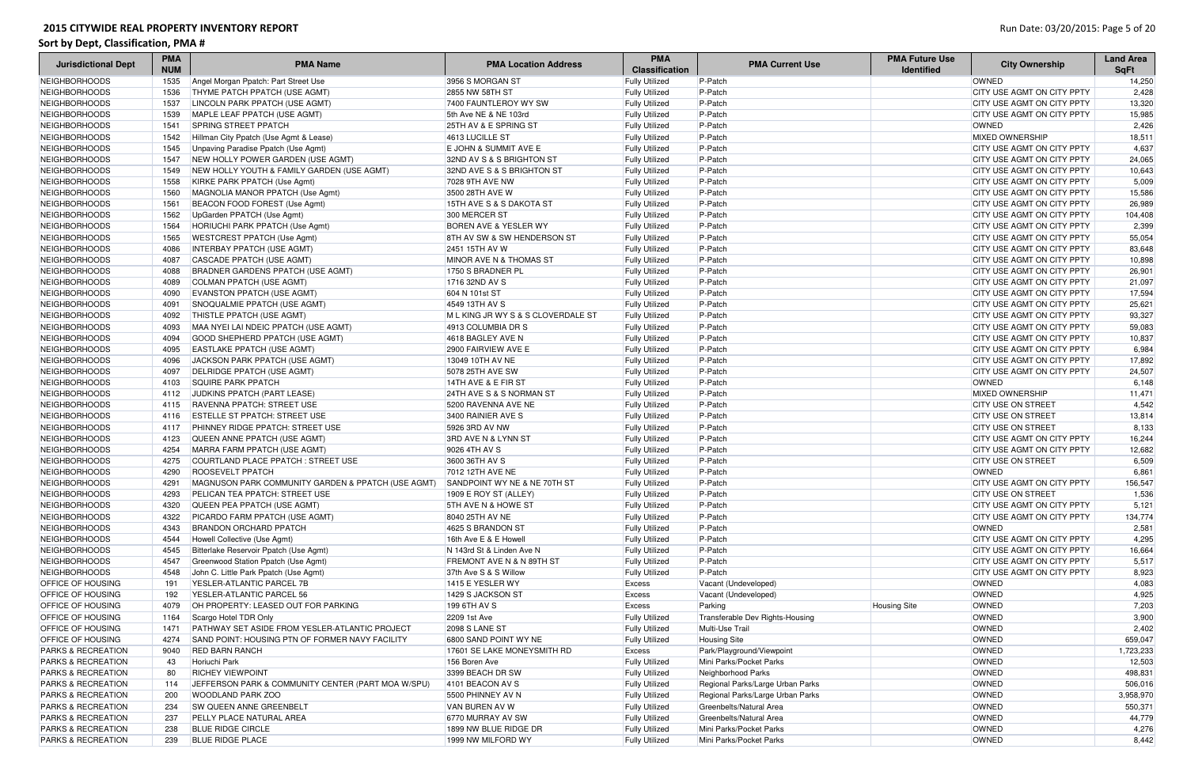| Jurisdictional Dept | PMA NUM | PMA Name | PMA Location Address | PMA Classification | PMA Current Use | PMA Future Use Identified | City Ownership | Land Area SqFt |
|---|---|---|---|---|---|---|---|---|
| NEIGHBORHOODS | 1535 | Angel Morgan Ppatch: Part Street Use | 3956 S MORGAN ST | Fully Utilized | P-Patch | | OWNED | 14,250 |
| NEIGHBORHOODS | 1536 | THYME PATCH PPATCH (USE AGMT) | 2855 NW 58TH ST | Fully Utilized | P-Patch | | CITY USE AGMT ON CITY PPTY | 2,428 |
| NEIGHBORHOODS | 1537 | LINCOLN PARK PPATCH (USE AGMT) | 7400 FAUNTLEROY WY SW | Fully Utilized | P-Patch | | CITY USE AGMT ON CITY PPTY | 13,320 |
| NEIGHBORHOODS | 1539 | MAPLE LEAF PPATCH (USE AGMT) | 5th Ave NE & NE 103rd | Fully Utilized | P-Patch | | CITY USE AGMT ON CITY PPTY | 15,985 |
| NEIGHBORHOODS | 1541 | SPRING STREET PPATCH | 25TH AV & E SPRING ST | Fully Utilized | P-Patch | | OWNED | 2,426 |
| NEIGHBORHOODS | 1542 | Hillman City Ppatch (Use Agmt & Lease) | 4613 LUCILLE ST | Fully Utilized | P-Patch | | MIXED OWNERSHIP | 18,511 |
| NEIGHBORHOODS | 1545 | Unpaving Paradise Ppatch (Use Agmt) | E JOHN & SUMMIT AVE E | Fully Utilized | P-Patch | | CITY USE AGMT ON CITY PPTY | 4,637 |
| NEIGHBORHOODS | 1547 | NEW HOLLY POWER GARDEN (USE AGMT) | 32ND AV S & S BRIGHTON ST | Fully Utilized | P-Patch | | CITY USE AGMT ON CITY PPTY | 24,065 |
| NEIGHBORHOODS | 1549 | NEW HOLLY YOUTH & FAMILY GARDEN (USE AGMT) | 32ND AVE S & S BRIGHTON ST | Fully Utilized | P-Patch | | CITY USE AGMT ON CITY PPTY | 10,643 |
| NEIGHBORHOODS | 1558 | KIRKE PARK PPATCH (Use Agmt) | 7028 9TH AVE NW | Fully Utilized | P-Patch | | CITY USE AGMT ON CITY PPTY | 5,009 |
| NEIGHBORHOODS | 1560 | MAGNOLIA MANOR PPATCH (Use Agmt) | 3500 28TH AVE W | Fully Utilized | P-Patch | | CITY USE AGMT ON CITY PPTY | 15,586 |
| NEIGHBORHOODS | 1561 | BEACON FOOD FOREST (Use Agmt) | 15TH AVE S & S DAKOTA ST | Fully Utilized | P-Patch | | CITY USE AGMT ON CITY PPTY | 26,989 |
| NEIGHBORHOODS | 1562 | UpGarden PPATCH (Use Agmt) | 300 MERCER ST | Fully Utilized | P-Patch | | CITY USE AGMT ON CITY PPTY | 104,408 |
| NEIGHBORHOODS | 1564 | HORIUCHI PARK PPATCH (Use Agmt) | BOREN AVE & YESLER WY | Fully Utilized | P-Patch | | CITY USE AGMT ON CITY PPTY | 2,399 |
| NEIGHBORHOODS | 1565 | WESTCREST PPATCH (Use Agmt) | 8TH AV SW & SW HENDERSON ST | Fully Utilized | P-Patch | | CITY USE AGMT ON CITY PPTY | 55,054 |
| NEIGHBORHOODS | 4086 | INTERBAY PPATCH (USE AGMT) | 2451 15TH AV W | Fully Utilized | P-Patch | | CITY USE AGMT ON CITY PPTY | 83,648 |
| NEIGHBORHOODS | 4087 | CASCADE PPATCH (USE AGMT) | MINOR AVE N & THOMAS ST | Fully Utilized | P-Patch | | CITY USE AGMT ON CITY PPTY | 10,898 |
| NEIGHBORHOODS | 4088 | BRADNER GARDENS PPATCH (USE AGMT) | 1750 S BRADNER PL | Fully Utilized | P-Patch | | CITY USE AGMT ON CITY PPTY | 26,901 |
| NEIGHBORHOODS | 4089 | COLMAN PPATCH (USE AGMT) | 1716 32ND AV S | Fully Utilized | P-Patch | | CITY USE AGMT ON CITY PPTY | 21,097 |
| NEIGHBORHOODS | 4090 | EVANSTON PPATCH (USE AGMT) | 604 N 101st ST | Fully Utilized | P-Patch | | CITY USE AGMT ON CITY PPTY | 17,594 |
| NEIGHBORHOODS | 4091 | SNOQUALMIE PPATCH (USE AGMT) | 4549 13TH AV S | Fully Utilized | P-Patch | | CITY USE AGMT ON CITY PPTY | 25,621 |
| NEIGHBORHOODS | 4092 | THISTLE PPATCH (USE AGMT) | M L KING JR WY S & S CLOVERDALE ST | Fully Utilized | P-Patch | | CITY USE AGMT ON CITY PPTY | 93,327 |
| NEIGHBORHOODS | 4093 | MAA NYEI LAI NDEIC PPATCH (USE AGMT) | 4913 COLUMBIA DR S | Fully Utilized | P-Patch | | CITY USE AGMT ON CITY PPTY | 59,083 |
| NEIGHBORHOODS | 4094 | GOOD SHEPHERD PPATCH (USE AGMT) | 4618 BAGLEY AVE N | Fully Utilized | P-Patch | | CITY USE AGMT ON CITY PPTY | 10,837 |
| NEIGHBORHOODS | 4095 | EASTLAKE PPATCH (USE AGMT) | 2900 FAIRVIEW AVE E | Fully Utilized | P-Patch | | CITY USE AGMT ON CITY PPTY | 6,984 |
| NEIGHBORHOODS | 4096 | JACKSON PARK PPATCH (USE AGMT) | 13049 10TH AV NE | Fully Utilized | P-Patch | | CITY USE AGMT ON CITY PPTY | 17,892 |
| NEIGHBORHOODS | 4097 | DELRIDGE PPATCH (USE AGMT) | 5078 25TH AVE SW | Fully Utilized | P-Patch | | CITY USE AGMT ON CITY PPTY | 24,507 |
| NEIGHBORHOODS | 4103 | SQUIRE PARK PPATCH | 14TH AVE & E FIR ST | Fully Utilized | P-Patch | | OWNED | 6,148 |
| NEIGHBORHOODS | 4112 | JUDKINS PPATCH (PART LEASE) | 24TH AVE S & S NORMAN ST | Fully Utilized | P-Patch | | MIXED OWNERSHIP | 11,471 |
| NEIGHBORHOODS | 4115 | RAVENNA PPATCH: STREET USE | 5200 RAVENNA AVE NE | Fully Utilized | P-Patch | | CITY USE ON STREET | 4,542 |
| NEIGHBORHOODS | 4116 | ESTELLE ST PPATCH: STREET USE | 3400 RAINIER AVE S | Fully Utilized | P-Patch | | CITY USE ON STREET | 13,814 |
| NEIGHBORHOODS | 4117 | PHINNEY RIDGE PPATCH: STREET USE | 5926 3RD AV NW | Fully Utilized | P-Patch | | CITY USE ON STREET | 8,133 |
| NEIGHBORHOODS | 4123 | QUEEN ANNE PPATCH (USE AGMT) | 3RD AVE N & LYNN ST | Fully Utilized | P-Patch | | CITY USE AGMT ON CITY PPTY | 16,244 |
| NEIGHBORHOODS | 4254 | MARRA FARM PPATCH (USE AGMT) | 9026 4TH AV S | Fully Utilized | P-Patch | | CITY USE AGMT ON CITY PPTY | 12,682 |
| NEIGHBORHOODS | 4275 | COURTLAND PLACE PPATCH : STREET USE | 3600 36TH AV S | Fully Utilized | P-Patch | | CITY USE ON STREET | 6,509 |
| NEIGHBORHOODS | 4290 | ROOSEVELT PPATCH | 7012 12TH AVE NE | Fully Utilized | P-Patch | | OWNED | 6,861 |
| NEIGHBORHOODS | 4291 | MAGNUSON PARK COMMUNITY GARDEN & PPATCH (USE AGMT) | SANDPOINT WY NE & NE 70TH ST | Fully Utilized | P-Patch | | CITY USE AGMT ON CITY PPTY | 156,547 |
| NEIGHBORHOODS | 4293 | PELICAN TEA PPATCH: STREET USE | 1909 E ROY ST (ALLEY) | Fully Utilized | P-Patch | | CITY USE ON STREET | 1,536 |
| NEIGHBORHOODS | 4320 | QUEEN PEA PPATCH (USE AGMT) | 5TH AVE N & HOWE ST | Fully Utilized | P-Patch | | CITY USE AGMT ON CITY PPTY | 5,121 |
| NEIGHBORHOODS | 4322 | PICARDO FARM PPATCH (USE AGMT) | 8040 25TH AV NE | Fully Utilized | P-Patch | | CITY USE AGMT ON CITY PPTY | 134,774 |
| NEIGHBORHOODS | 4343 | BRANDON ORCHARD PPATCH | 4625 S BRANDON ST | Fully Utilized | P-Patch | | OWNED | 2,581 |
| NEIGHBORHOODS | 4544 | Howell Collective (Use Agmt) | 16th Ave E & E Howell | Fully Utilized | P-Patch | | CITY USE AGMT ON CITY PPTY | 4,295 |
| NEIGHBORHOODS | 4545 | Bitterlake Reservoir Ppatch (Use Agmt) | N 143rd St & Linden Ave N | Fully Utilized | P-Patch | | CITY USE AGMT ON CITY PPTY | 16,664 |
| NEIGHBORHOODS | 4547 | Greenwood Station Ppatch (Use Agmt) | FREMONT AVE N & N 89TH ST | Fully Utilized | P-Patch | | CITY USE AGMT ON CITY PPTY | 5,517 |
| NEIGHBORHOODS | 4548 | John C. Little Park Ppatch (Use Agmt) | 37th Ave S & S Willow | Fully Utilized | P-Patch | | CITY USE AGMT ON CITY PPTY | 8,923 |
| OFFICE OF HOUSING | 191 | YESLER-ATLANTIC PARCEL 7B | 1415 E YESLER WY | Excess | Vacant (Undeveloped) | | OWNED | 4,083 |
| OFFICE OF HOUSING | 192 | YESLER-ATLANTIC PARCEL 56 | 1429 S JACKSON ST | Excess | Vacant (Undeveloped) | | OWNED | 4,925 |
| OFFICE OF HOUSING | 4079 | OH PROPERTY: LEASED OUT FOR PARKING | 199 6TH AV S | Excess | Parking | Housing Site | OWNED | 7,203 |
| OFFICE OF HOUSING | 1164 | Scargo Hotel TDR Only | 2209 1st Ave | Fully Utilized | Transferable Dev Rights-Housing | | OWNED | 3,900 |
| OFFICE OF HOUSING | 1471 | PATHWAY SET ASIDE FROM YESLER-ATLANTIC PROJECT | 2098 S LANE ST | Fully Utilized | Multi-Use Trail | | OWNED | 2,402 |
| OFFICE OF HOUSING | 4274 | SAND POINT: HOUSING PTN OF FORMER NAVY FACILITY | 6800 SAND POINT WY NE | Fully Utilized | Housing Site | | OWNED | 659,047 |
| PARKS & RECREATION | 9040 | RED BARN RANCH | 17601 SE LAKE MONEYSMITH RD | Excess | Park/Playground/Viewpoint | | OWNED | 1,723,233 |
| PARKS & RECREATION | 43 | Horiuchi Park | 156 Boren Ave | Fully Utilized | Mini Parks/Pocket Parks | | OWNED | 12,503 |
| PARKS & RECREATION | 80 | RICHEY VIEWPOINT | 3399 BEACH DR SW | Fully Utilized | Neighborhood Parks | | OWNED | 498,831 |
| PARKS & RECREATION | 114 | JEFFERSON PARK & COMMUNITY CENTER (PART MOA W/SPU) | 4101 BEACON AV S | Fully Utilized | Regional Parks/Large Urban Parks | | OWNED | 506,016 |
| PARKS & RECREATION | 200 | WOODLAND PARK ZOO | 5500 PHINNEY AV N | Fully Utilized | Regional Parks/Large Urban Parks | | OWNED | 3,958,970 |
| PARKS & RECREATION | 234 | SW QUEEN ANNE GREENBELT | VAN BUREN AV W | Fully Utilized | Greenbelts/Natural Area | | OWNED | 550,371 |
| PARKS & RECREATION | 237 | PELLY PLACE NATURAL AREA | 6770 MURRAY AV SW | Fully Utilized | Greenbelts/Natural Area | | OWNED | 44,779 |
| PARKS & RECREATION | 238 | BLUE RIDGE CIRCLE | 1899 NW BLUE RIDGE DR | Fully Utilized | Mini Parks/Pocket Parks | | OWNED | 4,276 |
| PARKS & RECREATION | 239 | BLUE RIDGE PLACE | 1999 NW MILFORD WY | Fully Utilized | Mini Parks/Pocket Parks | | OWNED | 8,442 |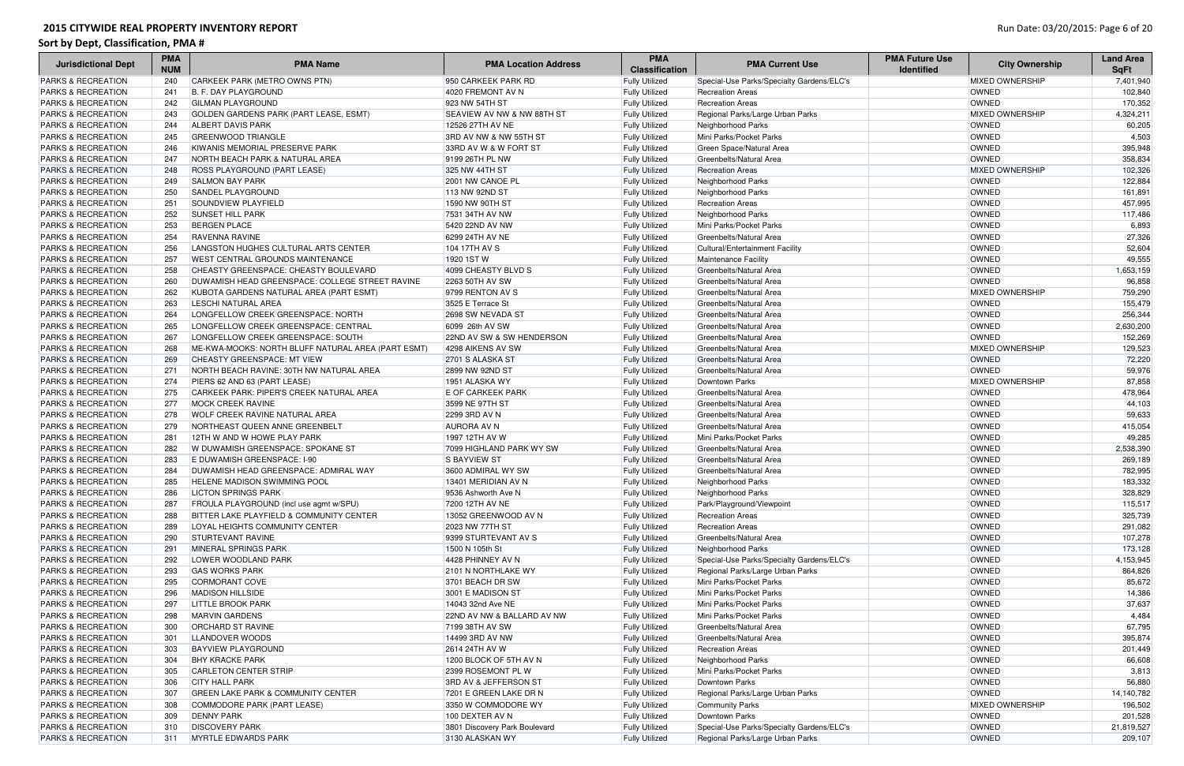# 2015 CITYWIDE REAL PROPERTY INVENTORY REPORT

## Sort by Dept, Classification, PMA #

| Jurisdictional Dept | PMA NUM | PMA Name | PMA Location Address | PMA Classification | PMA Current Use | PMA Future Use Identified | City Ownership | Land Area SqFt |
|---|---|---|---|---|---|---|---|---|
| PARKS & RECREATION | 240 | CARKEEK PARK (METRO OWNS PTN) | 950 CARKEEK PARK RD | Fully Utilized | Special-Use Parks/Specialty Gardens/ELC's | | MIXED OWNERSHIP | 7,401,940 |
| PARKS & RECREATION | 241 | B. F. DAY PLAYGROUND | 4020 FREMONT AV N | Fully Utilized | Recreation Areas | | OWNED | 102,840 |
| PARKS & RECREATION | 242 | GILMAN PLAYGROUND | 923 NW 54TH ST | Fully Utilized | Recreation Areas | | OWNED | 170,352 |
| PARKS & RECREATION | 243 | GOLDEN GARDENS PARK (PART LEASE, ESMT) | SEAVIEW AV NW & NW 88TH ST | Fully Utilized | Regional Parks/Large Urban Parks | | MIXED OWNERSHIP | 4,324,211 |
| PARKS & RECREATION | 244 | ALBERT DAVIS PARK | 12526 27TH AV NE | Fully Utilized | Neighborhood Parks | | OWNED | 60,205 |
| PARKS & RECREATION | 245 | GREENWOOD TRIANGLE | 3RD AV NW & NW 55TH ST | Fully Utilized | Mini Parks/Pocket Parks | | OWNED | 4,503 |
| PARKS & RECREATION | 246 | KIWANIS MEMORIAL PRESERVE PARK | 33RD AV W & W FORT ST | Fully Utilized | Green Space/Natural Area | | OWNED | 395,948 |
| PARKS & RECREATION | 247 | NORTH BEACH PARK & NATURAL AREA | 9199 26TH PL NW | Fully Utilized | Greenbelts/Natural Area | | OWNED | 358,834 |
| PARKS & RECREATION | 248 | ROSS PLAYGROUND (PART LEASE) | 325 NW 44TH ST | Fully Utilized | Recreation Areas | | MIXED OWNERSHIP | 102,326 |
| PARKS & RECREATION | 249 | SALMON BAY PARK | 2001 NW CANOE PL | Fully Utilized | Neighborhood Parks | | OWNED | 122,884 |
| PARKS & RECREATION | 250 | SANDEL PLAYGROUND | 113 NW 92ND ST | Fully Utilized | Neighborhood Parks | | OWNED | 161,891 |
| PARKS & RECREATION | 251 | SOUNDVIEW PLAYFIELD | 1590 NW 90TH ST | Fully Utilized | Recreation Areas | | OWNED | 457,995 |
| PARKS & RECREATION | 252 | SUNSET HILL PARK | 7531 34TH AV NW | Fully Utilized | Neighborhood Parks | | OWNED | 117,486 |
| PARKS & RECREATION | 253 | BERGEN PLACE | 5420 22ND AV NW | Fully Utilized | Mini Parks/Pocket Parks | | OWNED | 6,893 |
| PARKS & RECREATION | 254 | RAVENNA RAVINE | 6299 24TH AV NE | Fully Utilized | Greenbelts/Natural Area | | OWNED | 27,326 |
| PARKS & RECREATION | 256 | LANGSTON HUGHES CULTURAL ARTS CENTER | 104 17TH AV S | Fully Utilized | Cultural/Entertainment Facility | | OWNED | 52,604 |
| PARKS & RECREATION | 257 | WEST CENTRAL GROUNDS MAINTENANCE | 1920 1ST W | Fully Utilized | Maintenance Facility | | OWNED | 49,555 |
| PARKS & RECREATION | 258 | CHEASTY GREENSPACE: CHEASTY BOULEVARD | 4099 CHEASTY BLVD S | Fully Utilized | Greenbelts/Natural Area | | OWNED | 1,653,159 |
| PARKS & RECREATION | 260 | DUWAMISH HEAD GREENSPACE: COLLEGE STREET RAVINE | 2263 50TH AV SW | Fully Utilized | Greenbelts/Natural Area | | OWNED | 96,858 |
| PARKS & RECREATION | 262 | KUBOTA GARDENS NATURAL AREA (PART ESMT) | 9799 RENTON AV S | Fully Utilized | Greenbelts/Natural Area | | MIXED OWNERSHIP | 759,290 |
| PARKS & RECREATION | 263 | LESCHI NATURAL AREA | 3525 E Terrace St | Fully Utilized | Greenbelts/Natural Area | | OWNED | 155,479 |
| PARKS & RECREATION | 264 | LONGFELLOW CREEK GREENSPACE: NORTH | 2698 SW NEVADA ST | Fully Utilized | Greenbelts/Natural Area | | OWNED | 256,344 |
| PARKS & RECREATION | 265 | LONGFELLOW CREEK GREENSPACE: CENTRAL | 6099 26th AV SW | Fully Utilized | Greenbelts/Natural Area | | OWNED | 2,630,200 |
| PARKS & RECREATION | 267 | LONGFELLOW CREEK GREENSPACE: SOUTH | 22ND AV SW & SW HENDERSON | Fully Utilized | Greenbelts/Natural Area | | OWNED | 152,269 |
| PARKS & RECREATION | 268 | ME-KWA-MOOKS: NORTH BLUFF NATURAL AREA (PART ESMT) | 4298 AIKENS AV SW | Fully Utilized | Greenbelts/Natural Area | | MIXED OWNERSHIP | 129,523 |
| PARKS & RECREATION | 269 | CHEASTY GREENSPACE: MT VIEW | 2701 S ALASKA ST | Fully Utilized | Greenbelts/Natural Area | | OWNED | 72,220 |
| PARKS & RECREATION | 271 | NORTH BEACH RAVINE: 30TH NW NATURAL AREA | 2899 NW 92ND ST | Fully Utilized | Greenbelts/Natural Area | | OWNED | 59,976 |
| PARKS & RECREATION | 274 | PIERS 62 AND 63 (PART LEASE) | 1951 ALASKA WY | Fully Utilized | Downtown Parks | | MIXED OWNERSHIP | 87,858 |
| PARKS & RECREATION | 275 | CARKEEK PARK: PIPER'S CREEK NATURAL AREA | E OF CARKEEK PARK | Fully Utilized | Greenbelts/Natural Area | | OWNED | 478,964 |
| PARKS & RECREATION | 277 | MOCK CREEK RAVINE | 3599 NE 97TH ST | Fully Utilized | Greenbelts/Natural Area | | OWNED | 44,103 |
| PARKS & RECREATION | 278 | WOLF CREEK RAVINE NATURAL AREA | 2299 3RD AV N | Fully Utilized | Greenbelts/Natural Area | | OWNED | 59,633 |
| PARKS & RECREATION | 279 | NORTHEAST QUEEN ANNE GREENBELT | AURORA AV N | Fully Utilized | Greenbelts/Natural Area | | OWNED | 415,054 |
| PARKS & RECREATION | 281 | 12TH W AND W HOWE PLAY PARK | 1997 12TH AV W | Fully Utilized | Mini Parks/Pocket Parks | | OWNED | 49,285 |
| PARKS & RECREATION | 282 | W DUWAMISH GREENSPACE: SPOKANE ST | 7099 HIGHLAND PARK WY SW | Fully Utilized | Greenbelts/Natural Area | | OWNED | 2,538,390 |
| PARKS & RECREATION | 283 | E DUWAMISH GREENSPACE: I-90 | S BAYVIEW ST | Fully Utilized | Greenbelts/Natural Area | | OWNED | 269,189 |
| PARKS & RECREATION | 284 | DUWAMISH HEAD GREENSPACE: ADMIRAL WAY | 3600 ADMIRAL WY SW | Fully Utilized | Greenbelts/Natural Area | | OWNED | 782,995 |
| PARKS & RECREATION | 285 | HELENE MADISON SWIMMING POOL | 13401 MERIDIAN AV N | Fully Utilized | Neighborhood Parks | | OWNED | 183,332 |
| PARKS & RECREATION | 286 | LICTON SPRINGS PARK | 9536 Ashworth Ave N | Fully Utilized | Neighborhood Parks | | OWNED | 328,829 |
| PARKS & RECREATION | 287 | FROULA PLAYGROUND (incl use agmt w/SPU) | 7200 12TH AV NE | Fully Utilized | Park/Playground/Viewpoint | | OWNED | 115,517 |
| PARKS & RECREATION | 288 | BITTER LAKE PLAYFIELD & COMMUNITY CENTER | 13052 GREENWOOD AV N | Fully Utilized | Recreation Areas | | OWNED | 325,739 |
| PARKS & RECREATION | 289 | LOYAL HEIGHTS COMMUNITY CENTER | 2023 NW 77TH ST | Fully Utilized | Recreation Areas | | OWNED | 291,082 |
| PARKS & RECREATION | 290 | STURTEVANT RAVINE | 9399 STURTEVANT AV S | Fully Utilized | Greenbelts/Natural Area | | OWNED | 107,278 |
| PARKS & RECREATION | 291 | MINERAL SPRINGS PARK | 1500 N 105th St | Fully Utilized | Neighborhood Parks | | OWNED | 173,128 |
| PARKS & RECREATION | 292 | LOWER WOODLAND PARK | 4428 PHINNEY AV N | Fully Utilized | Special-Use Parks/Specialty Gardens/ELC's | | OWNED | 4,153,945 |
| PARKS & RECREATION | 293 | GAS WORKS PARK | 2101 N NORTHLAKE WY | Fully Utilized | Regional Parks/Large Urban Parks | | OWNED | 864,826 |
| PARKS & RECREATION | 295 | CORMORANT COVE | 3701 BEACH DR SW | Fully Utilized | Mini Parks/Pocket Parks | | OWNED | 85,672 |
| PARKS & RECREATION | 296 | MADISON HILLSIDE | 3001 E MADISON ST | Fully Utilized | Mini Parks/Pocket Parks | | OWNED | 14,386 |
| PARKS & RECREATION | 297 | LITTLE BROOK PARK | 14043 32nd Ave NE | Fully Utilized | Mini Parks/Pocket Parks | | OWNED | 37,637 |
| PARKS & RECREATION | 298 | MARVIN GARDENS | 22ND AV NW & BALLARD AV NW | Fully Utilized | Mini Parks/Pocket Parks | | OWNED | 4,484 |
| PARKS & RECREATION | 300 | ORCHARD ST RAVINE | 7199 38TH AV SW | Fully Utilized | Greenbelts/Natural Area | | OWNED | 67,795 |
| PARKS & RECREATION | 301 | LLANDOVER WOODS | 14499 3RD AV NW | Fully Utilized | Greenbelts/Natural Area | | OWNED | 395,874 |
| PARKS & RECREATION | 303 | BAYVIEW PLAYGROUND | 2614 24TH AV W | Fully Utilized | Recreation Areas | | OWNED | 201,449 |
| PARKS & RECREATION | 304 | BHY KRACKE PARK | 1200 BLOCK OF 5TH AV N | Fully Utilized | Neighborhood Parks | | OWNED | 66,608 |
| PARKS & RECREATION | 305 | CARLETON CENTER STRIP | 2399 ROSEMONT PL W | Fully Utilized | Mini Parks/Pocket Parks | | OWNED | 3,813 |
| PARKS & RECREATION | 306 | CITY HALL PARK | 3RD AV & JEFFERSON ST | Fully Utilized | Downtown Parks | | OWNED | 56,880 |
| PARKS & RECREATION | 307 | GREEN LAKE PARK & COMMUNITY CENTER | 7201 E GREEN LAKE DR N | Fully Utilized | Regional Parks/Large Urban Parks | | OWNED | 14,140,782 |
| PARKS & RECREATION | 308 | COMMODORE PARK (PART LEASE) | 3350 W COMMODORE WY | Fully Utilized | Community Parks | | MIXED OWNERSHIP | 196,502 |
| PARKS & RECREATION | 309 | DENNY PARK | 100 DEXTER AV N | Fully Utilized | Downtown Parks | | OWNED | 201,528 |
| PARKS & RECREATION | 310 | DISCOVERY PARK | 3801 Discovery Park Boulevard | Fully Utilized | Special-Use Parks/Specialty Gardens/ELC's | | OWNED | 21,819,527 |
| PARKS & RECREATION | 311 | MYRTLE EDWARDS PARK | 3130 ALASKAN WY | Fully Utilized | Regional Parks/Large Urban Parks | | OWNED | 209,107 |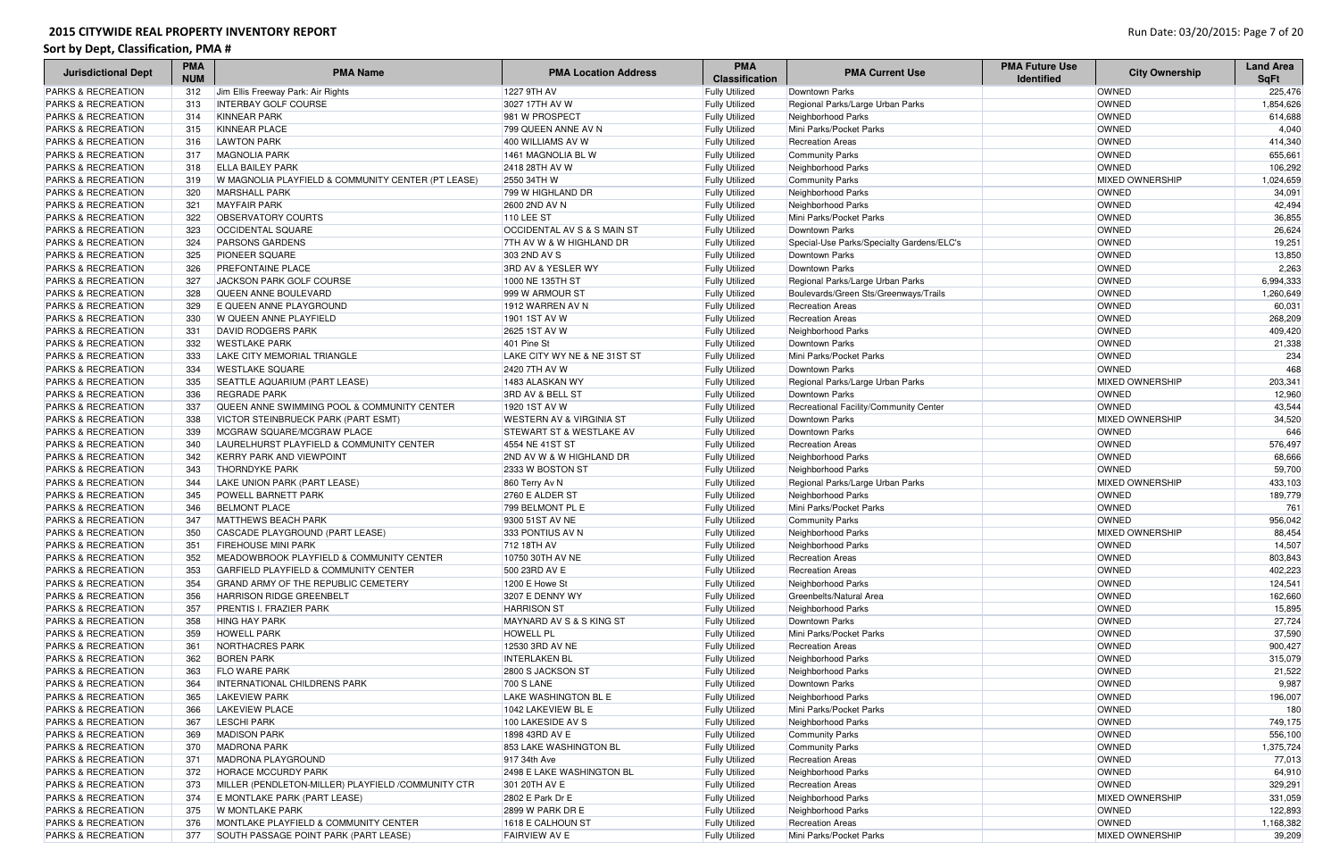# 2015 CITYWIDE REAL PROPERTY INVENTORY REPORT

**Sort by Dept, Classification, PMA #**

| Jurisdictional Dept | PMA NUM | PMA Name | PMA Location Address | PMA Classification | PMA Current Use | PMA Future Use Identified | City Ownership | Land Area SqFt |
|---|---|---|---|---|---|---|---|---|
| PARKS & RECREATION | 312 | Jim Ellis Freeway Park: Air Rights | 1227 9TH AV | Fully Utilized | Downtown Parks | | OWNED | 225,476 |
| PARKS & RECREATION | 313 | INTERBAY GOLF COURSE | 3027 17TH AV W | Fully Utilized | Regional Parks/Large Urban Parks | | OWNED | 1,854,626 |
| PARKS & RECREATION | 314 | KINNEAR PARK | 981 W PROSPECT | Fully Utilized | Neighborhood Parks | | OWNED | 614,688 |
| PARKS & RECREATION | 315 | KINNEAR PLACE | 799 QUEEN ANNE AV N | Fully Utilized | Mini Parks/Pocket Parks | | OWNED | 4,040 |
| PARKS & RECREATION | 316 | LAWTON PARK | 400 WILLIAMS AV W | Fully Utilized | Recreation Areas | | OWNED | 414,340 |
| PARKS & RECREATION | 317 | MAGNOLIA PARK | 1461 MAGNOLIA BL W | Fully Utilized | Community Parks | | OWNED | 655,661 |
| PARKS & RECREATION | 318 | ELLA BAILEY PARK | 2418 28TH AV W | Fully Utilized | Neighborhood Parks | | OWNED | 106,292 |
| PARKS & RECREATION | 319 | W MAGNOLIA PLAYFIELD & COMMUNITY CENTER (PT LEASE) | 2550 34TH W | Fully Utilized | Community Parks | | MIXED OWNERSHIP | 1,024,659 |
| PARKS & RECREATION | 320 | MARSHALL PARK | 799 W HIGHLAND DR | Fully Utilized | Neighborhood Parks | | OWNED | 34,091 |
| PARKS & RECREATION | 321 | MAYFAIR PARK | 2600 2ND AV N | Fully Utilized | Neighborhood Parks | | OWNED | 42,494 |
| PARKS & RECREATION | 322 | OBSERVATORY COURTS | 110 LEE ST | Fully Utilized | Mini Parks/Pocket Parks | | OWNED | 36,855 |
| PARKS & RECREATION | 323 | OCCIDENTAL SQUARE | OCCIDENTAL AV S & S MAIN ST | Fully Utilized | Downtown Parks | | OWNED | 26,624 |
| PARKS & RECREATION | 324 | PARSONS GARDENS | 7TH AV W & W HIGHLAND DR | Fully Utilized | Special-Use Parks/Specialty Gardens/ELC's | | OWNED | 19,251 |
| PARKS & RECREATION | 325 | PIONEER SQUARE | 303 2ND AV S | Fully Utilized | Downtown Parks | | OWNED | 13,850 |
| PARKS & RECREATION | 326 | PREFONTAINE PLACE | 3RD AV & YESLER WY | Fully Utilized | Downtown Parks | | OWNED | 2,263 |
| PARKS & RECREATION | 327 | JACKSON PARK GOLF COURSE | 1000 NE 135TH ST | Fully Utilized | Regional Parks/Large Urban Parks | | OWNED | 6,994,333 |
| PARKS & RECREATION | 328 | QUEEN ANNE BOULEVARD | 999 W ARMOUR ST | Fully Utilized | Boulevards/Green Sts/Greenways/Trails | | OWNED | 1,260,649 |
| PARKS & RECREATION | 329 | E QUEEN ANNE PLAYGROUND | 1912 WARREN AV N | Fully Utilized | Recreation Areas | | OWNED | 60,031 |
| PARKS & RECREATION | 330 | W QUEEN ANNE PLAYFIELD | 1901 1ST AV W | Fully Utilized | Recreation Areas | | OWNED | 268,209 |
| PARKS & RECREATION | 331 | DAVID RODGERS PARK | 2625 1ST AV W | Fully Utilized | Neighborhood Parks | | OWNED | 409,420 |
| PARKS & RECREATION | 332 | WESTLAKE PARK | 401 Pine St | Fully Utilized | Downtown Parks | | OWNED | 21,338 |
| PARKS & RECREATION | 333 | LAKE CITY MEMORIAL TRIANGLE | LAKE CITY WY NE & NE 31ST ST | Fully Utilized | Mini Parks/Pocket Parks | | OWNED | 234 |
| PARKS & RECREATION | 334 | WESTLAKE SQUARE | 2420 7TH AV W | Fully Utilized | Downtown Parks | | OWNED | 468 |
| PARKS & RECREATION | 335 | SEATTLE AQUARIUM (PART LEASE) | 1483 ALASKAN WY | Fully Utilized | Regional Parks/Large Urban Parks | | MIXED OWNERSHIP | 203,341 |
| PARKS & RECREATION | 336 | REGRADE PARK | 3RD AV & BELL ST | Fully Utilized | Downtown Parks | | OWNED | 12,960 |
| PARKS & RECREATION | 337 | QUEEN ANNE SWIMMING POOL & COMMUNITY CENTER | 1920 1ST AV W | Fully Utilized | Recreational Facility/Community Center | | OWNED | 43,544 |
| PARKS & RECREATION | 338 | VICTOR STEINBRUECK PARK (PART ESMT) | WESTERN AV & VIRGINIA ST | Fully Utilized | Downtown Parks | | MIXED OWNERSHIP | 34,520 |
| PARKS & RECREATION | 339 | MCGRAW SQUARE/MCGRAW PLACE | STEWART ST & WESTLAKE AV | Fully Utilized | Downtown Parks | | OWNED | 646 |
| PARKS & RECREATION | 340 | LAURELHURST PLAYFIELD & COMMUNITY CENTER | 4554 NE 41ST ST | Fully Utilized | Recreation Areas | | OWNED | 576,497 |
| PARKS & RECREATION | 342 | KERRY PARK AND VIEWPOINT | 2ND AV W & W HIGHLAND DR | Fully Utilized | Neighborhood Parks | | OWNED | 68,666 |
| PARKS & RECREATION | 343 | THORNDYKE PARK | 2333 W BOSTON ST | Fully Utilized | Neighborhood Parks | | OWNED | 59,700 |
| PARKS & RECREATION | 344 | LAKE UNION PARK (PART LEASE) | 860 Terry Av N | Fully Utilized | Regional Parks/Large Urban Parks | | MIXED OWNERSHIP | 433,103 |
| PARKS & RECREATION | 345 | POWELL BARNETT PARK | 2760 E ALDER ST | Fully Utilized | Neighborhood Parks | | OWNED | 189,779 |
| PARKS & RECREATION | 346 | BELMONT PLACE | 799 BELMONT PL E | Fully Utilized | Mini Parks/Pocket Parks | | OWNED | 761 |
| PARKS & RECREATION | 347 | MATTHEWS BEACH PARK | 9300 51ST AV NE | Fully Utilized | Community Parks | | OWNED | 956,042 |
| PARKS & RECREATION | 350 | CASCADE PLAYGROUND (PART LEASE) | 333 PONTIUS AV N | Fully Utilized | Neighborhood Parks | | MIXED OWNERSHIP | 88,454 |
| PARKS & RECREATION | 351 | FIREHOUSE MINI PARK | 712 18TH AV | Fully Utilized | Neighborhood Parks | | OWNED | 14,507 |
| PARKS & RECREATION | 352 | MEADOWBROOK PLAYFIELD & COMMUNITY CENTER | 10750 30TH AV NE | Fully Utilized | Recreation Areas | | OWNED | 803,843 |
| PARKS & RECREATION | 353 | GARFIELD PLAYFIELD & COMMUNITY CENTER | 500 23RD AV E | Fully Utilized | Recreation Areas | | OWNED | 402,223 |
| PARKS & RECREATION | 354 | GRAND ARMY OF THE REPUBLIC CEMETERY | 1200 E Howe St | Fully Utilized | Neighborhood Parks | | OWNED | 124,541 |
| PARKS & RECREATION | 356 | HARRISON RIDGE GREENBELT | 3207 E DENNY WY | Fully Utilized | Greenbelts/Natural Area | | OWNED | 162,660 |
| PARKS & RECREATION | 357 | PRENTIS I. FRAZIER PARK | HARRISON ST | Fully Utilized | Neighborhood Parks | | OWNED | 15,895 |
| PARKS & RECREATION | 358 | HING HAY PARK | MAYNARD AV S & S KING ST | Fully Utilized | Downtown Parks | | OWNED | 27,724 |
| PARKS & RECREATION | 359 | HOWELL PARK | HOWELL PL | Fully Utilized | Mini Parks/Pocket Parks | | OWNED | 37,590 |
| PARKS & RECREATION | 361 | NORTHACRES PARK | 12530 3RD AV NE | Fully Utilized | Recreation Areas | | OWNED | 900,427 |
| PARKS & RECREATION | 362 | BOREN PARK | INTERLAKEN BL | Fully Utilized | Neighborhood Parks | | OWNED | 315,079 |
| PARKS & RECREATION | 363 | FLO WARE PARK | 2800 S JACKSON ST | Fully Utilized | Neighborhood Parks | | OWNED | 21,522 |
| PARKS & RECREATION | 364 | INTERNATIONAL CHILDRENS PARK | 700 S LANE | Fully Utilized | Downtown Parks | | OWNED | 9,987 |
| PARKS & RECREATION | 365 | LAKEVIEW PARK | LAKE WASHINGTON BL E | Fully Utilized | Neighborhood Parks | | OWNED | 196,007 |
| PARKS & RECREATION | 366 | LAKEVIEW PLACE | 1042 LAKEVIEW BL E | Fully Utilized | Mini Parks/Pocket Parks | | OWNED | 180 |
| PARKS & RECREATION | 367 | LESCHI PARK | 100 LAKESIDE AV S | Fully Utilized | Neighborhood Parks | | OWNED | 749,175 |
| PARKS & RECREATION | 369 | MADISON PARK | 1898 43RD AV E | Fully Utilized | Community Parks | | OWNED | 556,100 |
| PARKS & RECREATION | 370 | MADRONA PARK | 853 LAKE WASHINGTON BL | Fully Utilized | Community Parks | | OWNED | 1,375,724 |
| PARKS & RECREATION | 371 | MADRONA PLAYGROUND | 917 34th Ave | Fully Utilized | Recreation Areas | | OWNED | 77,013 |
| PARKS & RECREATION | 372 | HORACE MCCURDY PARK | 2498 E LAKE WASHINGTON BL | Fully Utilized | Neighborhood Parks | | OWNED | 64,910 |
| PARKS & RECREATION | 373 | MILLER (PENDLETON-MILLER) PLAYFIELD /COMMUNITY CTR | 301 20TH AV E | Fully Utilized | Recreation Areas | | OWNED | 329,291 |
| PARKS & RECREATION | 374 | E MONTLAKE PARK (PART LEASE) | 2802 E Park Dr E | Fully Utilized | Neighborhood Parks | | MIXED OWNERSHIP | 331,059 |
| PARKS & RECREATION | 375 | W MONTLAKE PARK | 2899 W PARK DR E | Fully Utilized | Neighborhood Parks | | OWNED | 122,893 |
| PARKS & RECREATION | 376 | MONTLAKE PLAYFIELD & COMMUNITY CENTER | 1618 E CALHOUN ST | Fully Utilized | Recreation Areas | | OWNED | 1,168,382 |
| PARKS & RECREATION | 377 | SOUTH PASSAGE POINT PARK (PART LEASE) | FAIRVIEW AV E | Fully Utilized | Mini Parks/Pocket Parks | | MIXED OWNERSHIP | 39,209 |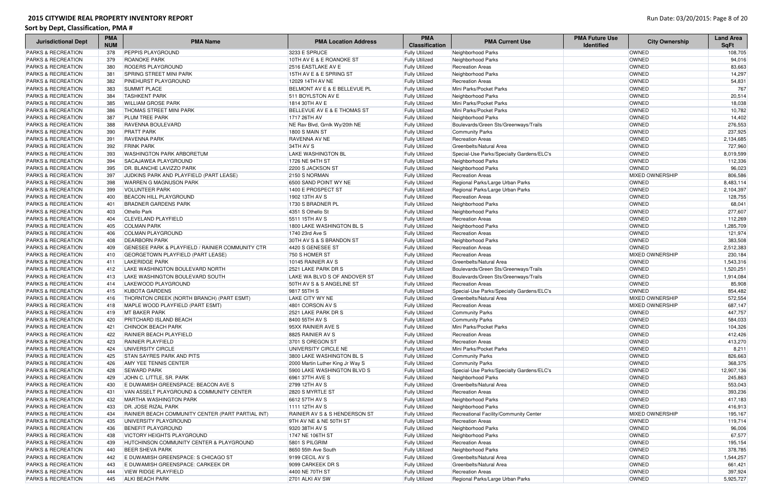# 2015 CITYWIDE REAL PROPERTY INVENTORY REPORT

## Sort by Dept, Classification, PMA #

| Jurisdictional Dept | PMA NUM | PMA Name | PMA Location Address | PMA Classification | PMA Current Use | PMA Future Use Identified | City Ownership | Land Area SqFt |
|---|---|---|---|---|---|---|---|---|
| PARKS & RECREATION | 378 | PEPPIS PLAYGROUND | 3233 E SPRUCE | Fully Utilized | Neighborhood Parks | | OWNED | 108,705 |
| PARKS & RECREATION | 379 | ROANOKE PARK | 10TH AV E & E ROANOKE ST | Fully Utilized | Neighborhood Parks | | OWNED | 94,016 |
| PARKS & RECREATION | 380 | ROGERS PLAYGROUND | 2516 EASTLAKE AV E | Fully Utilized | Recreation Areas | | OWNED | 83,663 |
| PARKS & RECREATION | 381 | SPRING STREET MINI PARK | 15TH AV E & E SPRING ST | Fully Utilized | Neighborhood Parks | | OWNED | 14,297 |
| PARKS & RECREATION | 382 | PINEHURST PLAYGROUND | 12029 14TH AV NE | Fully Utilized | Recreation Areas | | OWNED | 54,831 |
| PARKS & RECREATION | 383 | SUMMIT PLACE | BELMONT AV E & E BELLEVUE PL | Fully Utilized | Mini Parks/Pocket Parks | | OWNED | 767 |
| PARKS & RECREATION | 384 | TASHKENT PARK | 511 BOYLSTON AV E | Fully Utilized | Neighborhood Parks | | OWNED | 20,514 |
| PARKS & RECREATION | 385 | WILLIAM GROSE PARK | 1814 30TH AV E | Fully Utilized | Mini Parks/Pocket Parks | | OWNED | 18,038 |
| PARKS & RECREATION | 386 | THOMAS STREET MINI PARK | BELLEVUE AV E & E THOMAS ST | Fully Utilized | Mini Parks/Pocket Parks | | OWNED | 10,782 |
| PARKS & RECREATION | 387 | PLUM TREE PARK | 1717 26TH AV | Fully Utilized | Neighborhood Parks | | OWNED | 14,402 |
| PARKS & RECREATION | 388 | RAVENNA BOULEVARD | NE Rav Blvd, Grnlk Wy/20th NE | Fully Utilized | Boulevards/Green Sts/Greenways/Trails | | OWNED | 276,553 |
| PARKS & RECREATION | 390 | PRATT PARK | 1800 S MAIN ST | Fully Utilized | Community Parks | | OWNED | 237,925 |
| PARKS & RECREATION | 391 | RAVENNA PARK | RAVENNA AV NE | Fully Utilized | Recreation Areas | | OWNED | 2,134,685 |
| PARKS & RECREATION | 392 | FRINK PARK | 34TH AV S | Fully Utilized | Greenbelts/Natural Area | | OWNED | 727,960 |
| PARKS & RECREATION | 393 | WASHINGTON PARK ARBORETUM | LAKE WASHINGTON BL | Fully Utilized | Special-Use Parks/Specialty Gardens/ELC's | | OWNED | 8,019,599 |
| PARKS & RECREATION | 394 | SACAJAWEA PLAYGROUND | 1726 NE 94TH ST | Fully Utilized | Neighborhood Parks | | OWNED | 112,336 |
| PARKS & RECREATION | 395 | DR. BLANCHE LAVIZZO PARK | 2200 S JACKSON ST | Fully Utilized | Neighborhood Parks | | OWNED | 96,023 |
| PARKS & RECREATION | 397 | JUDKINS PARK AND PLAYFIELD (PART LEASE) | 2150 S NORMAN | Fully Utilized | Recreation Areas | | MIXED OWNERSHIP | 806,586 |
| PARKS & RECREATION | 398 | WARREN G MAGNUSON PARK | 6500 SAND POINT WY NE | Fully Utilized | Regional Parks/Large Urban Parks | | OWNED | 8,483,114 |
| PARKS & RECREATION | 399 | VOLUNTEER PARK | 1400 E PROSPECT ST | Fully Utilized | Regional Parks/Large Urban Parks | | OWNED | 2,104,397 |
| PARKS & RECREATION | 400 | BEACON HILL PLAYGROUND | 1902 13TH AV S | Fully Utilized | Recreation Areas | | OWNED | 128,755 |
| PARKS & RECREATION | 401 | BRADNER GARDENS PARK | 1730 S BRADNER PL | Fully Utilized | Neighborhood Parks | | OWNED | 68,041 |
| PARKS & RECREATION | 403 | Othello Park | 4351 S Othello St | Fully Utilized | Neighborhood Parks | | OWNED | 277,607 |
| PARKS & RECREATION | 404 | CLEVELAND PLAYFIELD | 5511 15TH AV S | Fully Utilized | Recreation Areas | | OWNED | 112,269 |
| PARKS & RECREATION | 405 | COLMAN PARK | 1800 LAKE WASHINGTON BL S | Fully Utilized | Neighborhood Parks | | OWNED | 1,285,709 |
| PARKS & RECREATION | 406 | COLMAN PLAYGROUND | 1740 23rd Ave S | Fully Utilized | Recreation Areas | | OWNED | 121,974 |
| PARKS & RECREATION | 408 | DEARBORN PARK | 30TH AV S & S BRANDON ST | Fully Utilized | Neighborhood Parks | | OWNED | 383,508 |
| PARKS & RECREATION | 409 | GENESEE PARK & PLAYFIELD / RAINIER COMMUNITY CTR | 4420 S GENESEE ST | Fully Utilized | Recreation Areas | | OWNED | 2,512,383 |
| PARKS & RECREATION | 410 | GEORGETOWN PLAYFIELD (PART LEASE) | 750 S HOMER ST | Fully Utilized | Recreation Areas | | MIXED OWNERSHIP | 230,184 |
| PARKS & RECREATION | 411 | LAKERIDGE PARK | 10145 RAINIER AV S | Fully Utilized | Greenbelts/Natural Area | | OWNED | 1,543,316 |
| PARKS & RECREATION | 412 | LAKE WASHINGTON BOULEVARD NORTH | 2521 LAKE PARK DR S | Fully Utilized | Boulevards/Green Sts/Greenways/Trails | | OWNED | 1,520,251 |
| PARKS & RECREATION | 413 | LAKE WASHINGTON BOULEVARD SOUTH | LAKE WA BLVD S OF ANDOVER ST | Fully Utilized | Boulevards/Green Sts/Greenways/Trails | | OWNED | 1,914,084 |
| PARKS & RECREATION | 414 | LAKEWOOD PLAYGROUND | 50TH AV S & S ANGELINE ST | Fully Utilized | Recreation Areas | | OWNED | 85,908 |
| PARKS & RECREATION | 415 | KUBOTA GARDENS | 9817 55TH S | Fully Utilized | Special-Use Parks/Specialty Gardens/ELC's | | OWNED | 854,482 |
| PARKS & RECREATION | 416 | THORNTON CREEK (NORTH BRANCH) (PART ESMT) | LAKE CITY WY NE | Fully Utilized | Greenbelts/Natural Area | | MIXED OWNERSHIP | 572,554 |
| PARKS & RECREATION | 418 | MAPLE WOOD PLAYFIELD (PART ESMT) | 4801 CORSON AV S | Fully Utilized | Recreation Areas | | MIXED OWNERSHIP | 687,147 |
| PARKS & RECREATION | 419 | MT BAKER PARK | 2521 LAKE PARK DR S | Fully Utilized | Community Parks | | OWNED | 447,757 |
| PARKS & RECREATION | 420 | PRITCHARD ISLAND BEACH | 8400 55TH AV S | Fully Utilized | Community Parks | | OWNED | 584,033 |
| PARKS & RECREATION | 421 | CHINOOK BEACH PARK | 95XX RAINIER AVE S | Fully Utilized | Mini Parks/Pocket Parks | | OWNED | 104,326 |
| PARKS & RECREATION | 422 | RAINIER BEACH PLAYFIELD | 8825 RAINIER AV S | Fully Utilized | Recreation Areas | | OWNED | 412,426 |
| PARKS & RECREATION | 423 | RAINIER PLAYFIELD | 3701 S OREGON ST | Fully Utilized | Recreation Areas | | OWNED | 413,270 |
| PARKS & RECREATION | 424 | UNIVERSITY CIRCLE | UNIVERSITY CIRCLE NE | Fully Utilized | Mini Parks/Pocket Parks | | OWNED | 8,211 |
| PARKS & RECREATION | 425 | STAN SAYRES PARK AND PITS | 3800 LAKE WASHINGTON BL S | Fully Utilized | Community Parks | | OWNED | 826,663 |
| PARKS & RECREATION | 426 | AMY YEE TENNIS CENTER | 2000 Martin Luther King Jr Way S | Fully Utilized | Community Parks | | OWNED | 368,375 |
| PARKS & RECREATION | 428 | SEWARD PARK | 5900 LAKE WASHINGTON BLVD S | Fully Utilized | Special-Use Parks/Specialty Gardens/ELC's | | OWNED | 12,907,136 |
| PARKS & RECREATION | 429 | JOHN C. LITTLE, SR. PARK | 6961 37TH AVE S | Fully Utilized | Neighborhood Parks | | OWNED | 245,863 |
| PARKS & RECREATION | 430 | E DUWAMISH GREENSPACE: BEACON AVE S | 2799 12TH AV S | Fully Utilized | Greenbelts/Natural Area | | OWNED | 553,043 |
| PARKS & RECREATION | 431 | VAN ASSELT PLAYGROUND & COMMUNITY CENTER | 2820 S MYRTLE ST | Fully Utilized | Recreation Areas | | OWNED | 393,236 |
| PARKS & RECREATION | 432 | MARTHA WASHINGTON PARK | 6612 57TH AV S | Fully Utilized | Neighborhood Parks | | OWNED | 417,183 |
| PARKS & RECREATION | 433 | DR. JOSE RIZAL PARK | 1111 12TH AV S | Fully Utilized | Neighborhood Parks | | OWNED | 416,913 |
| PARKS & RECREATION | 434 | RAINIER BEACH COMMUNITY CENTER (PART PARTIAL INT) | RAINIER AV S & S HENDERSON ST | Fully Utilized | Recreational Facility/Community Center | | MIXED OWNERSHIP | 195,167 |
| PARKS & RECREATION | 435 | UNIVERSITY PLAYGROUND | 9TH AV NE & NE 50TH ST | Fully Utilized | Recreation Areas | | OWNED | 119,714 |
| PARKS & RECREATION | 436 | BENEFIT PLAYGROUND | 9320 38TH AV S | Fully Utilized | Neighborhood Parks | | OWNED | 96,006 |
| PARKS & RECREATION | 438 | VICTORY HEIGHTS PLAYGROUND | 1747 NE 106TH ST | Fully Utilized | Neighborhood Parks | | OWNED | 67,577 |
| PARKS & RECREATION | 439 | HUTCHINSON COMMUNITY CENTER & PLAYGROUND | 5801 S PILGRIM | Fully Utilized | Recreation Areas | | OWNED | 195,154 |
| PARKS & RECREATION | 440 | BEER SHEVA PARK | 8650 55th Ave South | Fully Utilized | Neighborhood Parks | | OWNED | 378,785 |
| PARKS & RECREATION | 442 | E DUWAMISH GREENSPACE: S CHICAGO ST | 9199 CECIL AV S | Fully Utilized | Greenbelts/Natural Area | | OWNED | 1,544,257 |
| PARKS & RECREATION | 443 | E DUWAMISH GREENSPACE: CARKEEK DR | 9099 CARKEEK DR S | Fully Utilized | Greenbelts/Natural Area | | OWNED | 661,421 |
| PARKS & RECREATION | 444 | VIEW RIDGE PLAYFIELD | 4400 NE 70TH ST | Fully Utilized | Recreation Areas | | OWNED | 397,924 |
| PARKS & RECREATION | 445 | ALKI BEACH PARK | 2701 ALKI AV SW | Fully Utilized | Regional Parks/Large Urban Parks | | OWNED | 5,925,727 |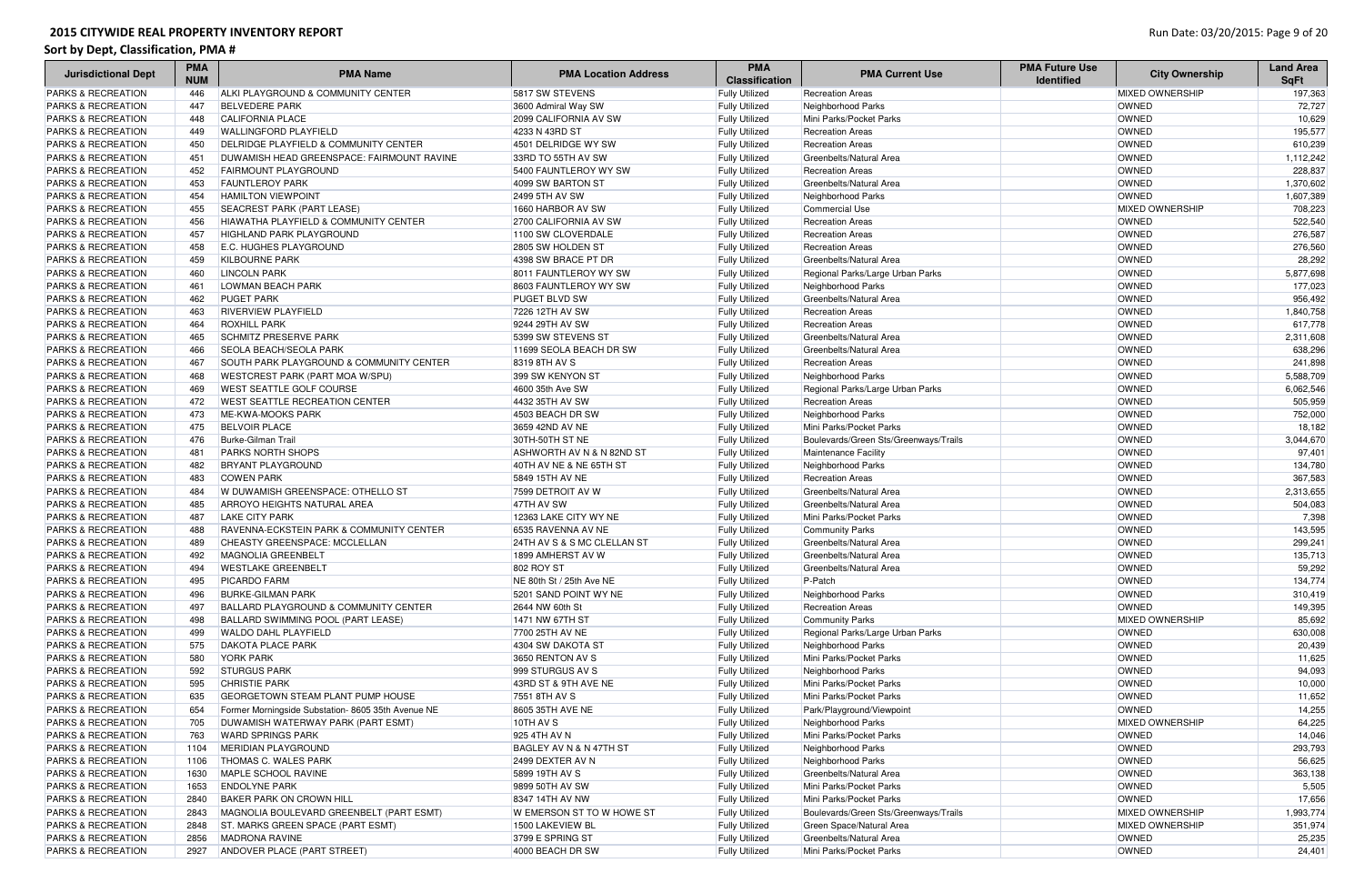# 2015 CITYWIDE REAL PROPERTY INVENTORY REPORT

**Sort by Dept, Classification, PMA #**

| Jurisdictional Dept | PMA NUM | PMA Name | PMA Location Address | PMA Classification | PMA Current Use | PMA Future Use Identified | City Ownership | Land Area SqFt |
|---|---|---|---|---|---|---|---|---|
| PARKS & RECREATION | 446 | ALKI PLAYGROUND & COMMUNITY CENTER | 5817 SW STEVENS | Fully Utilized | Recreation Areas | | MIXED OWNERSHIP | 197,363 |
| PARKS & RECREATION | 447 | BELVEDERE PARK | 3600 Admiral Way SW | Fully Utilized | Neighborhood Parks | | OWNED | 72,727 |
| PARKS & RECREATION | 448 | CALIFORNIA PLACE | 2099 CALIFORNIA AV SW | Fully Utilized | Mini Parks/Pocket Parks | | OWNED | 10,629 |
| PARKS & RECREATION | 449 | WALLINGFORD PLAYFIELD | 4233 N 43RD ST | Fully Utilized | Recreation Areas | | OWNED | 195,577 |
| PARKS & RECREATION | 450 | DELRIDGE PLAYFIELD & COMMUNITY CENTER | 4501 DELRIDGE WY SW | Fully Utilized | Recreation Areas | | OWNED | 610,239 |
| PARKS & RECREATION | 451 | DUWAMISH HEAD GREENSPACE: FAIRMOUNT RAVINE | 33RD TO 55TH AV SW | Fully Utilized | Greenbelts/Natural Area | | OWNED | 1,112,242 |
| PARKS & RECREATION | 452 | FAIRMOUNT PLAYGROUND | 5400 FAUNTLEROY WY SW | Fully Utilized | Recreation Areas | | OWNED | 228,837 |
| PARKS & RECREATION | 453 | FAUNTLEROY PARK | 4099 SW BARTON ST | Fully Utilized | Greenbelts/Natural Area | | OWNED | 1,370,602 |
| PARKS & RECREATION | 454 | HAMILTON VIEWPOINT | 2499 5TH AV SW | Fully Utilized | Neighborhood Parks | | OWNED | 1,607,389 |
| PARKS & RECREATION | 455 | SEACREST PARK (PART LEASE) | 1660 HARBOR AV SW | Fully Utilized | Commercial Use | | MIXED OWNERSHIP | 708,223 |
| PARKS & RECREATION | 456 | HIAWATHA PLAYFIELD & COMMUNITY CENTER | 2700 CALIFORNIA AV SW | Fully Utilized | Recreation Areas | | OWNED | 522,540 |
| PARKS & RECREATION | 457 | HIGHLAND PARK PLAYGROUND | 1100 SW CLOVERDALE | Fully Utilized | Recreation Areas | | OWNED | 276,587 |
| PARKS & RECREATION | 458 | E.C. HUGHES PLAYGROUND | 2805 SW HOLDEN ST | Fully Utilized | Recreation Areas | | OWNED | 276,560 |
| PARKS & RECREATION | 459 | KILBOURNE PARK | 4398 SW BRACE PT DR | Fully Utilized | Greenbelts/Natural Area | | OWNED | 28,292 |
| PARKS & RECREATION | 460 | LINCOLN PARK | 8011 FAUNTLEROY WY SW | Fully Utilized | Regional Parks/Large Urban Parks | | OWNED | 5,877,698 |
| PARKS & RECREATION | 461 | LOWMAN BEACH PARK | 8603 FAUNTLEROY WY SW | Fully Utilized | Neighborhood Parks | | OWNED | 177,023 |
| PARKS & RECREATION | 462 | PUGET PARK | PUGET BLVD SW | Fully Utilized | Greenbelts/Natural Area | | OWNED | 956,492 |
| PARKS & RECREATION | 463 | RIVERVIEW PLAYFIELD | 7226 12TH AV SW | Fully Utilized | Recreation Areas | | OWNED | 1,840,758 |
| PARKS & RECREATION | 464 | ROXHILL PARK | 9244 29TH AV SW | Fully Utilized | Recreation Areas | | OWNED | 617,778 |
| PARKS & RECREATION | 465 | SCHMITZ PRESERVE PARK | 5399 SW STEVENS ST | Fully Utilized | Greenbelts/Natural Area | | OWNED | 2,311,608 |
| PARKS & RECREATION | 466 | SEOLA BEACH/SEOLA PARK | 11699 SEOLA BEACH DR SW | Fully Utilized | Greenbelts/Natural Area | | OWNED | 638,296 |
| PARKS & RECREATION | 467 | SOUTH PARK PLAYGROUND & COMMUNITY CENTER | 8319 8TH AV S | Fully Utilized | Recreation Areas | | OWNED | 241,898 |
| PARKS & RECREATION | 468 | WESTCREST PARK (PART MOA W/SPU) | 399 SW KENYON ST | Fully Utilized | Neighborhood Parks | | OWNED | 5,588,709 |
| PARKS & RECREATION | 469 | WEST SEATTLE GOLF COURSE | 4600 35th Ave SW | Fully Utilized | Regional Parks/Large Urban Parks | | OWNED | 6,062,546 |
| PARKS & RECREATION | 472 | WEST SEATTLE RECREATION CENTER | 4432 35TH AV SW | Fully Utilized | Recreation Areas | | OWNED | 505,959 |
| PARKS & RECREATION | 473 | ME-KWA-MOOKS PARK | 4503 BEACH DR SW | Fully Utilized | Neighborhood Parks | | OWNED | 752,000 |
| PARKS & RECREATION | 475 | BELVOIR PLACE | 3659 42ND AV NE | Fully Utilized | Mini Parks/Pocket Parks | | OWNED | 18,182 |
| PARKS & RECREATION | 476 | Burke-Gilman Trail | 30TH-50TH ST NE | Fully Utilized | Boulevards/Green Sts/Greenways/Trails | | OWNED | 3,044,670 |
| PARKS & RECREATION | 481 | PARKS NORTH SHOPS | ASHWORTH AV N & N 82ND ST | Fully Utilized | Maintenance Facility | | OWNED | 97,401 |
| PARKS & RECREATION | 482 | BRYANT PLAYGROUND | 40TH AV NE & NE 65TH ST | Fully Utilized | Neighborhood Parks | | OWNED | 134,780 |
| PARKS & RECREATION | 483 | COWEN PARK | 5849 15TH AV NE | Fully Utilized | Recreation Areas | | OWNED | 367,583 |
| PARKS & RECREATION | 484 | W DUWAMISH GREENSPACE: OTHELLO ST | 7599 DETROIT AV W | Fully Utilized | Greenbelts/Natural Area | | OWNED | 2,313,655 |
| PARKS & RECREATION | 485 | ARROYO HEIGHTS NATURAL AREA | 47TH AV SW | Fully Utilized | Greenbelts/Natural Area | | OWNED | 504,083 |
| PARKS & RECREATION | 487 | LAKE CITY PARK | 12363 LAKE CITY WY NE | Fully Utilized | Mini Parks/Pocket Parks | | OWNED | 7,398 |
| PARKS & RECREATION | 488 | RAVENNA-ECKSTEIN PARK & COMMUNITY CENTER | 6535 RAVENNA AV NE | Fully Utilized | Community Parks | | OWNED | 143,595 |
| PARKS & RECREATION | 489 | CHEASTY GREENSPACE: MCCLELLAN | 24TH AV S & S MC CLELLAN ST | Fully Utilized | Greenbelts/Natural Area | | OWNED | 299,241 |
| PARKS & RECREATION | 492 | MAGNOLIA GREENBELT | 1899 AMHERST AV W | Fully Utilized | Greenbelts/Natural Area | | OWNED | 135,713 |
| PARKS & RECREATION | 494 | WESTLAKE GREENBELT | 802 ROY ST | Fully Utilized | Greenbelts/Natural Area | | OWNED | 59,292 |
| PARKS & RECREATION | 495 | PICARDO FARM | NE 80th St / 25th Ave NE | Fully Utilized | P-Patch | | OWNED | 134,774 |
| PARKS & RECREATION | 496 | BURKE-GILMAN PARK | 5201 SAND POINT WY NE | Fully Utilized | Neighborhood Parks | | OWNED | 310,419 |
| PARKS & RECREATION | 497 | BALLARD PLAYGROUND & COMMUNITY CENTER | 2644 NW 60th St | Fully Utilized | Recreation Areas | | OWNED | 149,395 |
| PARKS & RECREATION | 498 | BALLARD SWIMMING POOL (PART LEASE) | 1471 NW 67TH ST | Fully Utilized | Community Parks | | MIXED OWNERSHIP | 85,692 |
| PARKS & RECREATION | 499 | WALDO DAHL PLAYFIELD | 7700 25TH AV NE | Fully Utilized | Regional Parks/Large Urban Parks | | OWNED | 630,008 |
| PARKS & RECREATION | 575 | DAKOTA PLACE PARK | 4304 SW DAKOTA ST | Fully Utilized | Neighborhood Parks | | OWNED | 20,439 |
| PARKS & RECREATION | 580 | YORK PARK | 3650 RENTON AV S | Fully Utilized | Mini Parks/Pocket Parks | | OWNED | 11,625 |
| PARKS & RECREATION | 592 | STURGUS PARK | 999 STURGUS AV S | Fully Utilized | Neighborhood Parks | | OWNED | 94,093 |
| PARKS & RECREATION | 595 | CHRISTIE PARK | 43RD ST & 9TH AVE NE | Fully Utilized | Mini Parks/Pocket Parks | | OWNED | 10,000 |
| PARKS & RECREATION | 635 | GEORGETOWN STEAM PLANT PUMP HOUSE | 7551 8TH AV S | Fully Utilized | Mini Parks/Pocket Parks | | OWNED | 11,652 |
| PARKS & RECREATION | 654 | Former Morningside Substation- 8605 35th Avenue NE | 8605 35TH AVE NE | Fully Utilized | Park/Playground/Viewpoint | | OWNED | 14,255 |
| PARKS & RECREATION | 705 | DUWAMISH WATERWAY PARK (PART ESMT) | 10TH AV S | Fully Utilized | Neighborhood Parks | | MIXED OWNERSHIP | 64,225 |
| PARKS & RECREATION | 763 | WARD SPRINGS PARK | 925 4TH AV N | Fully Utilized | Mini Parks/Pocket Parks | | OWNED | 14,046 |
| PARKS & RECREATION | 1104 | MERIDIAN PLAYGROUND | BAGLEY AV N & N 47TH ST | Fully Utilized | Neighborhood Parks | | OWNED | 293,793 |
| PARKS & RECREATION | 1106 | THOMAS C. WALES PARK | 2499 DEXTER AV N | Fully Utilized | Neighborhood Parks | | OWNED | 56,625 |
| PARKS & RECREATION | 1630 | MAPLE SCHOOL RAVINE | 5899 19TH AV S | Fully Utilized | Greenbelts/Natural Area | | OWNED | 363,138 |
| PARKS & RECREATION | 1653 | ENDOLYNE PARK | 9899 50TH AV SW | Fully Utilized | Mini Parks/Pocket Parks | | OWNED | 5,505 |
| PARKS & RECREATION | 2840 | BAKER PARK ON CROWN HILL | 8347 14TH AV NW | Fully Utilized | Mini Parks/Pocket Parks | | OWNED | 17,656 |
| PARKS & RECREATION | 2843 | MAGNOLIA BOULEVARD GREENBELT (PART ESMT) | W EMERSON ST TO W HOWE ST | Fully Utilized | Boulevards/Green Sts/Greenways/Trails | | MIXED OWNERSHIP | 1,993,774 |
| PARKS & RECREATION | 2848 | ST. MARKS GREEN SPACE (PART ESMT) | 1500 LAKEVIEW BL | Fully Utilized | Green Space/Natural Area | | MIXED OWNERSHIP | 351,974 |
| PARKS & RECREATION | 2856 | MADRONA RAVINE | 3799 E SPRING ST | Fully Utilized | Greenbelts/Natural Area | | OWNED | 25,235 |
| PARKS & RECREATION | 2927 | ANDOVER PLACE (PART STREET) | 4000 BEACH DR SW | Fully Utilized | Mini Parks/Pocket Parks | | OWNED | 24,401 |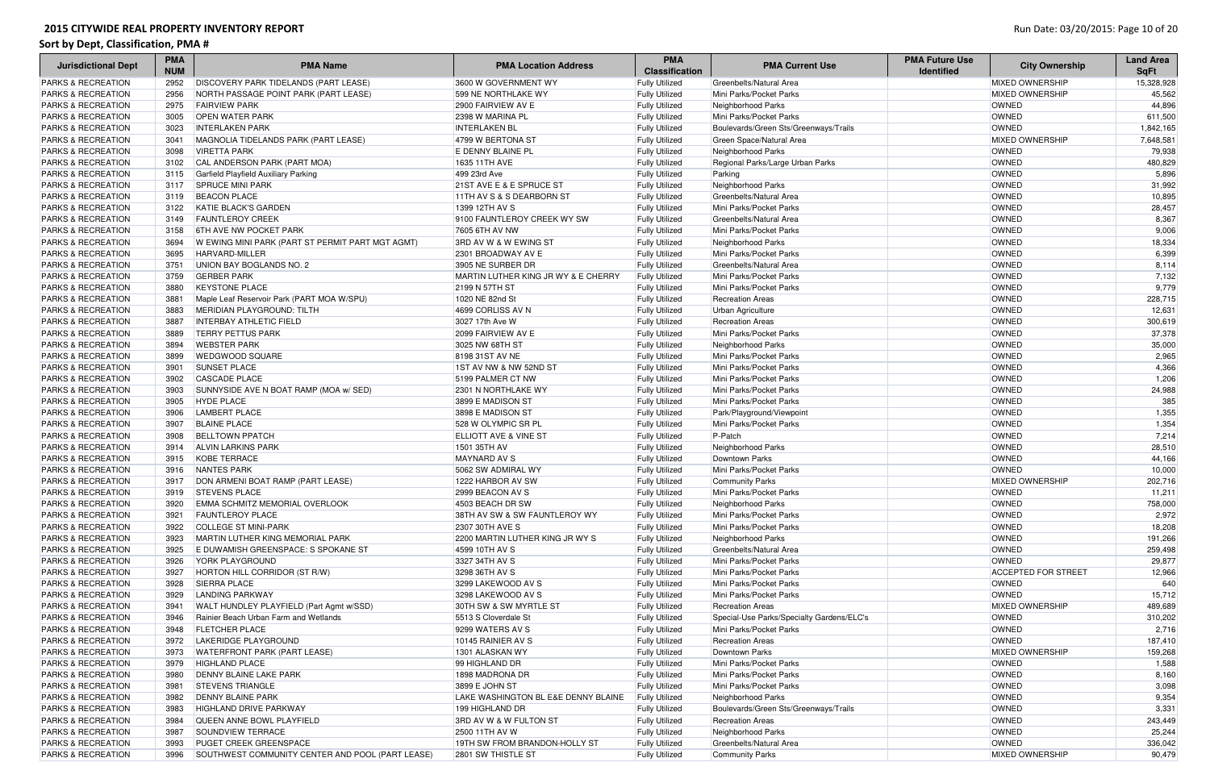## 2015 CITYWIDE REAL PROPERTY INVENTORY REPORT

**Sort by Dept, Classification, PMA #**

| Jurisdictional Dept | PMA NUM | PMA Name | PMA Location Address | PMA Classification | PMA Current Use | PMA Future Use Identified | City Ownership | Land Area SqFt |
|---|---|---|---|---|---|---|---|---|
| PARKS & RECREATION | 2952 | DISCOVERY PARK TIDELANDS (PART LEASE) | 3600 W GOVERNMENT WY | Fully Utilized | Greenbelts/Natural Area | | MIXED OWNERSHIP | 15,328,928 |
| PARKS & RECREATION | 2956 | NORTH PASSAGE POINT PARK (PART LEASE) | 599 NE NORTHLAKE WY | Fully Utilized | Mini Parks/Pocket Parks | | MIXED OWNERSHIP | 45,562 |
| PARKS & RECREATION | 2975 | FAIRVIEW PARK | 2900 FAIRVIEW AV E | Fully Utilized | Neighborhood Parks | | OWNED | 44,896 |
| PARKS & RECREATION | 3005 | OPEN WATER PARK | 2398 W MARINA PL | Fully Utilized | Mini Parks/Pocket Parks | | OWNED | 611,500 |
| PARKS & RECREATION | 3023 | INTERLAKEN PARK | INTERLAKEN BL | Fully Utilized | Boulevards/Green Sts/Greenways/Trails | | OWNED | 1,842,165 |
| PARKS & RECREATION | 3041 | MAGNOLIA TIDELANDS PARK (PART LEASE) | 4799 W BERTONA ST | Fully Utilized | Green Space/Natural Area | | MIXED OWNERSHIP | 7,648,581 |
| PARKS & RECREATION | 3098 | VIRETTA PARK | E DENNY BLAINE PL | Fully Utilized | Neighborhood Parks | | OWNED | 79,938 |
| PARKS & RECREATION | 3102 | CAL ANDERSON PARK (PART MOA) | 1635 11TH AVE | Fully Utilized | Regional Parks/Large Urban Parks | | OWNED | 480,829 |
| PARKS & RECREATION | 3115 | Garfield Playfield Auxiliary Parking | 499 23rd Ave | Fully Utilized | Parking | | OWNED | 5,896 |
| PARKS & RECREATION | 3117 | SPRUCE MINI PARK | 21ST AVE E & E SPRUCE ST | Fully Utilized | Neighborhood Parks | | OWNED | 31,992 |
| PARKS & RECREATION | 3119 | BEACON PLACE | 11TH AV S & S DEARBORN ST | Fully Utilized | Greenbelts/Natural Area | | OWNED | 10,895 |
| PARKS & RECREATION | 3122 | KATIE BLACK'S GARDEN | 1399 12TH AV S | Fully Utilized | Mini Parks/Pocket Parks | | OWNED | 28,457 |
| PARKS & RECREATION | 3149 | FAUNTLEROY CREEK | 9100 FAUNTLEROY CREEK WY SW | Fully Utilized | Greenbelts/Natural Area | | OWNED | 8,367 |
| PARKS & RECREATION | 3158 | 6TH AVE NW POCKET PARK | 7605 6TH AV NW | Fully Utilized | Mini Parks/Pocket Parks | | OWNED | 9,006 |
| PARKS & RECREATION | 3694 | W EWING MINI PARK (PART ST PERMIT PART MGT AGMT) | 3RD AV W & W EWING ST | Fully Utilized | Neighborhood Parks | | OWNED | 18,334 |
| PARKS & RECREATION | 3695 | HARVARD-MILLER | 2301 BROADWAY AV E | Fully Utilized | Mini Parks/Pocket Parks | | OWNED | 6,399 |
| PARKS & RECREATION | 3751 | UNION BAY BOGLANDS NO. 2 | 3905 NE SURBER DR | Fully Utilized | Greenbelts/Natural Area | | OWNED | 8,114 |
| PARKS & RECREATION | 3759 | GERBER PARK | MARTIN LUTHER KING JR WY & E CHERRY | Fully Utilized | Mini Parks/Pocket Parks | | OWNED | 7,132 |
| PARKS & RECREATION | 3880 | KEYSTONE PLACE | 2199 N 57TH ST | Fully Utilized | Mini Parks/Pocket Parks | | OWNED | 9,779 |
| PARKS & RECREATION | 3881 | Maple Leaf Reservoir Park (PART MOA W/SPU) | 1020 NE 82nd St | Fully Utilized | Recreation Areas | | OWNED | 228,715 |
| PARKS & RECREATION | 3883 | MERIDIAN PLAYGROUND: TILTH | 4699 CORLISS AV N | Fully Utilized | Urban Agriculture | | OWNED | 12,631 |
| PARKS & RECREATION | 3887 | INTERBAY ATHLETIC FIELD | 3027 17th Ave W | Fully Utilized | Recreation Areas | | OWNED | 300,619 |
| PARKS & RECREATION | 3889 | TERRY PETTUS PARK | 2099 FAIRVIEW AV E | Fully Utilized | Mini Parks/Pocket Parks | | OWNED | 37,378 |
| PARKS & RECREATION | 3894 | WEBSTER PARK | 3025 NW 68TH ST | Fully Utilized | Neighborhood Parks | | OWNED | 35,000 |
| PARKS & RECREATION | 3899 | WEDGWOOD SQUARE | 8198 31ST AV NE | Fully Utilized | Mini Parks/Pocket Parks | | OWNED | 2,965 |
| PARKS & RECREATION | 3901 | SUNSET PLACE | 1ST AV NW & NW 52ND ST | Fully Utilized | Mini Parks/Pocket Parks | | OWNED | 4,366 |
| PARKS & RECREATION | 3902 | CASCADE PLACE | 5199 PALMER CT NW | Fully Utilized | Mini Parks/Pocket Parks | | OWNED | 1,206 |
| PARKS & RECREATION | 3903 | SUNNYSIDE AVE N BOAT RAMP (MOA w/ SED) | 2301 N NORTHLAKE WY | Fully Utilized | Mini Parks/Pocket Parks | | OWNED | 24,988 |
| PARKS & RECREATION | 3905 | HYDE PLACE | 3899 E MADISON ST | Fully Utilized | Mini Parks/Pocket Parks | | OWNED | 385 |
| PARKS & RECREATION | 3906 | LAMBERT PLACE | 3898 E MADISON ST | Fully Utilized | Park/Playground/Viewpoint | | OWNED | 1,355 |
| PARKS & RECREATION | 3907 | BLAINE PLACE | 528 W OLYMPIC SR PL | Fully Utilized | Mini Parks/Pocket Parks | | OWNED | 1,354 |
| PARKS & RECREATION | 3908 | BELLTOWN PPATCH | ELLIOTT AVE & VINE ST | Fully Utilized | P-Patch | | OWNED | 7,214 |
| PARKS & RECREATION | 3914 | ALVIN LARKINS PARK | 1501 35TH AV | Fully Utilized | Neighborhood Parks | | OWNED | 28,510 |
| PARKS & RECREATION | 3915 | KOBE TERRACE | MAYNARD AV S | Fully Utilized | Downtown Parks | | OWNED | 44,166 |
| PARKS & RECREATION | 3916 | NANTES PARK | 5062 SW ADMIRAL WY | Fully Utilized | Mini Parks/Pocket Parks | | OWNED | 10,000 |
| PARKS & RECREATION | 3917 | DON ARMENI BOAT RAMP (PART LEASE) | 1222 HARBOR AV SW | Fully Utilized | Community Parks | | MIXED OWNERSHIP | 202,716 |
| PARKS & RECREATION | 3919 | STEVENS PLACE | 2999 BEACON AV S | Fully Utilized | Mini Parks/Pocket Parks | | OWNED | 11,211 |
| PARKS & RECREATION | 3920 | EMMA SCHMITZ MEMORIAL OVERLOOK | 4503 BEACH DR SW | Fully Utilized | Neighborhood Parks | | OWNED | 758,000 |
| PARKS & RECREATION | 3921 | FAUNTLEROY PLACE | 38TH AV SW & SW FAUNTLEROY WY | Fully Utilized | Mini Parks/Pocket Parks | | OWNED | 2,972 |
| PARKS & RECREATION | 3922 | COLLEGE ST MINI-PARK | 2307 30TH AVE S | Fully Utilized | Mini Parks/Pocket Parks | | OWNED | 18,208 |
| PARKS & RECREATION | 3923 | MARTIN LUTHER KING MEMORIAL PARK | 2200 MARTIN LUTHER KING JR WY S | Fully Utilized | Neighborhood Parks | | OWNED | 191,266 |
| PARKS & RECREATION | 3925 | E DUWAMISH GREENSPACE: S SPOKANE ST | 4599 10TH AV S | Fully Utilized | Greenbelts/Natural Area | | OWNED | 259,498 |
| PARKS & RECREATION | 3926 | YORK PLAYGROUND | 3327 34TH AV S | Fully Utilized | Mini Parks/Pocket Parks | | OWNED | 29,877 |
| PARKS & RECREATION | 3927 | HORTON HILL CORRIDOR (ST R/W) | 3298 36TH AV S | Fully Utilized | Mini Parks/Pocket Parks | | ACCEPTED FOR STREET | 12,966 |
| PARKS & RECREATION | 3928 | SIERRA PLACE | 3299 LAKEWOOD AV S | Fully Utilized | Mini Parks/Pocket Parks | | OWNED | 640 |
| PARKS & RECREATION | 3929 | LANDING PARKWAY | 3298 LAKEWOOD AV S | Fully Utilized | Mini Parks/Pocket Parks | | OWNED | 15,712 |
| PARKS & RECREATION | 3941 | WALT HUNDLEY PLAYFIELD (Part Agmt w/SSD) | 30TH SW & SW MYRTLE ST | Fully Utilized | Recreation Areas | | MIXED OWNERSHIP | 489,689 |
| PARKS & RECREATION | 3946 | Rainier Beach Urban Farm and Wetlands | 5513 S Cloverdale St | Fully Utilized | Special-Use Parks/Specialty Gardens/ELC's | | OWNED | 310,202 |
| PARKS & RECREATION | 3948 | FLETCHER PLACE | 9299 WATERS AV S | Fully Utilized | Mini Parks/Pocket Parks | | OWNED | 2,716 |
| PARKS & RECREATION | 3972 | LAKERIDGE PLAYGROUND | 10145 RAINIER AV S | Fully Utilized | Recreation Areas | | OWNED | 187,410 |
| PARKS & RECREATION | 3973 | WATERFRONT PARK (PART LEASE) | 1301 ALASKAN WY | Fully Utilized | Downtown Parks | | MIXED OWNERSHIP | 159,268 |
| PARKS & RECREATION | 3979 | HIGHLAND PLACE | 99 HIGHLAND DR | Fully Utilized | Mini Parks/Pocket Parks | | OWNED | 1,588 |
| PARKS & RECREATION | 3980 | DENNY BLAINE LAKE PARK | 1898 MADRONA DR | Fully Utilized | Mini Parks/Pocket Parks | | OWNED | 8,160 |
| PARKS & RECREATION | 3981 | STEVENS TRIANGLE | 3899 E JOHN ST | Fully Utilized | Mini Parks/Pocket Parks | | OWNED | 3,098 |
| PARKS & RECREATION | 3982 | DENNY BLAINE PARK | LAKE WASHINGTON BL E&E DENNY BLAINE | Fully Utilized | Neighborhood Parks | | OWNED | 9,354 |
| PARKS & RECREATION | 3983 | HIGHLAND DRIVE PARKWAY | 199 HIGHLAND DR | Fully Utilized | Boulevards/Green Sts/Greenways/Trails | | OWNED | 3,331 |
| PARKS & RECREATION | 3984 | QUEEN ANNE BOWL PLAYFIELD | 3RD AV W & W FULTON ST | Fully Utilized | Recreation Areas | | OWNED | 243,449 |
| PARKS & RECREATION | 3987 | SOUNDVIEW TERRACE | 2500 11TH AV W | Fully Utilized | Neighborhood Parks | | OWNED | 25,244 |
| PARKS & RECREATION | 3993 | PUGET CREEK GREENSPACE | 19TH SW FROM BRANDON-HOLLY ST | Fully Utilized | Greenbelts/Natural Area | | OWNED | 336,042 |
| PARKS & RECREATION | 3996 | SOUTHWEST COMMUNITY CENTER AND POOL (PART LEASE) | 2801 SW THISTLE ST | Fully Utilized | Community Parks | | MIXED OWNERSHIP | 90,479 |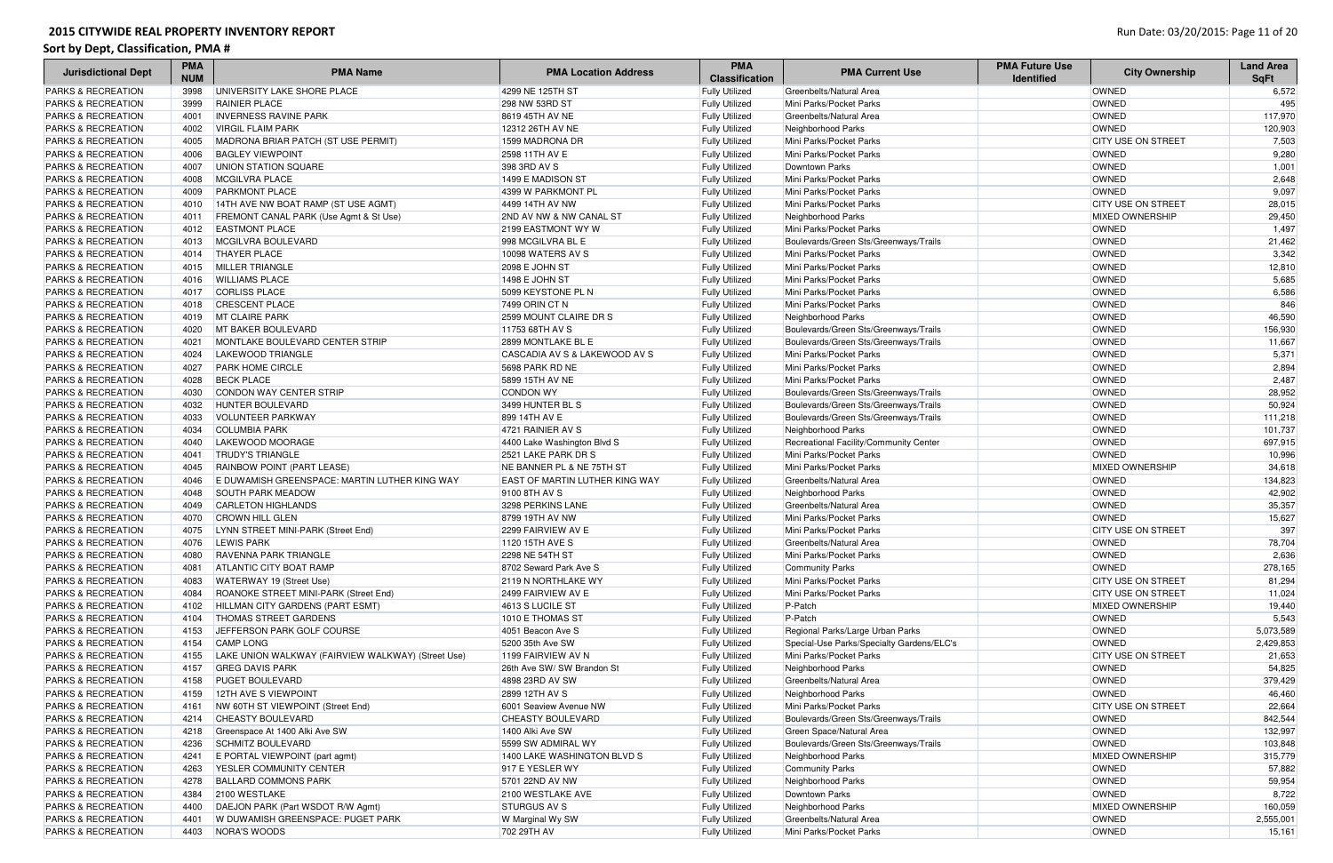# 2015 CITYWIDE REAL PROPERTY INVENTORY REPORT

## Sort by Dept, Classification, PMA #

| Jurisdictional Dept | PMA NUM | PMA Name | PMA Location Address | PMA Classification | PMA Current Use | PMA Future Use Identified | City Ownership | Land Area SqFt |
|---|---|---|---|---|---|---|---|---|
| PARKS & RECREATION | 3998 | UNIVERSITY LAKE SHORE PLACE | 4299 NE 125TH ST | Fully Utilized | Greenbelts/Natural Area | | OWNED | 6,572 |
| PARKS & RECREATION | 3999 | RAINIER PLACE | 298 NW 53RD ST | Fully Utilized | Mini Parks/Pocket Parks | | OWNED | 495 |
| PARKS & RECREATION | 4001 | INVERNESS RAVINE PARK | 8619 45TH AV NE | Fully Utilized | Greenbelts/Natural Area | | OWNED | 117,970 |
| PARKS & RECREATION | 4002 | VIRGIL FLAIM PARK | 12312 26TH AV NE | Fully Utilized | Neighborhood Parks | | OWNED | 120,903 |
| PARKS & RECREATION | 4005 | MADRONA BRIAR PATCH (ST USE PERMIT) | 1599 MADRONA DR | Fully Utilized | Mini Parks/Pocket Parks | | CITY USE ON STREET | 7,503 |
| PARKS & RECREATION | 4006 | BAGLEY VIEWPOINT | 2598 11TH AV E | Fully Utilized | Mini Parks/Pocket Parks | | OWNED | 9,280 |
| PARKS & RECREATION | 4007 | UNION STATION SQUARE | 398 3RD AV S | Fully Utilized | Downtown Parks | | OWNED | 1,001 |
| PARKS & RECREATION | 4008 | MCGILVRA PLACE | 1499 E MADISON ST | Fully Utilized | Mini Parks/Pocket Parks | | OWNED | 2,648 |
| PARKS & RECREATION | 4009 | PARKMONT PLACE | 4399 W PARKMONT PL | Fully Utilized | Mini Parks/Pocket Parks | | OWNED | 9,097 |
| PARKS & RECREATION | 4010 | 14TH AVE NW BOAT RAMP (ST USE AGMT) | 4499 14TH AV NW | Fully Utilized | Mini Parks/Pocket Parks | | CITY USE ON STREET | 28,015 |
| PARKS & RECREATION | 4011 | FREMONT CANAL PARK (Use Agmt & St Use) | 2ND AV NW & NW CANAL ST | Fully Utilized | Neighborhood Parks | | MIXED OWNERSHIP | 29,450 |
| PARKS & RECREATION | 4012 | EASTMONT PLACE | 2199 EASTMONT WY W | Fully Utilized | Mini Parks/Pocket Parks | | OWNED | 1,497 |
| PARKS & RECREATION | 4013 | MCGILVRA BOULEVARD | 998 MCGILVRA BL E | Fully Utilized | Boulevards/Green Sts/Greenways/Trails | | OWNED | 21,462 |
| PARKS & RECREATION | 4014 | THAYER PLACE | 10098 WATERS AV S | Fully Utilized | Mini Parks/Pocket Parks | | OWNED | 3,342 |
| PARKS & RECREATION | 4015 | MILLER TRIANGLE | 2098 E JOHN ST | Fully Utilized | Mini Parks/Pocket Parks | | OWNED | 12,810 |
| PARKS & RECREATION | 4016 | WILLIAMS PLACE | 1498 E JOHN ST | Fully Utilized | Mini Parks/Pocket Parks | | OWNED | 5,685 |
| PARKS & RECREATION | 4017 | CORLISS PLACE | 5099 KEYSTONE PL N | Fully Utilized | Mini Parks/Pocket Parks | | OWNED | 6,586 |
| PARKS & RECREATION | 4018 | CRESCENT PLACE | 7499 ORIN CT N | Fully Utilized | Mini Parks/Pocket Parks | | OWNED | 846 |
| PARKS & RECREATION | 4019 | MT CLAIRE PARK | 2599 MOUNT CLAIRE DR S | Fully Utilized | Neighborhood Parks | | OWNED | 46,590 |
| PARKS & RECREATION | 4020 | MT BAKER BOULEVARD | 11753 68TH AV S | Fully Utilized | Boulevards/Green Sts/Greenways/Trails | | OWNED | 156,930 |
| PARKS & RECREATION | 4021 | MONTLAKE BOULEVARD CENTER STRIP | 2899 MONTLAKE BL E | Fully Utilized | Boulevards/Green Sts/Greenways/Trails | | OWNED | 11,667 |
| PARKS & RECREATION | 4024 | LAKEWOOD TRIANGLE | CASCADIA AV S & LAKEWOOD AV S | Fully Utilized | Mini Parks/Pocket Parks | | OWNED | 5,371 |
| PARKS & RECREATION | 4027 | PARK HOME CIRCLE | 5698 PARK RD NE | Fully Utilized | Mini Parks/Pocket Parks | | OWNED | 2,894 |
| PARKS & RECREATION | 4028 | BECK PLACE | 5899 15TH AV NE | Fully Utilized | Mini Parks/Pocket Parks | | OWNED | 2,487 |
| PARKS & RECREATION | 4030 | CONDON WAY CENTER STRIP | CONDON WY | Fully Utilized | Boulevards/Green Sts/Greenways/Trails | | OWNED | 28,952 |
| PARKS & RECREATION | 4032 | HUNTER BOULEVARD | 3499 HUNTER BL S | Fully Utilized | Boulevards/Green Sts/Greenways/Trails | | OWNED | 50,924 |
| PARKS & RECREATION | 4033 | VOLUNTEER PARKWAY | 899 14TH AV E | Fully Utilized | Boulevards/Green Sts/Greenways/Trails | | OWNED | 111,218 |
| PARKS & RECREATION | 4034 | COLUMBIA PARK | 4721 RAINIER AV S | Fully Utilized | Neighborhood Parks | | OWNED | 101,737 |
| PARKS & RECREATION | 4040 | LAKEWOOD MOORAGE | 4400 Lake Washington Blvd S | Fully Utilized | Recreational Facility/Community Center | | OWNED | 697,915 |
| PARKS & RECREATION | 4041 | TRUDY'S TRIANGLE | 2521 LAKE PARK DR S | Fully Utilized | Mini Parks/Pocket Parks | | OWNED | 10,996 |
| PARKS & RECREATION | 4045 | RAINBOW POINT (PART LEASE) | NE BANNER PL & NE 75TH ST | Fully Utilized | Mini Parks/Pocket Parks | | MIXED OWNERSHIP | 34,618 |
| PARKS & RECREATION | 4046 | E DUWAMISH GREENSPACE: MARTIN LUTHER KING WAY | EAST OF MARTIN LUTHER KING WAY | Fully Utilized | Greenbelts/Natural Area | | OWNED | 134,823 |
| PARKS & RECREATION | 4048 | SOUTH PARK MEADOW | 9100 8TH AV S | Fully Utilized | Neighborhood Parks | | OWNED | 42,902 |
| PARKS & RECREATION | 4049 | CARLETON HIGHLANDS | 3298 PERKINS LANE | Fully Utilized | Greenbelts/Natural Area | | OWNED | 35,357 |
| PARKS & RECREATION | 4070 | CROWN HILL GLEN | 8799 19TH AV NW | Fully Utilized | Mini Parks/Pocket Parks | | OWNED | 15,627 |
| PARKS & RECREATION | 4075 | LYNN STREET MINI-PARK (Street End) | 2299 FAIRVIEW AV E | Fully Utilized | Mini Parks/Pocket Parks | | CITY USE ON STREET | 397 |
| PARKS & RECREATION | 4076 | LEWIS PARK | 1120 15TH AVE S | Fully Utilized | Greenbelts/Natural Area | | OWNED | 78,704 |
| PARKS & RECREATION | 4080 | RAVENNA PARK TRIANGLE | 2298 NE 54TH ST | Fully Utilized | Mini Parks/Pocket Parks | | OWNED | 2,636 |
| PARKS & RECREATION | 4081 | ATLANTIC CITY BOAT RAMP | 8702 Seward Park Ave S | Fully Utilized | Community Parks | | OWNED | 278,165 |
| PARKS & RECREATION | 4083 | WATERWAY 19 (Street Use) | 2119 N NORTHLAKE WY | Fully Utilized | Mini Parks/Pocket Parks | | CITY USE ON STREET | 81,294 |
| PARKS & RECREATION | 4084 | ROANOKE STREET MINI-PARK (Street End) | 2499 FAIRVIEW AV E | Fully Utilized | Mini Parks/Pocket Parks | | CITY USE ON STREET | 11,024 |
| PARKS & RECREATION | 4102 | HILLMAN CITY GARDENS (PART ESMT) | 4613 S LUCILE ST | Fully Utilized | P-Patch | | MIXED OWNERSHIP | 19,440 |
| PARKS & RECREATION | 4104 | THOMAS STREET GARDENS | 1010 E THOMAS ST | Fully Utilized | P-Patch | | OWNED | 5,543 |
| PARKS & RECREATION | 4153 | JEFFERSON PARK GOLF COURSE | 4051 Beacon Ave S | Fully Utilized | Regional Parks/Large Urban Parks | | OWNED | 5,073,589 |
| PARKS & RECREATION | 4154 | CAMP LONG | 5200 35th Ave SW | Fully Utilized | Special-Use Parks/Specialty Gardens/ELC's | | OWNED | 2,429,853 |
| PARKS & RECREATION | 4155 | LAKE UNION WALKWAY (FAIRVIEW WALKWAY) (Street Use) | 1199 FAIRVIEW AV N | Fully Utilized | Mini Parks/Pocket Parks | | CITY USE ON STREET | 21,653 |
| PARKS & RECREATION | 4157 | GREG DAVIS PARK | 26th Ave SW/ SW Brandon St | Fully Utilized | Neighborhood Parks | | OWNED | 54,825 |
| PARKS & RECREATION | 4158 | PUGET BOULEVARD | 4898 23RD AV SW | Fully Utilized | Greenbelts/Natural Area | | OWNED | 379,429 |
| PARKS & RECREATION | 4159 | 12TH AVE S VIEWPOINT | 2899 12TH AV S | Fully Utilized | Neighborhood Parks | | OWNED | 46,460 |
| PARKS & RECREATION | 4161 | NW 60TH ST VIEWPOINT (Street End) | 6001 Seaview Avenue NW | Fully Utilized | Mini Parks/Pocket Parks | | CITY USE ON STREET | 22,664 |
| PARKS & RECREATION | 4214 | CHEASTY BOULEVARD | CHEASTY BOULEVARD | Fully Utilized | Boulevards/Green Sts/Greenways/Trails | | OWNED | 842,544 |
| PARKS & RECREATION | 4218 | Greenspace At 1400 Alki Ave SW | 1400 Alki Ave SW | Fully Utilized | Green Space/Natural Area | | OWNED | 132,997 |
| PARKS & RECREATION | 4236 | SCHMITZ BOULEVARD | 5599 SW ADMIRAL WY | Fully Utilized | Boulevards/Green Sts/Greenways/Trails | | OWNED | 103,848 |
| PARKS & RECREATION | 4241 | E PORTAL VIEWPOINT (part agmt) | 1400 LAKE WASHINGTON BLVD S | Fully Utilized | Neighborhood Parks | | MIXED OWNERSHIP | 315,779 |
| PARKS & RECREATION | 4263 | YESLER COMMUNITY CENTER | 917 E YESLER WY | Fully Utilized | Community Parks | | OWNED | 57,882 |
| PARKS & RECREATION | 4278 | BALLARD COMMONS PARK | 5701 22ND AV NW | Fully Utilized | Neighborhood Parks | | OWNED | 59,954 |
| PARKS & RECREATION | 4384 | 2100 WESTLAKE | 2100 WESTLAKE AVE | Fully Utilized | Downtown Parks | | OWNED | 8,722 |
| PARKS & RECREATION | 4400 | DAEJON PARK (Part WSDOT R/W Agmt) | STURGUS AV S | Fully Utilized | Neighborhood Parks | | MIXED OWNERSHIP | 160,059 |
| PARKS & RECREATION | 4401 | W DUWAMISH GREENSPACE: PUGET PARK | W Marginal Wy SW | Fully Utilized | Greenbelts/Natural Area | | OWNED | 2,555,001 |
| PARKS & RECREATION | 4403 | NORA'S WOODS | 702 29TH AV | Fully Utilized | Mini Parks/Pocket Parks | | OWNED | 15,161 |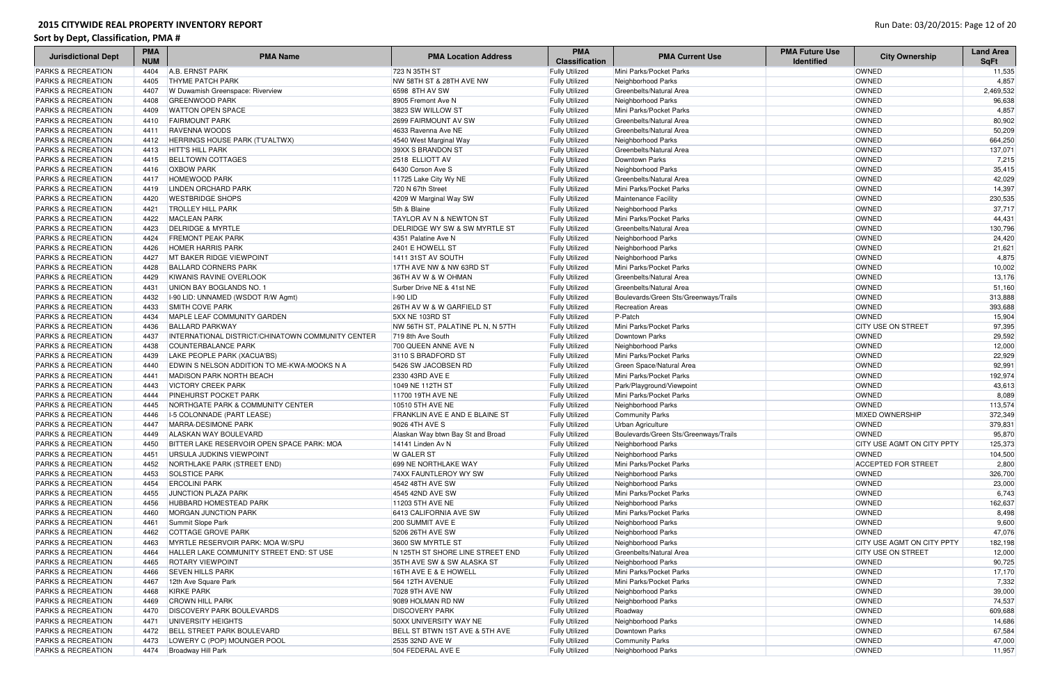# 2015 CITYWIDE REAL PROPERTY INVENTORY REPORT

## Sort by Dept, Classification, PMA #

| Jurisdictional Dept | PMA NUM | PMA Name | PMA Location Address | PMA Classification | PMA Current Use | PMA Future Use Identified | City Ownership | Land Area SqFt |
|---|---|---|---|---|---|---|---|---|
| PARKS & RECREATION | 4404 | A.B. ERNST PARK | 723 N 35TH ST | Fully Utilized | Mini Parks/Pocket Parks | | OWNED | 11,535 |
| PARKS & RECREATION | 4405 | THYME PATCH PARK | NW 58TH ST & 28TH AVE NW | Fully Utilized | Neighborhood Parks | | OWNED | 4,857 |
| PARKS & RECREATION | 4407 | W Duwamish Greenspace: Riverview | 6598 8TH AV SW | Fully Utilized | Greenbelts/Natural Area | | OWNED | 2,469,532 |
| PARKS & RECREATION | 4408 | GREENWOOD PARK | 8905 Fremont Ave N | Fully Utilized | Neighborhood Parks | | OWNED | 96,638 |
| PARKS & RECREATION | 4409 | WATTON OPEN SPACE | 3823 SW WILLOW ST | Fully Utilized | Mini Parks/Pocket Parks | | OWNED | 4,857 |
| PARKS & RECREATION | 4410 | FAIRMOUNT PARK | 2699 FAIRMOUNT AV SW | Fully Utilized | Greenbelts/Natural Area | | OWNED | 80,902 |
| PARKS & RECREATION | 4411 | RAVENNA WOODS | 4633 Ravenna Ave NE | Fully Utilized | Greenbelts/Natural Area | | OWNED | 50,209 |
| PARKS & RECREATION | 4412 | HERRINGS HOUSE PARK (T'U'ALTWX) | 4540 West Marginal Way | Fully Utilized | Neighborhood Parks | | OWNED | 664,250 |
| PARKS & RECREATION | 4413 | HITT'S HILL PARK | 39XX S BRANDON ST | Fully Utilized | Greenbelts/Natural Area | | OWNED | 137,071 |
| PARKS & RECREATION | 4415 | BELLTOWN COTTAGES | 2518 ELLIOTT AV | Fully Utilized | Downtown Parks | | OWNED | 7,215 |
| PARKS & RECREATION | 4416 | OXBOW PARK | 6430 Corson Ave S | Fully Utilized | Neighborhood Parks | | OWNED | 35,415 |
| PARKS & RECREATION | 4417 | HOMEWOOD PARK | 11725 Lake City Wy NE | Fully Utilized | Greenbelts/Natural Area | | OWNED | 42,029 |
| PARKS & RECREATION | 4419 | LINDEN ORCHARD PARK | 720 N 67th Street | Fully Utilized | Mini Parks/Pocket Parks | | OWNED | 14,397 |
| PARKS & RECREATION | 4420 | WESTBRIDGE SHOPS | 4209 W Marginal Way SW | Fully Utilized | Maintenance Facility | | OWNED | 230,535 |
| PARKS & RECREATION | 4421 | TROLLEY HILL PARK | 5th & Blaine | Fully Utilized | Neighborhood Parks | | OWNED | 37,717 |
| PARKS & RECREATION | 4422 | MACLEAN PARK | TAYLOR AV N & NEWTON ST | Fully Utilized | Mini Parks/Pocket Parks | | OWNED | 44,431 |
| PARKS & RECREATION | 4423 | DELRIDGE & MYRTLE | DELRIDGE WY SW & SW MYRTLE ST | Fully Utilized | Greenbelts/Natural Area | | OWNED | 130,796 |
| PARKS & RECREATION | 4424 | FREMONT PEAK PARK | 4351 Palatine Ave N | Fully Utilized | Neighborhood Parks | | OWNED | 24,420 |
| PARKS & RECREATION | 4426 | HOMER HARRIS PARK | 2401 E HOWELL ST | Fully Utilized | Neighborhood Parks | | OWNED | 21,621 |
| PARKS & RECREATION | 4427 | MT BAKER RIDGE VIEWPOINT | 1411 31ST AV SOUTH | Fully Utilized | Neighborhood Parks | | OWNED | 4,875 |
| PARKS & RECREATION | 4428 | BALLARD CORNERS PARK | 17TH AVE NW & NW 63RD ST | Fully Utilized | Mini Parks/Pocket Parks | | OWNED | 10,002 |
| PARKS & RECREATION | 4429 | KIWANIS RAVINE OVERLOOK | 36TH AV W & W OHMAN | Fully Utilized | Greenbelts/Natural Area | | OWNED | 13,176 |
| PARKS & RECREATION | 4431 | UNION BAY BOGLANDS NO. 1 | Surber Drive NE & 41st NE | Fully Utilized | Greenbelts/Natural Area | | OWNED | 51,160 |
| PARKS & RECREATION | 4432 | I-90 LID: UNNAMED (WSDOT R/W Agmt) | I-90 LID | Fully Utilized | Boulevards/Green Sts/Greenways/Trails | | OWNED | 313,888 |
| PARKS & RECREATION | 4433 | SMITH COVE PARK | 26TH AV W & W GARFIELD ST | Fully Utilized | Recreation Areas | | OWNED | 393,688 |
| PARKS & RECREATION | 4434 | MAPLE LEAF COMMUNITY GARDEN | 5XX NE 103RD ST | Fully Utilized | P-Patch | | OWNED | 15,904 |
| PARKS & RECREATION | 4436 | BALLARD PARKWAY | NW 56TH ST, PALATINE PL N, N 57TH | Fully Utilized | Mini Parks/Pocket Parks | | CITY USE ON STREET | 97,395 |
| PARKS & RECREATION | 4437 | INTERNATIONAL DISTRICT/CHINATOWN COMMUNITY CENTER | 719 8th Ave South | Fully Utilized | Downtown Parks | | OWNED | 29,592 |
| PARKS & RECREATION | 4438 | COUNTERBALANCE PARK | 700 QUEEN ANNE AVE N | Fully Utilized | Neighborhood Parks | | OWNED | 12,000 |
| PARKS & RECREATION | 4439 | LAKE PEOPLE PARK (XACUA'BS) | 3110 S BRADFORD ST | Fully Utilized | Mini Parks/Pocket Parks | | OWNED | 22,929 |
| PARKS & RECREATION | 4440 | EDWIN S NELSON ADDITION TO ME-KWA-MOOKS N A | 5426 SW JACOBSEN RD | Fully Utilized | Green Space/Natural Area | | OWNED | 92,991 |
| PARKS & RECREATION | 4441 | MADISON PARK NORTH BEACH | 2330 43RD AVE E | Fully Utilized | Mini Parks/Pocket Parks | | OWNED | 192,974 |
| PARKS & RECREATION | 4443 | VICTORY CREEK PARK | 1049 NE 112TH ST | Fully Utilized | Park/Playground/Viewpoint | | OWNED | 43,613 |
| PARKS & RECREATION | 4444 | PINEHURST POCKET PARK | 11700 19TH AVE NE | Fully Utilized | Mini Parks/Pocket Parks | | OWNED | 8,089 |
| PARKS & RECREATION | 4445 | NORTHGATE PARK & COMMUNITY CENTER | 10510 5TH AVE NE | Fully Utilized | Neighborhood Parks | | OWNED | 113,574 |
| PARKS & RECREATION | 4446 | I-5 COLONNADE (PART LEASE) | FRANKLIN AVE E AND E BLAINE ST | Fully Utilized | Community Parks | | MIXED OWNERSHIP | 372,349 |
| PARKS & RECREATION | 4447 | MARRA-DESIMONE PARK | 9026 4TH AVE S | Fully Utilized | Urban Agriculture | | OWNED | 379,831 |
| PARKS & RECREATION | 4449 | ALASKAN WAY BOULEVARD | Alaskan Way btwn Bay St and Broad | Fully Utilized | Boulevards/Green Sts/Greenways/Trails | | OWNED | 95,870 |
| PARKS & RECREATION | 4450 | BITTER LAKE RESERVOIR OPEN SPACE PARK: MOA | 14141 Linden Av N | Fully Utilized | Neighborhood Parks | | CITY USE AGMT ON CITY PPTY | 125,373 |
| PARKS & RECREATION | 4451 | URSULA JUDKINS VIEWPOINT | W GALER ST | Fully Utilized | Neighborhood Parks | | OWNED | 104,500 |
| PARKS & RECREATION | 4452 | NORTHLAKE PARK (STREET END) | 699 NE NORTHLAKE WAY | Fully Utilized | Mini Parks/Pocket Parks | | ACCEPTED FOR STREET | 2,800 |
| PARKS & RECREATION | 4453 | SOLSTICE PARK | 74XX FAUNTLEROY WY SW | Fully Utilized | Neighborhood Parks | | OWNED | 326,700 |
| PARKS & RECREATION | 4454 | ERCOLINI PARK | 4542 48TH AVE SW | Fully Utilized | Neighborhood Parks | | OWNED | 23,000 |
| PARKS & RECREATION | 4455 | JUNCTION PLAZA PARK | 4545 42ND AVE SW | Fully Utilized | Mini Parks/Pocket Parks | | OWNED | 6,743 |
| PARKS & RECREATION | 4456 | HUBBARD HOMESTEAD PARK | 11203 5TH AVE NE | Fully Utilized | Neighborhood Parks | | OWNED | 162,637 |
| PARKS & RECREATION | 4460 | MORGAN JUNCTION PARK | 6413 CALIFORNIA AVE SW | Fully Utilized | Mini Parks/Pocket Parks | | OWNED | 8,498 |
| PARKS & RECREATION | 4461 | Summit Slope Park | 200 SUMMIT AVE E | Fully Utilized | Neighborhood Parks | | OWNED | 9,600 |
| PARKS & RECREATION | 4462 | COTTAGE GROVE PARK | 5206 26TH AVE SW | Fully Utilized | Neighborhood Parks | | OWNED | 47,076 |
| PARKS & RECREATION | 4463 | MYRTLE RESERVOIR PARK: MOA W/SPU | 3600 SW MYRTLE ST | Fully Utilized | Neighborhood Parks | | CITY USE AGMT ON CITY PPTY | 182,198 |
| PARKS & RECREATION | 4464 | HALLER LAKE COMMUNITY STREET END: ST USE | N 125TH ST SHORE LINE STREET END | Fully Utilized | Greenbelts/Natural Area | | CITY USE ON STREET | 12,000 |
| PARKS & RECREATION | 4465 | ROTARY VIEWPOINT | 35TH AVE SW & SW ALASKA ST | Fully Utilized | Neighborhood Parks | | OWNED | 90,725 |
| PARKS & RECREATION | 4466 | SEVEN HILLS PARK | 16TH AVE E & E HOWELL | Fully Utilized | Mini Parks/Pocket Parks | | OWNED | 17,170 |
| PARKS & RECREATION | 4467 | 12th Ave Square Park | 564 12TH AVENUE | Fully Utilized | Mini Parks/Pocket Parks | | OWNED | 7,332 |
| PARKS & RECREATION | 4468 | KIRKE PARK | 7028 9TH AVE NW | Fully Utilized | Neighborhood Parks | | OWNED | 39,000 |
| PARKS & RECREATION | 4469 | CROWN HILL PARK | 9089 HOLMAN RD NW | Fully Utilized | Neighborhood Parks | | OWNED | 74,537 |
| PARKS & RECREATION | 4470 | DISCOVERY PARK BOULEVARDS | DISCOVERY PARK | Fully Utilized | Roadway | | OWNED | 609,688 |
| PARKS & RECREATION | 4471 | UNIVERSITY HEIGHTS | 50XX UNIVERSITY WAY NE | Fully Utilized | Neighborhood Parks | | OWNED | 14,686 |
| PARKS & RECREATION | 4472 | BELL STREET PARK BOULEVARD | BELL ST BTWN 1ST AVE & 5TH AVE | Fully Utilized | Downtown Parks | | OWNED | 67,584 |
| PARKS & RECREATION | 4473 | LOWERY C (POP) MOUNGER POOL | 2535 32ND AVE W | Fully Utilized | Community Parks | | OWNED | 47,000 |
| PARKS & RECREATION | 4474 | Broadway Hill Park | 504 FEDERAL AVE E | Fully Utilized | Neighborhood Parks | | OWNED | 11,957 |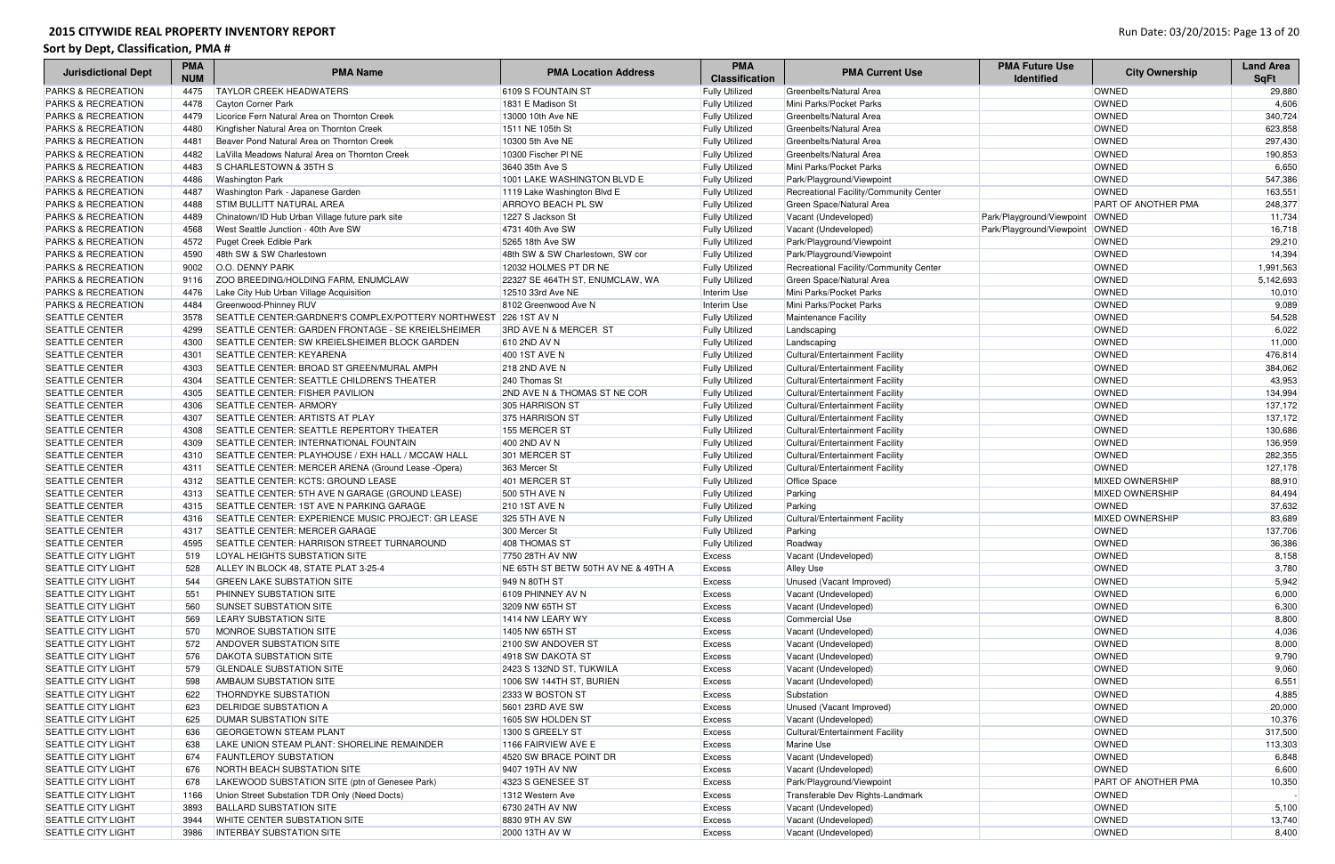# 2015 CITYWIDE REAL PROPERTY INVENTORY REPORT

## Sort by Dept, Classification, PMA #

| Jurisdictional Dept | PMA NUM | PMA Name | PMA Location Address | PMA Classification | PMA Current Use | PMA Future Use Identified | City Ownership | Land Area SqFt |
|---|---|---|---|---|---|---|---|---|
| PARKS & RECREATION | 4475 | TAYLOR CREEK HEADWATERS | 6109 S FOUNTAIN ST | Fully Utilized | Greenbelts/Natural Area | | OWNED | 29,880 |
| PARKS & RECREATION | 4478 | Cayton Corner Park | 1831 E Madison St | Fully Utilized | Mini Parks/Pocket Parks | | OWNED | 4,606 |
| PARKS & RECREATION | 4479 | Licorice Fern Natural Area on Thornton Creek | 13000 10th Ave NE | Fully Utilized | Greenbelts/Natural Area | | OWNED | 340,724 |
| PARKS & RECREATION | 4480 | Kingfisher Natural Area on Thornton Creek | 1511 NE 105th St | Fully Utilized | Greenbelts/Natural Area | | OWNED | 623,858 |
| PARKS & RECREATION | 4481 | Beaver Pond Natural Area on Thornton Creek | 10300 5th Ave NE | Fully Utilized | Greenbelts/Natural Area | | OWNED | 297,430 |
| PARKS & RECREATION | 4482 | LaVilla Meadows Natural Area on Thornton Creek | 10300 Fischer Pl NE | Fully Utilized | Greenbelts/Natural Area | | OWNED | 190,853 |
| PARKS & RECREATION | 4483 | S CHARLESTOWN & 35TH S | 3640 35th Ave S | Fully Utilized | Mini Parks/Pocket Parks | | OWNED | 6,650 |
| PARKS & RECREATION | 4486 | Washington Park | 1001 LAKE WASHINGTON BLVD E | Fully Utilized | Park/Playground/Viewpoint | | OWNED | 547,386 |
| PARKS & RECREATION | 4487 | Washington Park - Japanese Garden | 1119 Lake Washington Blvd E | Fully Utilized | Recreational Facility/Community Center | | OWNED | 163,551 |
| PARKS & RECREATION | 4488 | STIM BULLITT NATURAL AREA | ARROYO BEACH PL SW | Fully Utilized | Green Space/Natural Area | | PART OF ANOTHER PMA | 248,377 |
| PARKS & RECREATION | 4489 | Chinatown/ID Hub Urban Village future park site | 1227 S Jackson St | Fully Utilized | Vacant (Undeveloped) | Park/Playground/Viewpoint | OWNED | 11,734 |
| PARKS & RECREATION | 4568 | West Seattle Junction - 40th Ave SW | 4731 40th Ave SW | Fully Utilized | Vacant (Undeveloped) | Park/Playground/Viewpoint | OWNED | 16,718 |
| PARKS & RECREATION | 4572 | Puget Creek Edible Park | 5265 18th Ave SW | Fully Utilized | Park/Playground/Viewpoint | | OWNED | 29,210 |
| PARKS & RECREATION | 4590 | 48th SW & SW Charlestown | 48th SW & SW Charlestown, SW cor | Fully Utilized | Park/Playground/Viewpoint | | OWNED | 14,394 |
| PARKS & RECREATION | 9002 | O.O. DENNY PARK | 12032 HOLMES PT DR NE | Fully Utilized | Recreational Facility/Community Center | | OWNED | 1,991,563 |
| PARKS & RECREATION | 9116 | ZOO BREEDING/HOLDING FARM, ENUMCLAW | 22327 SE 464TH ST, ENUMCLAW, WA | Fully Utilized | Green Space/Natural Area | | OWNED | 5,142,693 |
| PARKS & RECREATION | 4476 | Lake City Hub Urban Village Acquisition | 12510 33rd Ave NE | Interim Use | Mini Parks/Pocket Parks | | OWNED | 10,010 |
| PARKS & RECREATION | 4484 | Greenwood-Phinney RUV | 8102 Greenwood Ave N | Interim Use | Mini Parks/Pocket Parks | | OWNED | 9,089 |
| SEATTLE CENTER | 3578 | SEATTLE CENTER:GARDNER'S COMPLEX/POTTERY NORTHWEST | 226 1ST AV N | Fully Utilized | Maintenance Facility | | OWNED | 54,528 |
| SEATTLE CENTER | 4299 | SEATTLE CENTER: GARDEN FRONTAGE - SE KREIELSHEIMER | 3RD AVE N & MERCER ST | Fully Utilized | Landscaping | | OWNED | 6,022 |
| SEATTLE CENTER | 4300 | SEATTLE CENTER: SW KREIELSHEIMER BLOCK GARDEN | 610 2ND AV N | Fully Utilized | Landscaping | | OWNED | 11,000 |
| SEATTLE CENTER | 4301 | SEATTLE CENTER: KEYARENA | 400 1ST AVE N | Fully Utilized | Cultural/Entertainment Facility | | OWNED | 476,814 |
| SEATTLE CENTER | 4303 | SEATTLE CENTER: BROAD ST GREEN/MURAL AMPH | 218 2ND AVE N | Fully Utilized | Cultural/Entertainment Facility | | OWNED | 384,062 |
| SEATTLE CENTER | 4304 | SEATTLE CENTER: SEATTLE CHILDREN'S THEATER | 240 Thomas St | Fully Utilized | Cultural/Entertainment Facility | | OWNED | 43,953 |
| SEATTLE CENTER | 4305 | SEATTLE CENTER: FISHER PAVILION | 2ND AVE N & THOMAS ST NE COR | Fully Utilized | Cultural/Entertainment Facility | | OWNED | 134,994 |
| SEATTLE CENTER | 4306 | SEATTLE CENTER- ARMORY | 305 HARRISON ST | Fully Utilized | Cultural/Entertainment Facility | | OWNED | 137,172 |
| SEATTLE CENTER | 4307 | SEATTLE CENTER: ARTISTS AT PLAY | 375 HARRISON ST | Fully Utilized | Cultural/Entertainment Facility | | OWNED | 137,172 |
| SEATTLE CENTER | 4308 | SEATTLE CENTER: SEATTLE REPERTORY THEATER | 155 MERCER ST | Fully Utilized | Cultural/Entertainment Facility | | OWNED | 130,686 |
| SEATTLE CENTER | 4309 | SEATTLE CENTER: INTERNATIONAL FOUNTAIN | 400 2ND AV N | Fully Utilized | Cultural/Entertainment Facility | | OWNED | 136,959 |
| SEATTLE CENTER | 4310 | SEATTLE CENTER: PLAYHOUSE / EXH HALL / MCCAW HALL | 301 MERCER ST | Fully Utilized | Cultural/Entertainment Facility | | OWNED | 282,355 |
| SEATTLE CENTER | 4311 | SEATTLE CENTER: MERCER ARENA (Ground Lease -Opera) | 363 Mercer St | Fully Utilized | Cultural/Entertainment Facility | | OWNED | 127,178 |
| SEATTLE CENTER | 4312 | SEATTLE CENTER: KCTS: GROUND LEASE | 401 MERCER ST | Fully Utilized | Office Space | | MIXED OWNERSHIP | 88,910 |
| SEATTLE CENTER | 4313 | SEATTLE CENTER: 5TH AVE N GARAGE (GROUND LEASE) | 500 5TH AVE N | Fully Utilized | Parking | | MIXED OWNERSHIP | 84,494 |
| SEATTLE CENTER | 4315 | SEATTLE CENTER: 1ST AVE N PARKING GARAGE | 210 1ST AVE N | Fully Utilized | Parking | | OWNED | 37,632 |
| SEATTLE CENTER | 4316 | SEATTLE CENTER: EXPERIENCE MUSIC PROJECT: GR LEASE | 325 5TH AVE N | Fully Utilized | Cultural/Entertainment Facility | | MIXED OWNERSHIP | 83,689 |
| SEATTLE CENTER | 4317 | SEATTLE CENTER: MERCER GARAGE | 300 Mercer St | Fully Utilized | Parking | | OWNED | 137,706 |
| SEATTLE CENTER | 4595 | SEATTLE CENTER: HARRISON STREET TURNAROUND | 408 THOMAS ST | Fully Utilized | Roadway | | OWNED | 36,386 |
| SEATTLE CITY LIGHT | 519 | LOYAL HEIGHTS SUBSTATION SITE | 7750 28TH AV NW | Excess | Vacant (Undeveloped) | | OWNED | 8,158 |
| SEATTLE CITY LIGHT | 528 | ALLEY IN BLOCK 48, STATE PLAT 3-25-4 | NE 65TH ST BETW 50TH AV NE & 49TH A | Excess | Alley Use | | OWNED | 3,780 |
| SEATTLE CITY LIGHT | 544 | GREEN LAKE SUBSTATION SITE | 949 N 80TH ST | Excess | Unused (Vacant Improved) | | OWNED | 5,942 |
| SEATTLE CITY LIGHT | 551 | PHINNEY SUBSTATION SITE | 6109 PHINNEY AV N | Excess | Vacant (Undeveloped) | | OWNED | 6,000 |
| SEATTLE CITY LIGHT | 560 | SUNSET SUBSTATION SITE | 3209 NW 65TH ST | Excess | Vacant (Undeveloped) | | OWNED | 6,300 |
| SEATTLE CITY LIGHT | 569 | LEARY SUBSTATION SITE | 1414 NW LEARY WY | Excess | Commercial Use | | OWNED | 8,800 |
| SEATTLE CITY LIGHT | 570 | MONROE SUBSTATION SITE | 1405 NW 65TH ST | Excess | Vacant (Undeveloped) | | OWNED | 4,036 |
| SEATTLE CITY LIGHT | 572 | ANDOVER SUBSTATION SITE | 2100 SW ANDOVER ST | Excess | Vacant (Undeveloped) | | OWNED | 8,000 |
| SEATTLE CITY LIGHT | 576 | DAKOTA SUBSTATION SITE | 4918 SW DAKOTA ST | Excess | Vacant (Undeveloped) | | OWNED | 9,790 |
| SEATTLE CITY LIGHT | 579 | GLENDALE SUBSTATION SITE | 2423 S 132ND ST, TUKWILA | Excess | Vacant (Undeveloped) | | OWNED | 9,060 |
| SEATTLE CITY LIGHT | 598 | AMBAUM SUBSTATION SITE | 1006 SW 144TH ST, BURIEN | Excess | Vacant (Undeveloped) | | OWNED | 6,551 |
| SEATTLE CITY LIGHT | 622 | THORNDYKE SUBSTATION | 2333 W BOSTON ST | Excess | Substation | | OWNED | 4,885 |
| SEATTLE CITY LIGHT | 623 | DELRIDGE SUBSTATION A | 5601 23RD AVE SW | Excess | Unused (Vacant Improved) | | OWNED | 20,000 |
| SEATTLE CITY LIGHT | 625 | DUMAR SUBSTATION SITE | 1605 SW HOLDEN ST | Excess | Vacant (Undeveloped) | | OWNED | 10,376 |
| SEATTLE CITY LIGHT | 636 | GEORGETOWN STEAM PLANT | 1300 S GREELY ST | Excess | Cultural/Entertainment Facility | | OWNED | 317,500 |
| SEATTLE CITY LIGHT | 638 | LAKE UNION STEAM PLANT: SHORELINE REMAINDER | 1166 FAIRVIEW AVE E | Excess | Marine Use | | OWNED | 113,303 |
| SEATTLE CITY LIGHT | 674 | FAUNTLEROY SUBSTATION | 4520 SW BRACE POINT DR | Excess | Vacant (Undeveloped) | | OWNED | 6,848 |
| SEATTLE CITY LIGHT | 676 | NORTH BEACH SUBSTATION SITE | 9407 19TH AV NW | Excess | Vacant (Undeveloped) | | OWNED | 6,600 |
| SEATTLE CITY LIGHT | 678 | LAKEWOOD SUBSTATION SITE (ptn of Genesee Park) | 4323 S GENESEE ST | Excess | Park/Playground/Viewpoint | | PART OF ANOTHER PMA | 10,350 |
| SEATTLE CITY LIGHT | 1166 | Union Street Substation TDR Only (Need Docts) | 1312 Western Ave | Excess | Transferable Dev Rights-Landmark | | OWNED | - |
| SEATTLE CITY LIGHT | 3893 | BALLARD SUBSTATION SITE | 6730 24TH AV NW | Excess | Vacant (Undeveloped) | | OWNED | 5,100 |
| SEATTLE CITY LIGHT | 3944 | WHITE CENTER SUBSTATION SITE | 8830 9TH AV SW | Excess | Vacant (Undeveloped) | | OWNED | 13,740 |
| SEATTLE CITY LIGHT | 3986 | INTERBAY SUBSTATION SITE | 2000 13TH AV W | Excess | Vacant (Undeveloped) | | OWNED | 8,400 |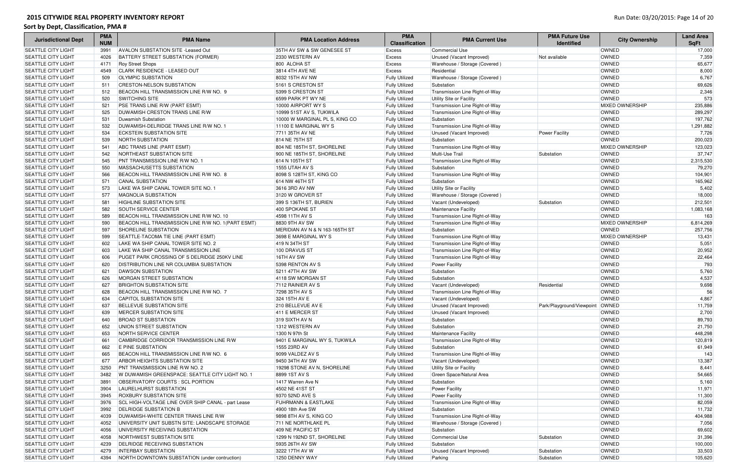# 2015 CITYWIDE REAL PROPERTY INVENTORY REPORT

## Sort by Dept, Classification, PMA #

| Jurisdictional Dept | PMA NUM | PMA Name | PMA Location Address | PMA Classification | PMA Current Use | PMA Future Use Identified | City Ownership | Land Area SqFt |
|---|---|---|---|---|---|---|---|---|
| SEATTLE CITY LIGHT | 3991 | AVALON SUBSTATION SITE -Leased Out | 35TH AV SW & SW GENESEE ST | Excess | Commercial Use | | OWNED | 17,000 |
| SEATTLE CITY LIGHT | 4026 | BATTERY STREET SUBSTATION (FORMER) | 2330 WESTERN AV | Excess | Unused (Vacant Improved) | Not available | OWNED | 7,359 |
| SEATTLE CITY LIGHT | 4171 | Roy Street Shops | 800 ALOHA ST | Excess | Warehouse / Storage (Covered ) | | OWNED | 65,677 |
| SEATTLE CITY LIGHT | 4549 | CLARK RESIDENCE - LEASED OUT | 3814 4TH AVE NE | Excess | Residential | | OWNED | 8,000 |
| SEATTLE CITY LIGHT | 509 | OLYMPIC SUBSTATION | 8032 15TH AV NW | Fully Utilized | Warehouse / Storage (Covered ) | | OWNED | 6,767 |
| SEATTLE CITY LIGHT | 511 | CRESTON-NELSON SUBSTATION | 5161 S CRESTON ST | Fully Utilized | Substation | | OWNED | 69,626 |
| SEATTLE CITY LIGHT | 512 | BEACON HILL TRANSMISSION LINE R/W NO. 9 | 5399 S CRESTON ST | Fully Utilized | Transmission Line Right-of-Way | | OWNED | 2,346 |
| SEATTLE CITY LIGHT | 520 | SWITCHING SITE | 6599 PARK PT WY NE | Fully Utilized | Utility Site or Facility | | OWNED | 573 |
| SEATTLE CITY LIGHT | 521 | PSE TRANS LINE R/W (PART ESMT) | 10000 AIRPORT WY S | Fully Utilized | Transmission Line Right-of-Way | | MIXED OWNERSHIP | 235,886 |
| SEATTLE CITY LIGHT | 525 | DUWAMISH CRESTON TRANS LINE R/W | 10999 51ST AV S, TUKWILA | Fully Utilized | Transmission Line Right-of-Way | | OWNED | 289,297 |
| SEATTLE CITY LIGHT | 531 | Duwamish Substation | 10000 W MARGINAL PL S, KING CO | Fully Utilized | Substation | | OWNED | 197,762 |
| SEATTLE CITY LIGHT | 532 | DUWAMISH-DELRIDGE TRANS LINE R/W NO. 1 | 11100 E MARGINAL WY S | Fully Utilized | Transmission Line Right-of-Way | | OWNED | 1,291,882 |
| SEATTLE CITY LIGHT | 534 | ECKSTEIN SUBSTATION SITE | 7711 35TH AV NE | Fully Utilized | Unused (Vacant Improved) | Power Facility | OWNED | 7,726 |
| SEATTLE CITY LIGHT | 539 | NORTH SUBSTATION | 814 NE 75TH ST | Fully Utilized | Substation | | OWNED | 200,023 |
| SEATTLE CITY LIGHT | 541 | ABC TRANS LINE (PART ESMT) | 804 NE 185TH ST, SHORELINE | Fully Utilized | Transmission Line Right-of-Way | | MIXED OWNERSHIP | 123,023 |
| SEATTLE CITY LIGHT | 542 | NORTHEAST SUBSTATION SITE | 900 NE 185TH ST, SHORELINE | Fully Utilized | Multi-Use Trail | Substation | OWNED | 37,747 |
| SEATTLE CITY LIGHT | 545 | PNT TRANSMISSION LINE R/W NO. 1 | 614 N 105TH ST | Fully Utilized | Transmission Line Right-of-Way | | OWNED | 2,315,530 |
| SEATTLE CITY LIGHT | 550 | MASSACHUSETTS SUBSTATION | 1555 UTAH AV S | Fully Utilized | Substation | | OWNED | 79,270 |
| SEATTLE CITY LIGHT | 566 | BEACON HILL TRANSMISSION LINE R/W NO. 8 | 8098 S 128TH ST, KING CO | Fully Utilized | Transmission Line Right-of-Way | | OWNED | 104,901 |
| SEATTLE CITY LIGHT | 571 | CANAL SUBSTATION | 614 NW 46TH ST | Fully Utilized | Substation | | OWNED | 165,962 |
| SEATTLE CITY LIGHT | 573 | LAKE WA SHIP CANAL TOWER SITE NO. 1 | 3616 3RD AV NW | Fully Utilized | Utility Site or Facility | | OWNED | 5,402 |
| SEATTLE CITY LIGHT | 577 | MAGNOLIA SUBSTATION | 3120 W GROVER ST | Fully Utilized | Warehouse / Storage (Covered ) | | OWNED | 18,000 |
| SEATTLE CITY LIGHT | 581 | HIGHLINE SUBSTATION SITE | 399 S 136TH ST, BURIEN | Fully Utilized | Vacant (Undeveloped) | Substation | OWNED | 212,501 |
| SEATTLE CITY LIGHT | 582 | SOUTH SERVICE CENTER | 400 SPOKANE ST | Fully Utilized | Maintenance Facility | | OWNED | 1,083,168 |
| SEATTLE CITY LIGHT | 589 | BEACON HILL TRANSMISSION LINE R/W NO. 10 | 4598 11TH AV S | Fully Utilized | Transmission Line Right-of-Way | | OWNED | 163 |
| SEATTLE CITY LIGHT | 590 | BEACON HILL TRANSMISSION LINE R/W NO. 1(PART ESMT) | 8830 9TH AV SW | Fully Utilized | Transmission Line Right-of-Way | | MIXED OWNERSHIP | 6,814,269 |
| SEATTLE CITY LIGHT | 597 | SHORELINE SUBSTATION | MERIDIAN AV N & N 163-165TH ST | Fully Utilized | Substation | | OWNED | 257,756 |
| SEATTLE CITY LIGHT | 599 | SEATTLE-TACOMA TIE LINE (PART ESMT) | 3698 E MARGINAL WY S | Fully Utilized | Transmission Line Right-of-Way | | MIXED OWNERSHIP | 13,431 |
| SEATTLE CITY LIGHT | 602 | LAKE WA SHIP CANAL TOWER SITE NO. 2 | 419 N 34TH ST | Fully Utilized | Transmission Line Right-of-Way | | OWNED | 5,051 |
| SEATTLE CITY LIGHT | 603 | LAKE WA SHIP CANAL TRANSMISSION LINE | 100 DRAVUS ST | Fully Utilized | Transmission Line Right-of-Way | | OWNED | 20,952 |
| SEATTLE CITY LIGHT | 606 | PUGET PARK CROSSING OF S DELRIDGE 250KV LINE | 16TH AV SW | Fully Utilized | Transmission Line Right-of-Way | | OWNED | 22,464 |
| SEATTLE CITY LIGHT | 620 | DISTRIBUTION LINE NR COLUMBIA SUBSTATION | 5398 RENTON AV S | Fully Utilized | Power Facility | | OWNED | 793 |
| SEATTLE CITY LIGHT | 621 | DAWSON SUBSTATION | 5211 47TH AV SW | Fully Utilized | Substation | | OWNED | 5,760 |
| SEATTLE CITY LIGHT | 626 | MORGAN STREET SUBSTATION | 4118 SW MORGAN ST | Fully Utilized | Substation | | OWNED | 4,537 |
| SEATTLE CITY LIGHT | 627 | BRIGHTON SUBSTATION SITE | 7112 RAINIER AV S | Fully Utilized | Vacant (Undeveloped) | Residential | OWNED | 9,698 |
| SEATTLE CITY LIGHT | 628 | BEACON HILL TRANSMISSION LINE R/W NO. 7 | 7298 35TH AV S | Fully Utilized | Transmission Line Right-of-Way | | OWNED | 56 |
| SEATTLE CITY LIGHT | 634 | CAPITOL SUBSTATION SITE | 324 15TH AV E | Fully Utilized | Vacant (Undeveloped) | | OWNED | 4,867 |
| SEATTLE CITY LIGHT | 637 | BELLEVUE SUBSTATION SITE | 210 BELLEVUE AV E | Fully Utilized | Unused (Vacant Improved) | Park/Playground/Viewpoint | OWNED | 11,759 |
| SEATTLE CITY LIGHT | 639 | MERCER SUBSTATION SITE | 411 E MERCER ST | Fully Utilized | Unused (Vacant Improved) | | OWNED | 2,700 |
| SEATTLE CITY LIGHT | 640 | BROAD ST SUBSTATION | 319 SIXTH AV N | Fully Utilized | Substation | | OWNED | 89,793 |
| SEATTLE CITY LIGHT | 652 | UNION STREET SUBSTATION | 1312 WESTERN AV | Fully Utilized | Substation | | OWNED | 21,750 |
| SEATTLE CITY LIGHT | 653 | NORTH SERVICE CENTER | 1300 N 97th St | Fully Utilized | Maintenance Facility | | OWNED | 448,298 |
| SEATTLE CITY LIGHT | 661 | CAMBRIDGE CORRIDOR TRANSMISSION LINE R/W | 9401 E MARGINAL WY S, TUKWILA | Fully Utilized | Transmission Line Right-of-Way | | OWNED | 120,819 |
| SEATTLE CITY LIGHT | 662 | E PINE SUBSTATION | 1555 23RD AV | Fully Utilized | Substation | | OWNED | 61,949 |
| SEATTLE CITY LIGHT | 665 | BEACON HILL TRANSMISSION LINE R/W NO. 6 | 9099 VALDEZ AV S | Fully Utilized | Transmission Line Right-of-Way | | OWNED | 143 |
| SEATTLE CITY LIGHT | 677 | ARBOR HEIGHTS SUBSTATION SITE | 9450 34TH AV SW | Fully Utilized | Vacant (Undeveloped) | | OWNED | 13,387 |
| SEATTLE CITY LIGHT | 3250 | PNT TRANSMISSION LINE R/W NO. 2 | 19298 STONE AV N, SHORELINE | Fully Utilized | Utility Site or Facility | | OWNED | 8,441 |
| SEATTLE CITY LIGHT | 3482 | W DUWAMISH GREENSPACE: SEATTLE CITY LIGHT NO. 1 | 8899 1ST AV S | Fully Utilized | Green Space/Natural Area | | OWNED | 54,665 |
| SEATTLE CITY LIGHT | 3891 | OBSERVATORY COURTS : SCL PORTION | 1417 Warren Ave N | Fully Utilized | Substation | | OWNED | 5,160 |
| SEATTLE CITY LIGHT | 3904 | LAURELHURST SUBSTATION | 4502 NE 41ST ST | Fully Utilized | Power Facility | | OWNED | 11,971 |
| SEATTLE CITY LIGHT | 3945 | ROXBURY SUBSTATION SITE | 9370 52ND AVE S | Fully Utilized | Power Facility | | OWNED | 11,300 |
| SEATTLE CITY LIGHT | 3976 | SCL HIGH-VOLTAGE LINE OVER SHIP CANAL - part Lease | FUHRMANN & EASTLAKE | Fully Utilized | Transmission Line Right-of-Way | | OWNED | 82,059 |
| SEATTLE CITY LIGHT | 3992 | DELRIDGE SUBSTATION B | 4900 18th Ave SW | Fully Utilized | Substation | | OWNED | 11,732 |
| SEATTLE CITY LIGHT | 4039 | DUWAMISH-WHITE CENTER TRANS LINE R/W | 9898 8TH AV S, KING CO | Fully Utilized | Transmission Line Right-of-Way | | OWNED | 404,988 |
| SEATTLE CITY LIGHT | 4052 | UNIVERSITY UNIT SUBSTN SITE: LANDSCAPE STORAGE | 711 NE NORTHLAKE PL | Fully Utilized | Warehouse / Storage (Covered ) | | OWNED | 7,056 |
| SEATTLE CITY LIGHT | 4056 | UNIVERSITY RECEIVING SUBSTATION | 409 NE PACIFIC ST | Fully Utilized | Substation | | OWNED | 69,602 |
| SEATTLE CITY LIGHT | 4058 | NORTHWEST SUBSTATION SITE | 1299 N 192ND ST, SHORELINE | Fully Utilized | Commercial Use | Substation | OWNED | 31,396 |
| SEATTLE CITY LIGHT | 4239 | DELRIDGE RECEIVING SUBSTATION | 5935 26TH AV SW | Fully Utilized | Substation | | OWNED | 100,000 |
| SEATTLE CITY LIGHT | 4279 | INTERBAY SUBSTATION | 3222 17TH AV W | Fully Utilized | Unused (Vacant Improved) | Substation | OWNED | 33,503 |
| SEATTLE CITY LIGHT | 4394 | NORTH DOWNTOWN SUBSTATION (under contruction) | 1250 DENNY WAY | Fully Utilized | Parking | Substation | OWNED | 105,620 |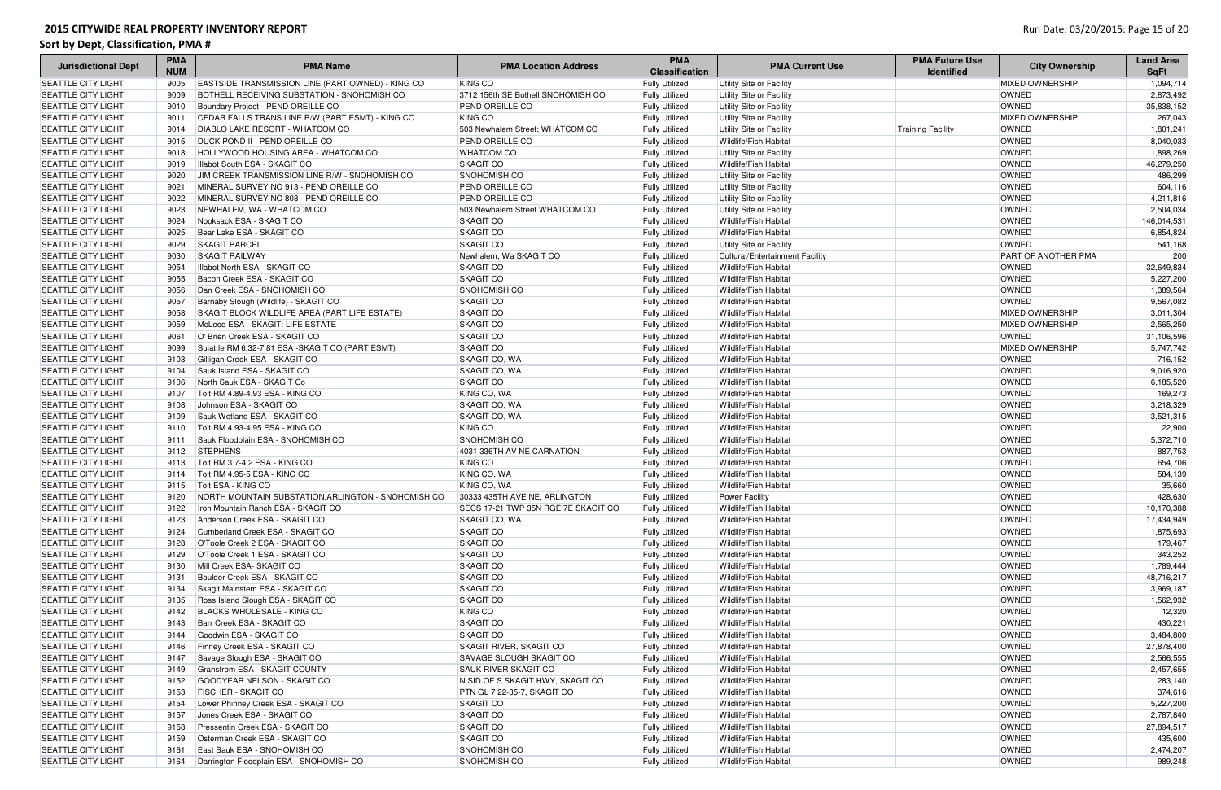# 2015 CITYWIDE REAL PROPERTY INVENTORY REPORT

## Sort by Dept, Classification, PMA #

| Jurisdictional Dept | PMA NUM | PMA Name | PMA Location Address | PMA Classification | PMA Current Use | PMA Future Use Identified | City Ownership | Land Area SqFt |
|---|---|---|---|---|---|---|---|---|
| SEATTLE CITY LIGHT | 9005 | EASTSIDE TRANSMISSION LINE (PART OWNED) - KING CO | KING CO | Fully Utilized | Utility Site or Facility | | MIXED OWNERSHIP | 1,094,714 |
| SEATTLE CITY LIGHT | 9009 | BOTHELL RECEIVING SUBSTATION - SNOHOMISH CO | 3712 156th SE Bothell SNOHOMISH CO | Fully Utilized | Utility Site or Facility | | OWNED | 2,873,492 |
| SEATTLE CITY LIGHT | 9010 | Boundary Project - PEND OREILLE CO | PEND OREILLE CO | Fully Utilized | Utility Site or Facility | | OWNED | 35,838,152 |
| SEATTLE CITY LIGHT | 9011 | CEDAR FALLS TRANS LINE R/W (PART ESMT) - KING CO | KING CO | Fully Utilized | Utility Site or Facility | | MIXED OWNERSHIP | 267,043 |
| SEATTLE CITY LIGHT | 9014 | DIABLO LAKE RESORT - WHATCOM CO | 503 Newhalem Street; WHATCOM CO | Fully Utilized | Utility Site or Facility | Training Facility | OWNED | 1,801,241 |
| SEATTLE CITY LIGHT | 9015 | DUCK POND II - PEND OREILLE CO | PEND OREILLE CO | Fully Utilized | Wildlife/Fish Habitat | | OWNED | 8,040,033 |
| SEATTLE CITY LIGHT | 9018 | HOLLYWOOD HOUSING AREA - WHATCOM CO | WHATCOM CO | Fully Utilized | Utility Site or Facility | | OWNED | 1,898,269 |
| SEATTLE CITY LIGHT | 9019 | Illabot South ESA - SKAGIT CO | SKAGIT CO | Fully Utilized | Wildlife/Fish Habitat | | OWNED | 46,279,250 |
| SEATTLE CITY LIGHT | 9020 | JIM CREEK TRANSMISSION LINE R/W - SNOHOMISH CO | SNOHOMISH CO | Fully Utilized | Utility Site or Facility | | OWNED | 486,299 |
| SEATTLE CITY LIGHT | 9021 | MINERAL SURVEY NO 913 - PEND OREILLE CO | PEND OREILLE CO | Fully Utilized | Utility Site or Facility | | OWNED | 604,116 |
| SEATTLE CITY LIGHT | 9022 | MINERAL SURVEY NO 808 - PEND OREILLE CO | PEND OREILLE CO | Fully Utilized | Utility Site or Facility | | OWNED | 4,211,816 |
| SEATTLE CITY LIGHT | 9023 | NEWHALEM, WA - WHATCOM CO | 503 Newhalem Street WHATCOM CO | Fully Utilized | Utility Site or Facility | | OWNED | 2,504,034 |
| SEATTLE CITY LIGHT | 9024 | Nooksack ESA - SKAGIT CO | SKAGIT CO | Fully Utilized | Wildlife/Fish Habitat | | OWNED | 146,014,531 |
| SEATTLE CITY LIGHT | 9025 | Bear Lake ESA - SKAGIT CO | SKAGIT CO | Fully Utilized | Wildlife/Fish Habitat | | OWNED | 6,854,824 |
| SEATTLE CITY LIGHT | 9029 | SKAGIT PARCEL | SKAGIT CO | Fully Utilized | Utility Site or Facility | | OWNED | 541,168 |
| SEATTLE CITY LIGHT | 9030 | SKAGIT RAILWAY | Newhalem, Wa SKAGIT CO | Fully Utilized | Cultural/Entertainment Facility | | PART OF ANOTHER PMA | 200 |
| SEATTLE CITY LIGHT | 9054 | Illabot North ESA - SKAGIT CO | SKAGIT CO | Fully Utilized | Wildlife/Fish Habitat | | OWNED | 32,649,834 |
| SEATTLE CITY LIGHT | 9055 | Bacon Creek ESA - SKAGIT CO | SKAGIT CO | Fully Utilized | Wildlife/Fish Habitat | | OWNED | 5,227,200 |
| SEATTLE CITY LIGHT | 9056 | Dan Creek ESA - SNOHOMISH CO | SNOHOMISH CO | Fully Utilized | Wildlife/Fish Habitat | | OWNED | 1,389,564 |
| SEATTLE CITY LIGHT | 9057 | Barnaby Slough (Wildlife) - SKAGIT CO | SKAGIT CO | Fully Utilized | Wildlife/Fish Habitat | | OWNED | 9,567,082 |
| SEATTLE CITY LIGHT | 9058 | SKAGIT BLOCK WILDLIFE AREA (PART LIFE ESTATE) | SKAGIT CO | Fully Utilized | Wildlife/Fish Habitat | | MIXED OWNERSHIP | 3,011,304 |
| SEATTLE CITY LIGHT | 9059 | McLeod ESA - SKAGIT: LIFE ESTATE | SKAGIT CO | Fully Utilized | Wildlife/Fish Habitat | | MIXED OWNERSHIP | 2,565,250 |
| SEATTLE CITY LIGHT | 9061 | O' Brien Creek ESA - SKAGIT CO | SKAGIT CO | Fully Utilized | Wildlife/Fish Habitat | | OWNED | 31,106,596 |
| SEATTLE CITY LIGHT | 9099 | Suiattle RM 6.32-7.81 ESA -SKAGIT CO (PART ESMT) | SKAGIT CO | Fully Utilized | Wildlife/Fish Habitat | | MIXED OWNERSHIP | 5,747,742 |
| SEATTLE CITY LIGHT | 9103 | Gilligan Creek ESA - SKAGIT CO | SKAGIT CO, WA | Fully Utilized | Wildlife/Fish Habitat | | OWNED | 716,152 |
| SEATTLE CITY LIGHT | 9104 | Sauk Island ESA - SKAGIT CO | SKAGIT CO, WA | Fully Utilized | Wildlife/Fish Habitat | | OWNED | 9,016,920 |
| SEATTLE CITY LIGHT | 9106 | North Sauk ESA - SKAGIT Co | SKAGIT CO | Fully Utilized | Wildlife/Fish Habitat | | OWNED | 6,185,520 |
| SEATTLE CITY LIGHT | 9107 | Tolt RM 4.89-4.93 ESA - KING CO | KING CO, WA | Fully Utilized | Wildlife/Fish Habitat | | OWNED | 169,273 |
| SEATTLE CITY LIGHT | 9108 | Johnson ESA - SKAGIT CO | SKAGIT CO, WA | Fully Utilized | Wildlife/Fish Habitat | | OWNED | 3,218,329 |
| SEATTLE CITY LIGHT | 9109 | Sauk Wetland ESA - SKAGIT CO | SKAGIT CO, WA | Fully Utilized | Wildlife/Fish Habitat | | OWNED | 3,521,315 |
| SEATTLE CITY LIGHT | 9110 | Tolt RM 4.93-4.95 ESA - KING CO | KING CO | Fully Utilized | Wildlife/Fish Habitat | | OWNED | 22,900 |
| SEATTLE CITY LIGHT | 9111 | Sauk Floodplain ESA - SNOHOMISH CO | SNOHOMISH CO | Fully Utilized | Wildlife/Fish Habitat | | OWNED | 5,372,710 |
| SEATTLE CITY LIGHT | 9112 | STEPHENS | 4031 336TH AV NE CARNATION | Fully Utilized | Wildlife/Fish Habitat | | OWNED | 887,753 |
| SEATTLE CITY LIGHT | 9113 | Tolt RM 3.7-4.2 ESA - KING CO | KING CO | Fully Utilized | Wildlife/Fish Habitat | | OWNED | 654,706 |
| SEATTLE CITY LIGHT | 9114 | Tolt RM 4.95-5 ESA - KING CO | KING CO, WA | Fully Utilized | Wildlife/Fish Habitat | | OWNED | 584,139 |
| SEATTLE CITY LIGHT | 9115 | Tolt ESA - KING CO | KING CO, WA | Fully Utilized | Wildlife/Fish Habitat | | OWNED | 35,660 |
| SEATTLE CITY LIGHT | 9120 | NORTH MOUNTAIN SUBSTATION,ARLINGTON - SNOHOMISH CO | 30333 435TH AVE NE, ARLINGTON | Fully Utilized | Power Facility | | OWNED | 428,630 |
| SEATTLE CITY LIGHT | 9122 | Iron Mountain Ranch ESA - SKAGIT CO | SECS 17-21 TWP 35N RGE 7E SKAGIT CO | Fully Utilized | Wildlife/Fish Habitat | | OWNED | 10,170,388 |
| SEATTLE CITY LIGHT | 9123 | Anderson Creek ESA - SKAGIT CO | SKAGIT CO, WA | Fully Utilized | Wildlife/Fish Habitat | | OWNED | 17,434,949 |
| SEATTLE CITY LIGHT | 9124 | Cumberland Creek ESA - SKAGIT CO | SKAGIT CO | Fully Utilized | Wildlife/Fish Habitat | | OWNED | 1,875,693 |
| SEATTLE CITY LIGHT | 9128 | O'Toole Creek 2 ESA - SKAGIT CO | SKAGIT CO | Fully Utilized | Wildlife/Fish Habitat | | OWNED | 179,467 |
| SEATTLE CITY LIGHT | 9129 | O'Toole Creek 1 ESA - SKAGIT CO | SKAGIT CO | Fully Utilized | Wildlife/Fish Habitat | | OWNED | 343,252 |
| SEATTLE CITY LIGHT | 9130 | Mill Creek ESA- SKAGIT CO | SKAGIT CO | Fully Utilized | Wildlife/Fish Habitat | | OWNED | 1,789,444 |
| SEATTLE CITY LIGHT | 9131 | Boulder Creek ESA - SKAGIT CO | SKAGIT CO | Fully Utilized | Wildlife/Fish Habitat | | OWNED | 48,716,217 |
| SEATTLE CITY LIGHT | 9134 | Skagit Mainstem ESA - SKAGIT CO | SKAGIT CO | Fully Utilized | Wildlife/Fish Habitat | | OWNED | 3,969,187 |
| SEATTLE CITY LIGHT | 9135 | Ross Island Slough ESA - SKAGIT CO | SKAGIT CO | Fully Utilized | Wildlife/Fish Habitat | | OWNED | 1,562,932 |
| SEATTLE CITY LIGHT | 9142 | BLACKS WHOLESALE - KING CO | KING CO | Fully Utilized | Wildlife/Fish Habitat | | OWNED | 12,320 |
| SEATTLE CITY LIGHT | 9143 | Barr Creek ESA - SKAGIT CO | SKAGIT CO | Fully Utilized | Wildlife/Fish Habitat | | OWNED | 430,221 |
| SEATTLE CITY LIGHT | 9144 | Goodwin ESA - SKAGIT CO | SKAGIT CO | Fully Utilized | Wildlife/Fish Habitat | | OWNED | 3,484,800 |
| SEATTLE CITY LIGHT | 9146 | Finney Creek ESA - SKAGIT CO | SKAGIT RIVER, SKAGIT CO | Fully Utilized | Wildlife/Fish Habitat | | OWNED | 27,878,400 |
| SEATTLE CITY LIGHT | 9147 | Savage Slough ESA - SKAGIT CO | SAVAGE SLOUGH SKAGIT CO | Fully Utilized | Wildlife/Fish Habitat | | OWNED | 2,566,555 |
| SEATTLE CITY LIGHT | 9149 | Granstrom ESA - SKAGIT COUNTY | SAUK RIVER SKAGIT CO | Fully Utilized | Wildlife/Fish Habitat | | OWNED | 2,457,655 |
| SEATTLE CITY LIGHT | 9152 | GOODYEAR NELSON - SKAGIT CO | N SID OF S SKAGIT HWY, SKAGIT CO | Fully Utilized | Wildlife/Fish Habitat | | OWNED | 283,140 |
| SEATTLE CITY LIGHT | 9153 | FISCHER - SKAGIT CO | PTN GL 7 22-35-7, SKAGIT CO | Fully Utilized | Wildlife/Fish Habitat | | OWNED | 374,616 |
| SEATTLE CITY LIGHT | 9154 | Lower Phinney Creek ESA - SKAGIT CO | SKAGIT CO | Fully Utilized | Wildlife/Fish Habitat | | OWNED | 5,227,200 |
| SEATTLE CITY LIGHT | 9157 | Jones Creek ESA - SKAGIT CO | SKAGIT CO | Fully Utilized | Wildlife/Fish Habitat | | OWNED | 2,787,840 |
| SEATTLE CITY LIGHT | 9158 | Pressentin Creek ESA - SKAGIT CO | SKAGIT CO | Fully Utilized | Wildlife/Fish Habitat | | OWNED | 27,894,517 |
| SEATTLE CITY LIGHT | 9159 | Osterman Creek ESA - SKAGIT CO | SKAGIT CO | Fully Utilized | Wildlife/Fish Habitat | | OWNED | 435,600 |
| SEATTLE CITY LIGHT | 9161 | East Sauk ESA - SNOHOMISH CO | SNOHOMISH CO | Fully Utilized | Wildlife/Fish Habitat | | OWNED | 2,474,207 |
| SEATTLE CITY LIGHT | 9164 | Darrington Floodplain ESA - SNOHOMISH CO | SNOHOMISH CO | Fully Utilized | Wildlife/Fish Habitat | | OWNED | 989,248 |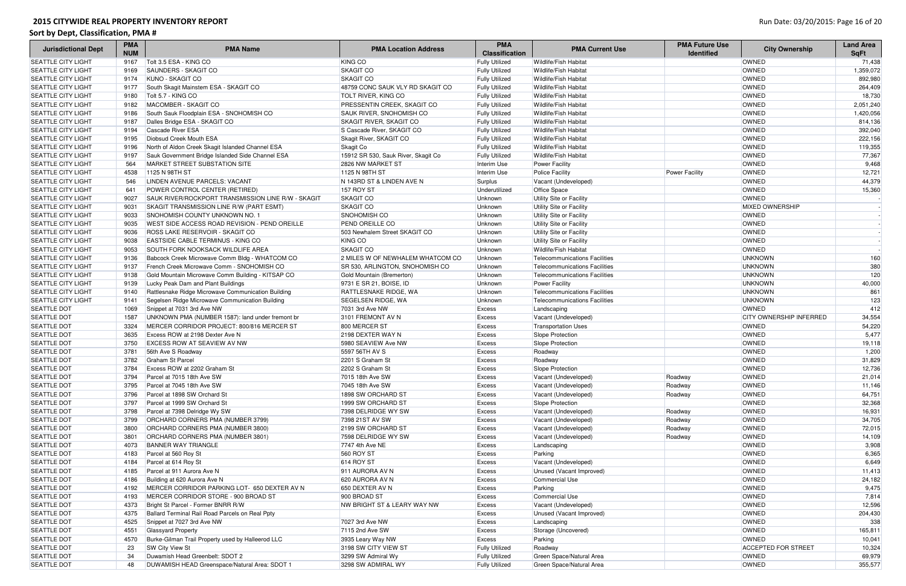# 2015 CITYWIDE REAL PROPERTY INVENTORY REPORT

## Sort by Dept, Classification, PMA #

| Jurisdictional Dept | PMA NUM | PMA Name | PMA Location Address | PMA Classification | PMA Current Use | PMA Future Use Identified | City Ownership | Land Area SqFt |
|---|---|---|---|---|---|---|---|---|
| SEATTLE CITY LIGHT | 9167 | Tolt 3.5 ESA - KING CO | KING CO | Fully Utilized | Wildlife/Fish Habitat | | OWNED | 71,438 |
| SEATTLE CITY LIGHT | 9169 | SAUNDERS - SKAGIT CO | SKAGIT CO | Fully Utilized | Wildlife/Fish Habitat | | OWNED | 1,359,072 |
| SEATTLE CITY LIGHT | 9174 | KUNO - SKAGIT CO | SKAGIT CO | Fully Utilized | Wildlife/Fish Habitat | | OWNED | 892,980 |
| SEATTLE CITY LIGHT | 9177 | South Skagit Mainstem ESA - SKAGIT CO | 48759 CONC SAUK VLY RD SKAGIT CO | Fully Utilized | Wildlife/Fish Habitat | | OWNED | 264,409 |
| SEATTLE CITY LIGHT | 9180 | Tolt 5.7 - KING CO | TOLT RIVER, KING CO | Fully Utilized | Wildlife/Fish Habitat | | OWNED | 18,730 |
| SEATTLE CITY LIGHT | 9182 | MACOMBER - SKAGIT CO | PRESSENTIN CREEK, SKAGIT CO | Fully Utilized | Wildlife/Fish Habitat | | OWNED | 2,051,240 |
| SEATTLE CITY LIGHT | 9186 | South Sauk Floodplain ESA - SNOHOMISH CO | SAUK RIVER, SNOHOMISH CO | Fully Utilized | Wildlife/Fish Habitat | | OWNED | 1,420,056 |
| SEATTLE CITY LIGHT | 9187 | Dalles Bridge ESA - SKAGIT CO | SKAGIT RIVER, SKAGIT CO | Fully Utilized | Wildlife/Fish Habitat | | OWNED | 814,136 |
| SEATTLE CITY LIGHT | 9194 | Cascade River ESA | S Cascade River, SKAGIT CO | Fully Utilized | Wildlife/Fish Habitat | | OWNED | 392,040 |
| SEATTLE CITY LIGHT | 9195 | Diobsud Creek Mouth ESA | Skagit River, SKAGIT CO | Fully Utilized | Wildlife/Fish Habitat | | OWNED | 222,156 |
| SEATTLE CITY LIGHT | 9196 | North of Aldon Creek Skagit Islanded Channel ESA | Skagit Co | Fully Utilized | Wildlife/Fish Habitat | | OWNED | 119,355 |
| SEATTLE CITY LIGHT | 9197 | Sauk Government Bridge Islanded Side Channel ESA | 15912 SR 530, Sauk River, Skagit Co | Fully Utilized | Wildlife/Fish Habitat | | OWNED | 77,367 |
| SEATTLE CITY LIGHT | 564 | MARKET STREET SUBSTATION SITE | 2826 NW MARKET ST | Interim Use | Power Facility | | OWNED | 9,468 |
| SEATTLE CITY LIGHT | 4538 | 1125 N 98TH ST | 1125 N 98TH ST | Interim Use | Police Facility | Power Facility | OWNED | 12,721 |
| SEATTLE CITY LIGHT | 546 | LINDEN AVENUE PARCELS: VACANT | N 143RD ST & LINDEN AVE N | Surplus | Vacant (Undeveloped) | | OWNED | 44,379 |
| SEATTLE CITY LIGHT | 641 | POWER CONTROL CENTER (RETIRED) | 157 ROY ST | Underutilized | Office Space | | OWNED | 15,360 |
| SEATTLE CITY LIGHT | 9027 | SAUK RIVER/ROCKPORT TRANSMISSION LINE R/W - SKAGIT | SKAGIT CO | Unknown | Utility Site or Facility | | OWNED | - |
| SEATTLE CITY LIGHT | 9031 | SKAGIT TRANSMISSION LINE R/W (PART ESMT) | SKAGIT CO | Unknown | Utility Site or Facility | | MIXED OWNERSHIP | - |
| SEATTLE CITY LIGHT | 9033 | SNOHOMISH COUNTY UNKNOWN NO. 1 | SNOHOMISH CO | Unknown | Utility Site or Facility | | OWNED | - |
| SEATTLE CITY LIGHT | 9035 | WEST SIDE ACCESS ROAD REVISION - PEND OREILLE | PEND OREILLE CO | Unknown | Utility Site or Facility | | OWNED | - |
| SEATTLE CITY LIGHT | 9036 | ROSS LAKE RESERVOIR - SKAGIT CO | 503 Newhalem Street SKAGIT CO | Unknown | Utility Site or Facility | | OWNED | - |
| SEATTLE CITY LIGHT | 9038 | EASTSIDE CABLE TERMINUS - KING CO | KING CO | Unknown | Utility Site or Facility | | OWNED | - |
| SEATTLE CITY LIGHT | 9053 | SOUTH FORK NOOKSACK WILDLIFE AREA | SKAGIT CO | Unknown | Wildlife/Fish Habitat | | OWNED | - |
| SEATTLE CITY LIGHT | 9136 | Babcock Creek Microwave Comm Bldg - WHATCOM CO | 2 MILES W OF NEWHALEM WHATCOM CO | Unknown | Telecommunications Facilities | | UNKNOWN | 160 |
| SEATTLE CITY LIGHT | 9137 | French Creek Microwave Comm - SNOHOMISH CO | SR 530, ARLINGTON, SNOHOMISH CO | Unknown | Telecommunications Facilities | | UNKNOWN | 380 |
| SEATTLE CITY LIGHT | 9138 | Gold Mountain Microwave Comm Building - KITSAP CO | Gold Mountain (Bremerton) | Unknown | Telecommunications Facilities | | UNKNOWN | 120 |
| SEATTLE CITY LIGHT | 9139 | Lucky Peak Dam and Plant Buildings | 9731 E SR 21, BOISE, ID | Unknown | Power Facility | | UNKNOWN | 40,000 |
| SEATTLE CITY LIGHT | 9140 | Rattlesnake Ridge Microwave Communication Building | RATTLESNAKE RIDGE, WA | Unknown | Telecommunications Facilities | | UNKNOWN | 861 |
| SEATTLE CITY LIGHT | 9141 | Segelsen Ridge Microwave Communication Building | SEGELSEN RIDGE, WA | Unknown | Telecommunications Facilities | | UNKNOWN | 123 |
| SEATTLE DOT | 1069 | Snippet at 7031 3rd Ave NW | 7031 3rd Ave NW | Excess | Landscaping | | OWNED | 412 |
| SEATTLE DOT | 1587 | UNKNOWN PMA (NUMBER 1587): land under fremont br | 3101 FREMONT AV N | Excess | Vacant (Undeveloped) | | CITY OWNERSHIP INFERRED | 34,554 |
| SEATTLE DOT | 3324 | MERCER CORRIDOR PROJECT: 800/816 MERCER ST | 800 MERCER ST | Excess | Transportation Uses | | OWNED | 54,220 |
| SEATTLE DOT | 3635 | Excess ROW at 2198 Dexter Ave N | 2198 DEXTER WAY N | Excess | Slope Protection | | OWNED | 5,477 |
| SEATTLE DOT | 3750 | EXCESS ROW AT SEAVIEW AV NW | 5980 SEAVIEW Ave NW | Excess | Slope Protection | | OWNED | 19,118 |
| SEATTLE DOT | 3781 | 56th Ave S Roadway | 5597 56TH AV S | Excess | Roadway | | OWNED | 1,200 |
| SEATTLE DOT | 3782 | Graham St Parcel | 2201 S Graham St | Excess | Roadway | | OWNED | 31,829 |
| SEATTLE DOT | 3784 | Excess ROW at 2202 Graham St | 2202 S Graham St | Excess | Slope Protection | | OWNED | 12,736 |
| SEATTLE DOT | 3794 | Parcel at 7015 18th Ave SW | 7015 18th Ave SW | Excess | Vacant (Undeveloped) | Roadway | OWNED | 21,014 |
| SEATTLE DOT | 3795 | Parcel at 7045 18th Ave SW | 7045 18th Ave SW | Excess | Vacant (Undeveloped) | Roadway | OWNED | 11,146 |
| SEATTLE DOT | 3796 | Parcel at 1898 SW Orchard St | 1898 SW ORCHARD ST | Excess | Vacant (Undeveloped) | Roadway | OWNED | 64,751 |
| SEATTLE DOT | 3797 | Parcel at 1999 SW Orchard St | 1999 SW ORCHARD ST | Excess | Slope Protection | | OWNED | 32,368 |
| SEATTLE DOT | 3798 | Parcel at 7398 Delridge Wy SW | 7398 DELRIDGE WY SW | Excess | Vacant (Undeveloped) | Roadway | OWNED | 16,931 |
| SEATTLE DOT | 3799 | ORCHARD CORNERS PMA (NUMBER 3799) | 7398 21ST AV SW | Excess | Vacant (Undeveloped) | Roadway | OWNED | 34,705 |
| SEATTLE DOT | 3800 | ORCHARD CORNERS PMA (NUMBER 3800) | 2199 SW ORCHARD ST | Excess | Vacant (Undeveloped) | Roadway | OWNED | 72,015 |
| SEATTLE DOT | 3801 | ORCHARD CORNERS PMA (NUMBER 3801) | 7598 DELRIDGE WY SW | Excess | Vacant (Undeveloped) | Roadway | OWNED | 14,109 |
| SEATTLE DOT | 4073 | BANNER WAY TRIANGLE | 7747 4th Ave NE | Excess | Landscaping | | OWNED | 3,908 |
| SEATTLE DOT | 4183 | Parcel at 560 Roy St | 560 ROY ST | Excess | Parking | | OWNED | 6,365 |
| SEATTLE DOT | 4184 | Parcel at 614 Roy St | 614 ROY ST | Excess | Vacant (Undeveloped) | | OWNED | 6,649 |
| SEATTLE DOT | 4185 | Parcel at 911 Aurora Ave N | 911 AURORA AV N | Excess | Unused (Vacant Improved) | | OWNED | 11,413 |
| SEATTLE DOT | 4186 | Building at 620 Aurora Ave N | 620 AURORA AV N | Excess | Commercial Use | | OWNED | 24,182 |
| SEATTLE DOT | 4192 | MERCER CORRIDOR PARKING LOT- 650 DEXTER AV N | 650 DEXTER AV N | Excess | Parking | | OWNED | 9,475 |
| SEATTLE DOT | 4193 | MERCER CORRIDOR STORE - 900 BROAD ST | 900 BROAD ST | Excess | Commercial Use | | OWNED | 7,814 |
| SEATTLE DOT | 4373 | Bright St Parcel - Former BNRR R/W | NW BRIGHT ST & LEARY WAY NW | Excess | Vacant (Undeveloped) | | OWNED | 12,596 |
| SEATTLE DOT | 4375 | Ballard Terminal Rail Road Parcels on Real Ppty | | Excess | Unused (Vacant Improved) | | OWNED | 204,430 |
| SEATTLE DOT | 4525 | Snippet at 7027 3rd Ave NW | 7027 3rd Ave NW | Excess | Landscaping | | OWNED | 338 |
| SEATTLE DOT | 4551 | Glassyard Property | 7115 2nd Ave SW | Excess | Storage (Uncovered) | | OWNED | 165,811 |
| SEATTLE DOT | 4570 | Burke-Gilman Trail Property used by Halleerod LLC | 3935 Leary Way NW | Excess | Parking | | OWNED | 10,041 |
| SEATTLE DOT | 23 | SW City View St | 3198 SW CITY VIEW ST | Fully Utilized | Roadway | | ACCEPTED FOR STREET | 10,324 |
| SEATTLE DOT | 34 | Duwamish Head Greenbelt: SDOT 2 | 3299 SW Admiral Wy | Fully Utilized | Green Space/Natural Area | | OWNED | 69,979 |
| SEATTLE DOT | 48 | DUWAMISH HEAD Greenspace/Natural Area: SDOT 1 | 3298 SW ADMIRAL WY | Fully Utilized | Green Space/Natural Area | | OWNED | 355,577 |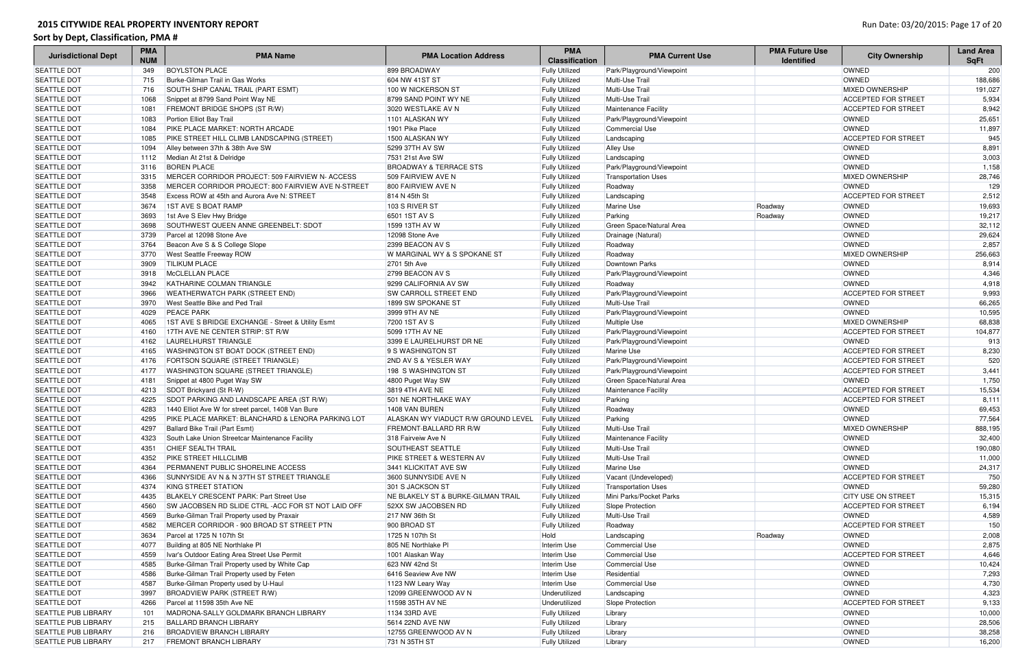# 2015 CITYWIDE REAL PROPERTY INVENTORY REPORT

## Sort by Dept, Classification, PMA #

| Jurisdictional Dept | PMA NUM | PMA Name | PMA Location Address | PMA Classification | PMA Current Use | PMA Future Use Identified | City Ownership | Land Area SqFt |
|---|---|---|---|---|---|---|---|---|
| SEATTLE DOT | 349 | BOYLSTON PLACE | 899 BROADWAY | Fully Utilized | Park/Playground/Viewpoint | | OWNED | 200 |
| SEATTLE DOT | 715 | Burke-Gilman Trail in Gas Works | 604 NW 41ST ST | Fully Utilized | Multi-Use Trail | | OWNED | 188,686 |
| SEATTLE DOT | 716 | SOUTH SHIP CANAL TRAIL (PART ESMT) | 100 W NICKERSON ST | Fully Utilized | Multi-Use Trail | | MIXED OWNERSHIP | 191,027 |
| SEATTLE DOT | 1068 | Snippet at 8799 Sand Point Way NE | 8799 SAND POINT WY NE | Fully Utilized | Multi-Use Trail | | ACCEPTED FOR STREET | 5,934 |
| SEATTLE DOT | 1081 | FREMONT BRIDGE SHOPS (ST R/W) | 3020 WESTLAKE AV N | Fully Utilized | Maintenance Facility | | ACCEPTED FOR STREET | 8,942 |
| SEATTLE DOT | 1083 | Portion Elliot Bay Trail | 1101 ALASKAN WY | Fully Utilized | Park/Playground/Viewpoint | | OWNED | 25,651 |
| SEATTLE DOT | 1084 | PIKE PLACE MARKET: NORTH ARCADE | 1901 Pike Place | Fully Utilized | Commercial Use | | OWNED | 11,897 |
| SEATTLE DOT | 1085 | PIKE STREET HILL CLIMB LANDSCAPING (STREET) | 1500 ALASKAN WY | Fully Utilized | Landscaping | | ACCEPTED FOR STREET | 945 |
| SEATTLE DOT | 1094 | Alley between 37th & 38th Ave SW | 5299 37TH AV SW | Fully Utilized | Alley Use | | OWNED | 8,891 |
| SEATTLE DOT | 1112 | Median At 21st & Delridge | 7531 21st Ave SW | Fully Utilized | Landscaping | | OWNED | 3,003 |
| SEATTLE DOT | 3116 | BOREN PLACE | BROADWAY & TERRACE STS | Fully Utilized | Park/Playground/Viewpoint | | OWNED | 1,158 |
| SEATTLE DOT | 3315 | MERCER CORRIDOR PROJECT: 509 FAIRVIEW N- ACCESS | 509 FAIRVIEW AVE N | Fully Utilized | Transportation Uses | | MIXED OWNERSHIP | 28,746 |
| SEATTLE DOT | 3358 | MERCER CORRIDOR PROJECT: 800 FAIRVIEW AVE N-STREET | 800 FAIRVIEW AVE N | Fully Utilized | Roadway | | OWNED | 129 |
| SEATTLE DOT | 3548 | Excess ROW at 45th and Aurora Ave N: STREET | 814 N 45th St | Fully Utilized | Landscaping | | ACCEPTED FOR STREET | 2,512 |
| SEATTLE DOT | 3674 | 1ST AVE S BOAT RAMP | 103 S RIVER ST | Fully Utilized | Marine Use | Roadway | OWNED | 19,693 |
| SEATTLE DOT | 3693 | 1st Ave S Elev Hwy Bridge | 6501 1ST AV S | Fully Utilized | Parking | Roadway | OWNED | 19,217 |
| SEATTLE DOT | 3698 | SOUTHWEST QUEEN ANNE GREENBELT: SDOT | 1599 13TH AV W | Fully Utilized | Green Space/Natural Area | | OWNED | 32,112 |
| SEATTLE DOT | 3739 | Parcel at 12098 Stone Ave | 12098 Stone Ave | Fully Utilized | Drainage (Natural) | | OWNED | 29,624 |
| SEATTLE DOT | 3764 | Beacon Ave S & S College Slope | 2399 BEACON AV S | Fully Utilized | Roadway | | OWNED | 2,857 |
| SEATTLE DOT | 3770 | West Seattle Freeway ROW | W MARGINAL WY & S SPOKANE ST | Fully Utilized | Roadway | | MIXED OWNERSHIP | 256,663 |
| SEATTLE DOT | 3909 | TILIKUM PLACE | 2701 5th Ave | Fully Utilized | Downtown Parks | | OWNED | 8,914 |
| SEATTLE DOT | 3918 | McCLELLAN PLACE | 2799 BEACON AV S | Fully Utilized | Park/Playground/Viewpoint | | OWNED | 4,346 |
| SEATTLE DOT | 3942 | KATHARINE COLMAN TRIANGLE | 9299 CALIFORNIA AV SW | Fully Utilized | Roadway | | OWNED | 4,918 |
| SEATTLE DOT | 3966 | WEATHERWATCH PARK (STREET END) | SW CARROLL STREET END | Fully Utilized | Park/Playground/Viewpoint | | ACCEPTED FOR STREET | 9,993 |
| SEATTLE DOT | 3970 | West Seattle Bike and Ped Trail | 1899 SW SPOKANE ST | Fully Utilized | Multi-Use Trail | | OWNED | 66,265 |
| SEATTLE DOT | 4029 | PEACE PARK | 3999 9TH AV NE | Fully Utilized | Park/Playground/Viewpoint | | OWNED | 10,595 |
| SEATTLE DOT | 4065 | 1ST AVE S BRIDGE EXCHANGE - Street & Utility Esmt | 7200 1ST AV S | Fully Utilized | Multiple Use | | MIXED OWNERSHIP | 68,838 |
| SEATTLE DOT | 4160 | 17TH AVE NE CENTER STRIP: ST R/W | 5099 17TH AV NE | Fully Utilized | Park/Playground/Viewpoint | | ACCEPTED FOR STREET | 104,877 |
| SEATTLE DOT | 4162 | LAURELHURST TRIANGLE | 3399 E LAURELHURST DR NE | Fully Utilized | Park/Playground/Viewpoint | | OWNED | 913 |
| SEATTLE DOT | 4165 | WASHINGTON ST BOAT DOCK (STREET END) | 9 S WASHINGTON ST | Fully Utilized | Marine Use | | ACCEPTED FOR STREET | 8,230 |
| SEATTLE DOT | 4176 | FORTSON SQUARE (STREET TRIANGLE) | 2ND AV S & YESLER WAY | Fully Utilized | Park/Playground/Viewpoint | | ACCEPTED FOR STREET | 520 |
| SEATTLE DOT | 4177 | WASHINGTON SQUARE (STREET TRIANGLE) | 198 S WASHINGTON ST | Fully Utilized | Park/Playground/Viewpoint | | ACCEPTED FOR STREET | 3,441 |
| SEATTLE DOT | 4181 | Snippet at 4800 Puget Way SW | 4800 Puget Way SW | Fully Utilized | Green Space/Natural Area | | OWNED | 1,750 |
| SEATTLE DOT | 4213 | SDOT Brickyard (St R-W) | 3819 4TH AVE NE | Fully Utilized | Maintenance Facility | | ACCEPTED FOR STREET | 15,534 |
| SEATTLE DOT | 4225 | SDOT PARKING AND LANDSCAPE AREA (ST R/W) | 501 NE NORTHLAKE WAY | Fully Utilized | Parking | | ACCEPTED FOR STREET | 8,111 |
| SEATTLE DOT | 4283 | 1440 Elliot Ave W for street parcel, 1408 Van Bure | 1408 VAN BUREN | Fully Utilized | Roadway | | OWNED | 69,453 |
| SEATTLE DOT | 4295 | PIKE PLACE MARKET: BLANCHARD & LENORA PARKING LOT | ALASKAN WY VIADUCT R/W GROUND LEVEL | Fully Utilized | Parking | | OWNED | 77,564 |
| SEATTLE DOT | 4297 | Ballard Bike Trail (Part Esmt) | FREMONT-BALLARD RR R/W | Fully Utilized | Multi-Use Trail | | MIXED OWNERSHIP | 888,195 |
| SEATTLE DOT | 4323 | South Lake Union Streetcar Maintenance Facility | 318 Fairveiw Ave N | Fully Utilized | Maintenance Facility | | OWNED | 32,400 |
| SEATTLE DOT | 4351 | CHIEF SEALTH TRAIL | SOUTHEAST SEATTLE | Fully Utilized | Multi-Use Trail | | OWNED | 190,080 |
| SEATTLE DOT | 4352 | PIKE STREET HILLCLIMB | PIKE STREET & WESTERN AV | Fully Utilized | Multi-Use Trail | | OWNED | 11,000 |
| SEATTLE DOT | 4364 | PERMANENT PUBLIC SHORELINE ACCESS | 3441 KLICKITAT AVE SW | Fully Utilized | Marine Use | | OWNED | 24,317 |
| SEATTLE DOT | 4366 | SUNNYSIDE AV N & N 37TH ST STREET TRIANGLE | 3600 SUNNYSIDE AVE N | Fully Utilized | Vacant (Undeveloped) | | ACCEPTED FOR STREET | 750 |
| SEATTLE DOT | 4374 | KING STREET STATION | 301 S JACKSON ST | Fully Utilized | Transportation Uses | | OWNED | 59,280 |
| SEATTLE DOT | 4435 | BLAKELY CRESCENT PARK: Part Street Use | NE BLAKELY ST & BURKE-GILMAN TRAIL | Fully Utilized | Mini Parks/Pocket Parks | | CITY USE ON STREET | 15,315 |
| SEATTLE DOT | 4560 | SW JACOBSEN RD SLIDE CTRL -ACC FOR ST NOT LAID OFF | 52XX SW JACOBSEN RD | Fully Utilized | Slope Protection | | ACCEPTED FOR STREET | 6,194 |
| SEATTLE DOT | 4569 | Burke-Gilman Trail Property used by Praxair | 217 NW 36th St | Fully Utilized | Multi-Use Trail | | OWNED | 4,589 |
| SEATTLE DOT | 4582 | MERCER CORRIDOR - 900 BROAD ST STREET PTN | 900 BROAD ST | Fully Utilized | Roadway | | ACCEPTED FOR STREET | 150 |
| SEATTLE DOT | 3634 | Parcel at 1725 N 107th St | 1725 N 107th St | Hold | Landscaping | Roadway | OWNED | 2,008 |
| SEATTLE DOT | 4077 | Building at 805 NE Northlake Pl | 805 NE Northlake Pl | Interim Use | Commercial Use | | OWNED | 2,875 |
| SEATTLE DOT | 4559 | Ivar's Outdoor Eating Area Street Use Permit | 1001 Alaskan Way | Interim Use | Commercial Use | | ACCEPTED FOR STREET | 4,646 |
| SEATTLE DOT | 4585 | Burke-Gilman Trail Property used by White Cap | 623 NW 42nd St | Interim Use | Commercial Use | | OWNED | 10,424 |
| SEATTLE DOT | 4586 | Burke-Gilman Trail Property used by Feten | 6416 Seaview Ave NW | Interim Use | Residential | | OWNED | 7,293 |
| SEATTLE DOT | 4587 | Burke-Gilman Property used by U-Haul | 1123 NW Leary Way | Interim Use | Commercial Use | | OWNED | 4,730 |
| SEATTLE DOT | 3997 | BROADVIEW PARK (STREET R/W) | 12099 GREENWOOD AV N | Underutilized | Landscaping | | OWNED | 4,323 |
| SEATTLE DOT | 4266 | Parcel at 11598 35th Ave NE | 11598 35TH AV NE | Underutilized | Slope Protection | | ACCEPTED FOR STREET | 9,133 |
| SEATTLE PUB LIBRARY | 101 | MADRONA-SALLY GOLDMARK BRANCH LIBRARY | 1134 33RD AVE | Fully Utilized | Library | | OWNED | 10,000 |
| SEATTLE PUB LIBRARY | 215 | BALLARD BRANCH LIBRARY | 5614 22ND AVE NW | Fully Utilized | Library | | OWNED | 28,506 |
| SEATTLE PUB LIBRARY | 216 | BROADVIEW BRANCH LIBRARY | 12755 GREENWOOD AV N | Fully Utilized | Library | | OWNED | 38,258 |
| SEATTLE PUB LIBRARY | 217 | FREMONT BRANCH LIBRARY | 731 N 35TH ST | Fully Utilized | Library | | OWNED | 16,200 |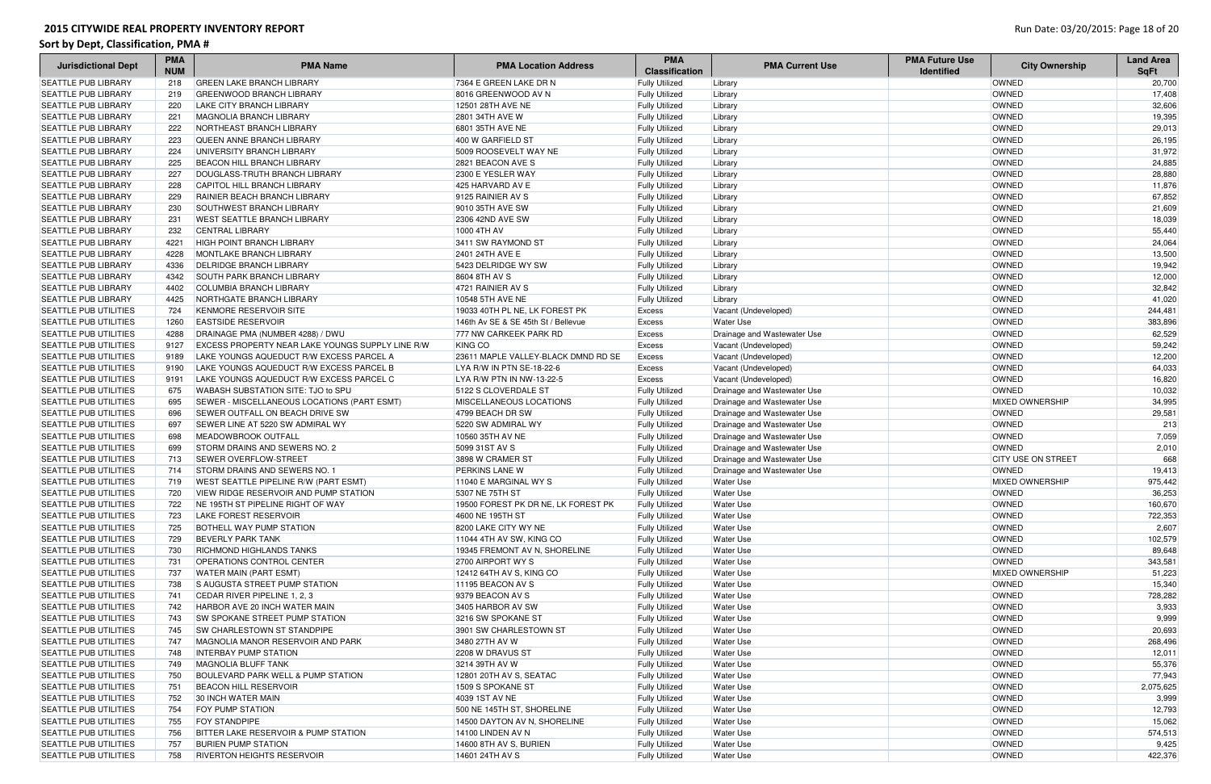# 2015 CITYWIDE REAL PROPERTY INVENTORY REPORT

## Sort by Dept, Classification, PMA #

| Jurisdictional Dept | PMA NUM | PMA Name | PMA Location Address | PMA Classification | PMA Current Use | PMA Future Use Identified | City Ownership | Land Area SqFt |
|---|---|---|---|---|---|---|---|---|
| SEATTLE PUB LIBRARY | 218 | GREEN LAKE BRANCH LIBRARY | 7364 E GREEN LAKE DR N | Fully Utilized | Library | | OWNED | 20,700 |
| SEATTLE PUB LIBRARY | 219 | GREENWOOD BRANCH LIBRARY | 8016 GREENWOOD AV N | Fully Utilized | Library | | OWNED | 17,408 |
| SEATTLE PUB LIBRARY | 220 | LAKE CITY BRANCH LIBRARY | 12501 28TH AVE NE | Fully Utilized | Library | | OWNED | 32,606 |
| SEATTLE PUB LIBRARY | 221 | MAGNOLIA BRANCH LIBRARY | 2801 34TH AVE W | Fully Utilized | Library | | OWNED | 19,395 |
| SEATTLE PUB LIBRARY | 222 | NORTHEAST BRANCH LIBRARY | 6801 35TH AVE NE | Fully Utilized | Library | | OWNED | 29,013 |
| SEATTLE PUB LIBRARY | 223 | QUEEN ANNE BRANCH LIBRARY | 400 W GARFIELD ST | Fully Utilized | Library | | OWNED | 26,195 |
| SEATTLE PUB LIBRARY | 224 | UNIVERSITY BRANCH LIBRARY | 5009 ROOSEVELT WAY NE | Fully Utilized | Library | | OWNED | 31,972 |
| SEATTLE PUB LIBRARY | 225 | BEACON HILL BRANCH LIBRARY | 2821 BEACON AVE S | Fully Utilized | Library | | OWNED | 24,885 |
| SEATTLE PUB LIBRARY | 227 | DOUGLASS-TRUTH BRANCH LIBRARY | 2300 E YESLER WAY | Fully Utilized | Library | | OWNED | 28,880 |
| SEATTLE PUB LIBRARY | 228 | CAPITOL HILL BRANCH LIBRARY | 425 HARVARD AV E | Fully Utilized | Library | | OWNED | 11,876 |
| SEATTLE PUB LIBRARY | 229 | RAINIER BEACH BRANCH LIBRARY | 9125 RAINIER AV S | Fully Utilized | Library | | OWNED | 67,852 |
| SEATTLE PUB LIBRARY | 230 | SOUTHWEST BRANCH LIBRARY | 9010 35TH AVE SW | Fully Utilized | Library | | OWNED | 21,609 |
| SEATTLE PUB LIBRARY | 231 | WEST SEATTLE BRANCH LIBRARY | 2306 42ND AVE SW | Fully Utilized | Library | | OWNED | 18,039 |
| SEATTLE PUB LIBRARY | 232 | CENTRAL LIBRARY | 1000 4TH AV | Fully Utilized | Library | | OWNED | 55,440 |
| SEATTLE PUB LIBRARY | 4221 | HIGH POINT BRANCH LIBRARY | 3411 SW RAYMOND ST | Fully Utilized | Library | | OWNED | 24,064 |
| SEATTLE PUB LIBRARY | 4228 | MONTLAKE BRANCH LIBRARY | 2401 24TH AVE E | Fully Utilized | Library | | OWNED | 13,500 |
| SEATTLE PUB LIBRARY | 4336 | DELRIDGE BRANCH LIBRARY | 5423 DELRIDGE WY SW | Fully Utilized | Library | | OWNED | 19,942 |
| SEATTLE PUB LIBRARY | 4342 | SOUTH PARK BRANCH LIBRARY | 8604 8TH AV S | Fully Utilized | Library | | OWNED | 12,000 |
| SEATTLE PUB LIBRARY | 4402 | COLUMBIA BRANCH LIBRARY | 4721 RAINIER AV S | Fully Utilized | Library | | OWNED | 32,842 |
| SEATTLE PUB LIBRARY | 4425 | NORTHGATE BRANCH LIBRARY | 10548 5TH AVE NE | Fully Utilized | Library | | OWNED | 41,020 |
| SEATTLE PUB UTILITIES | 724 | KENMORE RESERVOIR SITE | 19033 40TH PL NE, LK FOREST PK | Excess | Vacant (Undeveloped) | | OWNED | 244,481 |
| SEATTLE PUB UTILITIES | 1260 | EASTSIDE RESERVOIR | 146th Av SE & SE 45th St / Bellevue | Excess | Water Use | | OWNED | 383,896 |
| SEATTLE PUB UTILITIES | 4288 | DRAINAGE PMA (NUMBER 4288) / DWU | 777 NW CARKEEK PARK RD | Excess | Drainage and Wastewater Use | | OWNED | 62,529 |
| SEATTLE PUB UTILITIES | 9127 | EXCESS PROPERTY NEAR LAKE YOUNGS SUPPLY LINE R/W | KING CO | Excess | Vacant (Undeveloped) | | OWNED | 59,242 |
| SEATTLE PUB UTILITIES | 9189 | LAKE YOUNGS AQUEDUCT R/W EXCESS PARCEL A | 23611 MAPLE VALLEY-BLACK DMND RD SE | Excess | Vacant (Undeveloped) | | OWNED | 12,200 |
| SEATTLE PUB UTILITIES | 9190 | LAKE YOUNGS AQUEDUCT R/W EXCESS PARCEL B | LYA R/W IN PTN SE-18-22-6 | Excess | Vacant (Undeveloped) | | OWNED | 64,033 |
| SEATTLE PUB UTILITIES | 9191 | LAKE YOUNGS AQUEDUCT R/W EXCESS PARCEL C | LYA R/W PTN IN NW-13-22-5 | Excess | Vacant (Undeveloped) | | OWNED | 16,820 |
| SEATTLE PUB UTILITIES | 675 | WABASH SUBSTATION SITE: TJO to SPU | 5122 S CLOVERDALE ST | Fully Utilized | Drainage and Wastewater Use | | OWNED | 10,032 |
| SEATTLE PUB UTILITIES | 695 | SEWER - MISCELLANEOUS LOCATIONS (PART ESMT) | MISCELLANEOUS LOCATIONS | Fully Utilized | Drainage and Wastewater Use | | MIXED OWNERSHIP | 34,995 |
| SEATTLE PUB UTILITIES | 696 | SEWER OUTFALL ON BEACH DRIVE SW | 4799 BEACH DR SW | Fully Utilized | Drainage and Wastewater Use | | OWNED | 29,581 |
| SEATTLE PUB UTILITIES | 697 | SEWER LINE AT 5220 SW ADMIRAL WY | 5220 SW ADMIRAL WY | Fully Utilized | Drainage and Wastewater Use | | OWNED | 213 |
| SEATTLE PUB UTILITIES | 698 | MEADOWBROOK OUTFALL | 10560 35TH AV NE | Fully Utilized | Drainage and Wastewater Use | | OWNED | 7,059 |
| SEATTLE PUB UTILITIES | 699 | STORM DRAINS AND SEWERS NO. 2 | 5099 31ST AV S | Fully Utilized | Drainage and Wastewater Use | | OWNED | 2,010 |
| SEATTLE PUB UTILITIES | 713 | SEWER OVERFLOW-STREET | 3898 W CRAMER ST | Fully Utilized | Drainage and Wastewater Use | | CITY USE ON STREET | 668 |
| SEATTLE PUB UTILITIES | 714 | STORM DRAINS AND SEWERS NO. 1 | PERKINS LANE W | Fully Utilized | Drainage and Wastewater Use | | OWNED | 19,413 |
| SEATTLE PUB UTILITIES | 719 | WEST SEATTLE PIPELINE R/W (PART ESMT) | 11040 E MARGINAL WY S | Fully Utilized | Water Use | | MIXED OWNERSHIP | 975,442 |
| SEATTLE PUB UTILITIES | 720 | VIEW RIDGE RESERVOIR AND PUMP STATION | 5307 NE 75TH ST | Fully Utilized | Water Use | | OWNED | 36,253 |
| SEATTLE PUB UTILITIES | 722 | NE 195TH ST PIPELINE RIGHT OF WAY | 19500 FOREST PK DR NE, LK FOREST PK | Fully Utilized | Water Use | | OWNED | 160,670 |
| SEATTLE PUB UTILITIES | 723 | LAKE FOREST RESERVOIR | 4600 NE 195TH ST | Fully Utilized | Water Use | | OWNED | 722,353 |
| SEATTLE PUB UTILITIES | 725 | BOTHELL WAY PUMP STATION | 8200 LAKE CITY WY NE | Fully Utilized | Water Use | | OWNED | 2,607 |
| SEATTLE PUB UTILITIES | 729 | BEVERLY PARK TANK | 11044 4TH AV SW, KING CO | Fully Utilized | Water Use | | OWNED | 102,579 |
| SEATTLE PUB UTILITIES | 730 | RICHMOND HIGHLANDS TANKS | 19345 FREMONT AV N, SHORELINE | Fully Utilized | Water Use | | OWNED | 89,648 |
| SEATTLE PUB UTILITIES | 731 | OPERATIONS CONTROL CENTER | 2700 AIRPORT WY S | Fully Utilized | Water Use | | OWNED | 343,581 |
| SEATTLE PUB UTILITIES | 737 | WATER MAIN (PART ESMT) | 12412 64TH AV S, KING CO | Fully Utilized | Water Use | | MIXED OWNERSHIP | 51,223 |
| SEATTLE PUB UTILITIES | 738 | S AUGUSTA STREET PUMP STATION | 11195 BEACON AV S | Fully Utilized | Water Use | | OWNED | 15,340 |
| SEATTLE PUB UTILITIES | 741 | CEDAR RIVER PIPELINE 1, 2, 3 | 9379 BEACON AV S | Fully Utilized | Water Use | | OWNED | 728,282 |
| SEATTLE PUB UTILITIES | 742 | HARBOR AVE 20 INCH WATER MAIN | 3405 HARBOR AV SW | Fully Utilized | Water Use | | OWNED | 3,933 |
| SEATTLE PUB UTILITIES | 743 | SW SPOKANE STREET PUMP STATION | 3216 SW SPOKANE ST | Fully Utilized | Water Use | | OWNED | 9,999 |
| SEATTLE PUB UTILITIES | 745 | SW CHARLESTOWN ST STANDPIPE | 3901 SW CHARLESTOWN ST | Fully Utilized | Water Use | | OWNED | 20,693 |
| SEATTLE PUB UTILITIES | 747 | MAGNOLIA MANOR RESERVOIR AND PARK | 3480 27TH AV W | Fully Utilized | Water Use | | OWNED | 268,496 |
| SEATTLE PUB UTILITIES | 748 | INTERBAY PUMP STATION | 2208 W DRAVUS ST | Fully Utilized | Water Use | | OWNED | 12,011 |
| SEATTLE PUB UTILITIES | 749 | MAGNOLIA BLUFF TANK | 3214 39TH AV W | Fully Utilized | Water Use | | OWNED | 55,376 |
| SEATTLE PUB UTILITIES | 750 | BOULEVARD PARK WELL & PUMP STATION | 12801 20TH AV S, SEATAC | Fully Utilized | Water Use | | OWNED | 77,943 |
| SEATTLE PUB UTILITIES | 751 | BEACON HILL RESERVOIR | 1509 S SPOKANE ST | Fully Utilized | Water Use | | OWNED | 2,075,625 |
| SEATTLE PUB UTILITIES | 752 | 30 INCH WATER MAIN | 4039 1ST AV NE | Fully Utilized | Water Use | | OWNED | 3,999 |
| SEATTLE PUB UTILITIES | 754 | FOY PUMP STATION | 500 NE 145TH ST, SHORELINE | Fully Utilized | Water Use | | OWNED | 12,793 |
| SEATTLE PUB UTILITIES | 755 | FOY STANDPIPE | 14500 DAYTON AV N, SHORELINE | Fully Utilized | Water Use | | OWNED | 15,062 |
| SEATTLE PUB UTILITIES | 756 | BITTER LAKE RESERVOIR & PUMP STATION | 14100 LINDEN AV N | Fully Utilized | Water Use | | OWNED | 574,513 |
| SEATTLE PUB UTILITIES | 757 | BURIEN PUMP STATION | 14600 8TH AV S, BURIEN | Fully Utilized | Water Use | | OWNED | 9,425 |
| SEATTLE PUB UTILITIES | 758 | RIVERTON HEIGHTS RESERVOIR | 14601 24TH AV S | Fully Utilized | Water Use | | OWNED | 422,376 |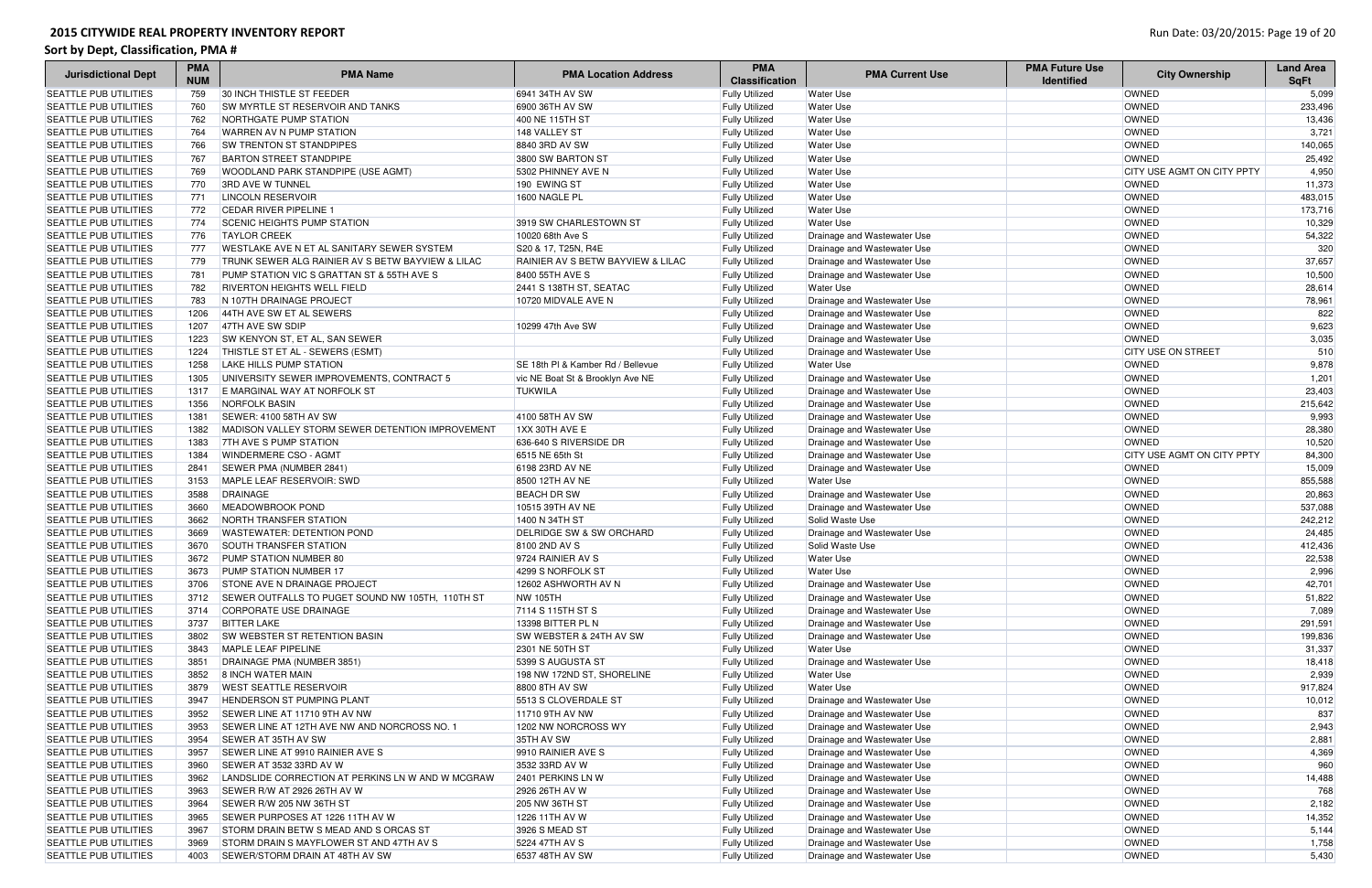# 2015 CITYWIDE REAL PROPERTY INVENTORY REPORT

## Sort by Dept, Classification, PMA #

| Jurisdictional Dept | PMA NUM | PMA Name | PMA Location Address | PMA Classification | PMA Current Use | PMA Future Use Identified | City Ownership | Land Area SqFt |
|---|---|---|---|---|---|---|---|---|
| SEATTLE PUB UTILITIES | 759 | 30 INCH THISTLE ST FEEDER | 6941 34TH AV SW | Fully Utilized | Water Use | | OWNED | 5,099 |
| SEATTLE PUB UTILITIES | 760 | SW MYRTLE ST RESERVOIR AND TANKS | 6900 36TH AV SW | Fully Utilized | Water Use | | OWNED | 233,496 |
| SEATTLE PUB UTILITIES | 762 | NORTHGATE PUMP STATION | 400 NE 115TH ST | Fully Utilized | Water Use | | OWNED | 13,436 |
| SEATTLE PUB UTILITIES | 764 | WARREN AV N PUMP STATION | 148 VALLEY ST | Fully Utilized | Water Use | | OWNED | 3,721 |
| SEATTLE PUB UTILITIES | 766 | SW TRENTON ST STANDPIPES | 8840 3RD AV SW | Fully Utilized | Water Use | | OWNED | 140,065 |
| SEATTLE PUB UTILITIES | 767 | BARTON STREET STANDPIPE | 3800 SW BARTON ST | Fully Utilized | Water Use | | OWNED | 25,492 |
| SEATTLE PUB UTILITIES | 769 | WOODLAND PARK STANDPIPE (USE AGMT) | 5302 PHINNEY AVE N | Fully Utilized | Water Use | | CITY USE AGMT ON CITY PPTY | 4,950 |
| SEATTLE PUB UTILITIES | 770 | 3RD AVE W TUNNEL | 190 EWING ST | Fully Utilized | Water Use | | OWNED | 11,373 |
| SEATTLE PUB UTILITIES | 771 | LINCOLN RESERVOIR | 1600 NAGLE PL | Fully Utilized | Water Use | | OWNED | 483,015 |
| SEATTLE PUB UTILITIES | 772 | CEDAR RIVER PIPELINE 1 | | Fully Utilized | Water Use | | OWNED | 173,716 |
| SEATTLE PUB UTILITIES | 774 | SCENIC HEIGHTS PUMP STATION | 3919 SW CHARLESTOWN ST | Fully Utilized | Water Use | | OWNED | 10,329 |
| SEATTLE PUB UTILITIES | 776 | TAYLOR CREEK | 10020 68th Ave S | Fully Utilized | Drainage and Wastewater Use | | OWNED | 54,322 |
| SEATTLE PUB UTILITIES | 777 | WESTLAKE AVE N ET AL SANITARY SEWER SYSTEM | S20 & 17, T25N, R4E | Fully Utilized | Drainage and Wastewater Use | | OWNED | 320 |
| SEATTLE PUB UTILITIES | 779 | TRUNK SEWER ALG RAINIER AV S BETW BAYVIEW & LILAC | RAINIER AV S BETW BAYVIEW & LILAC | Fully Utilized | Drainage and Wastewater Use | | OWNED | 37,657 |
| SEATTLE PUB UTILITIES | 781 | PUMP STATION VIC S GRATTAN ST & 55TH AVE S | 8400 55TH AVE S | Fully Utilized | Drainage and Wastewater Use | | OWNED | 10,500 |
| SEATTLE PUB UTILITIES | 782 | RIVERTON HEIGHTS WELL FIELD | 2441 S 138TH ST, SEATAC | Fully Utilized | Water Use | | OWNED | 28,614 |
| SEATTLE PUB UTILITIES | 783 | N 107TH DRAINAGE PROJECT | 10720 MIDVALE AVE N | Fully Utilized | Drainage and Wastewater Use | | OWNED | 78,961 |
| SEATTLE PUB UTILITIES | 1206 | 44TH AVE SW ET AL SEWERS | | Fully Utilized | Drainage and Wastewater Use | | OWNED | 822 |
| SEATTLE PUB UTILITIES | 1207 | 47TH AVE SW SDIP | 10299 47th Ave SW | Fully Utilized | Drainage and Wastewater Use | | OWNED | 9,623 |
| SEATTLE PUB UTILITIES | 1223 | SW KENYON ST, ET AL, SAN SEWER | | Fully Utilized | Drainage and Wastewater Use | | OWNED | 3,035 |
| SEATTLE PUB UTILITIES | 1224 | THISTLE ST ET AL - SEWERS (ESMT) | | Fully Utilized | Drainage and Wastewater Use | | CITY USE ON STREET | 510 |
| SEATTLE PUB UTILITIES | 1258 | LAKE HILLS PUMP STATION | SE 18th Pl & Kamber Rd / Bellevue | Fully Utilized | Water Use | | OWNED | 9,878 |
| SEATTLE PUB UTILITIES | 1305 | UNIVERSITY SEWER IMPROVEMENTS, CONTRACT 5 | vic NE Boat St & Brooklyn Ave NE | Fully Utilized | Drainage and Wastewater Use | | OWNED | 1,201 |
| SEATTLE PUB UTILITIES | 1317 | E MARGINAL WAY AT NORFOLK ST | TUKWILA | Fully Utilized | Drainage and Wastewater Use | | OWNED | 23,403 |
| SEATTLE PUB UTILITIES | 1356 | NORFOLK BASIN | | Fully Utilized | Drainage and Wastewater Use | | OWNED | 215,642 |
| SEATTLE PUB UTILITIES | 1381 | SEWER: 4100 58TH AV SW | 4100 58TH AV SW | Fully Utilized | Drainage and Wastewater Use | | OWNED | 9,993 |
| SEATTLE PUB UTILITIES | 1382 | MADISON VALLEY STORM SEWER DETENTION IMPROVEMENT | 1XX 30TH AVE E | Fully Utilized | Drainage and Wastewater Use | | OWNED | 28,380 |
| SEATTLE PUB UTILITIES | 1383 | 7TH AVE S PUMP STATION | 636-640 S RIVERSIDE DR | Fully Utilized | Drainage and Wastewater Use | | OWNED | 10,520 |
| SEATTLE PUB UTILITIES | 1384 | WINDERMERE CSO - AGMT | 6515 NE 65th St | Fully Utilized | Drainage and Wastewater Use | | CITY USE AGMT ON CITY PPTY | 84,300 |
| SEATTLE PUB UTILITIES | 2841 | SEWER PMA (NUMBER 2841) | 6198 23RD AV NE | Fully Utilized | Drainage and Wastewater Use | | OWNED | 15,009 |
| SEATTLE PUB UTILITIES | 3153 | MAPLE LEAF RESERVOIR: SWD | 8500 12TH AV NE | Fully Utilized | Water Use | | OWNED | 855,588 |
| SEATTLE PUB UTILITIES | 3588 | DRAINAGE | BEACH DR SW | Fully Utilized | Drainage and Wastewater Use | | OWNED | 20,863 |
| SEATTLE PUB UTILITIES | 3660 | MEADOWBROOK POND | 10515 39TH AV NE | Fully Utilized | Drainage and Wastewater Use | | OWNED | 537,088 |
| SEATTLE PUB UTILITIES | 3662 | NORTH TRANSFER STATION | 1400 N 34TH ST | Fully Utilized | Solid Waste Use | | OWNED | 242,212 |
| SEATTLE PUB UTILITIES | 3669 | WASTEWATER: DETENTION POND | DELRIDGE SW & SW ORCHARD | Fully Utilized | Drainage and Wastewater Use | | OWNED | 24,485 |
| SEATTLE PUB UTILITIES | 3670 | SOUTH TRANSFER STATION | 8100 2ND AV S | Fully Utilized | Solid Waste Use | | OWNED | 412,436 |
| SEATTLE PUB UTILITIES | 3672 | PUMP STATION NUMBER 80 | 9724 RAINIER AV S | Fully Utilized | Water Use | | OWNED | 22,538 |
| SEATTLE PUB UTILITIES | 3673 | PUMP STATION NUMBER 17 | 4299 S NORFOLK ST | Fully Utilized | Water Use | | OWNED | 2,996 |
| SEATTLE PUB UTILITIES | 3706 | STONE AVE N DRAINAGE PROJECT | 12602 ASHWORTH AV N | Fully Utilized | Drainage and Wastewater Use | | OWNED | 42,701 |
| SEATTLE PUB UTILITIES | 3712 | SEWER OUTFALLS TO PUGET SOUND NW 105TH, 110TH ST | NW 105TH | Fully Utilized | Drainage and Wastewater Use | | OWNED | 51,822 |
| SEATTLE PUB UTILITIES | 3714 | CORPORATE USE DRAINAGE | 7114 S 115TH ST S | Fully Utilized | Drainage and Wastewater Use | | OWNED | 7,089 |
| SEATTLE PUB UTILITIES | 3737 | BITTER LAKE | 13398 BITTER PL N | Fully Utilized | Drainage and Wastewater Use | | OWNED | 291,591 |
| SEATTLE PUB UTILITIES | 3802 | SW WEBSTER ST RETENTION BASIN | SW WEBSTER & 24TH AV SW | Fully Utilized | Drainage and Wastewater Use | | OWNED | 199,836 |
| SEATTLE PUB UTILITIES | 3843 | MAPLE LEAF PIPELINE | 2301 NE 50TH ST | Fully Utilized | Water Use | | OWNED | 31,337 |
| SEATTLE PUB UTILITIES | 3851 | DRAINAGE PMA (NUMBER 3851) | 5399 S AUGUSTA ST | Fully Utilized | Drainage and Wastewater Use | | OWNED | 18,418 |
| SEATTLE PUB UTILITIES | 3852 | 8 INCH WATER MAIN | 198 NW 172ND ST, SHORELINE | Fully Utilized | Water Use | | OWNED | 2,939 |
| SEATTLE PUB UTILITIES | 3879 | WEST SEATTLE RESERVOIR | 8800 8TH AV SW | Fully Utilized | Water Use | | OWNED | 917,824 |
| SEATTLE PUB UTILITIES | 3947 | HENDERSON ST PUMPING PLANT | 5513 S CLOVERDALE ST | Fully Utilized | Drainage and Wastewater Use | | OWNED | 10,012 |
| SEATTLE PUB UTILITIES | 3952 | SEWER LINE AT 11710 9TH AV NW | 11710 9TH AV NW | Fully Utilized | Drainage and Wastewater Use | | OWNED | 837 |
| SEATTLE PUB UTILITIES | 3953 | SEWER LINE AT 12TH AVE NW AND NORCROSS NO. 1 | 1202 NW NORCROSS WY | Fully Utilized | Drainage and Wastewater Use | | OWNED | 2,943 |
| SEATTLE PUB UTILITIES | 3954 | SEWER AT 35TH AV SW | 35TH AV SW | Fully Utilized | Drainage and Wastewater Use | | OWNED | 2,881 |
| SEATTLE PUB UTILITIES | 3957 | SEWER LINE AT 9910 RAINIER AVE S | 9910 RAINIER AVE S | Fully Utilized | Drainage and Wastewater Use | | OWNED | 4,369 |
| SEATTLE PUB UTILITIES | 3960 | SEWER AT 3532 33RD AV W | 3532 33RD AV W | Fully Utilized | Drainage and Wastewater Use | | OWNED | 960 |
| SEATTLE PUB UTILITIES | 3962 | LANDSLIDE CORRECTION AT PERKINS LN W AND W MCGRAW | 2401 PERKINS LN W | Fully Utilized | Drainage and Wastewater Use | | OWNED | 14,488 |
| SEATTLE PUB UTILITIES | 3963 | SEWER R/W AT 2926 26TH AV W | 2926 26TH AV W | Fully Utilized | Drainage and Wastewater Use | | OWNED | 768 |
| SEATTLE PUB UTILITIES | 3964 | SEWER R/W 205 NW 36TH ST | 205 NW 36TH ST | Fully Utilized | Drainage and Wastewater Use | | OWNED | 2,182 |
| SEATTLE PUB UTILITIES | 3965 | SEWER PURPOSES AT 1226 11TH AV W | 1226 11TH AV W | Fully Utilized | Drainage and Wastewater Use | | OWNED | 14,352 |
| SEATTLE PUB UTILITIES | 3967 | STORM DRAIN BETW S MEAD AND S ORCAS ST | 3926 S MEAD ST | Fully Utilized | Drainage and Wastewater Use | | OWNED | 5,144 |
| SEATTLE PUB UTILITIES | 3969 | STORM DRAIN S MAYFLOWER ST AND 47TH AV S | 5224 47TH AV S | Fully Utilized | Drainage and Wastewater Use | | OWNED | 1,758 |
| SEATTLE PUB UTILITIES | 4003 | SEWER/STORM DRAIN AT 48TH AV SW | 6537 48TH AV SW | Fully Utilized | Drainage and Wastewater Use | | OWNED | 5,430 |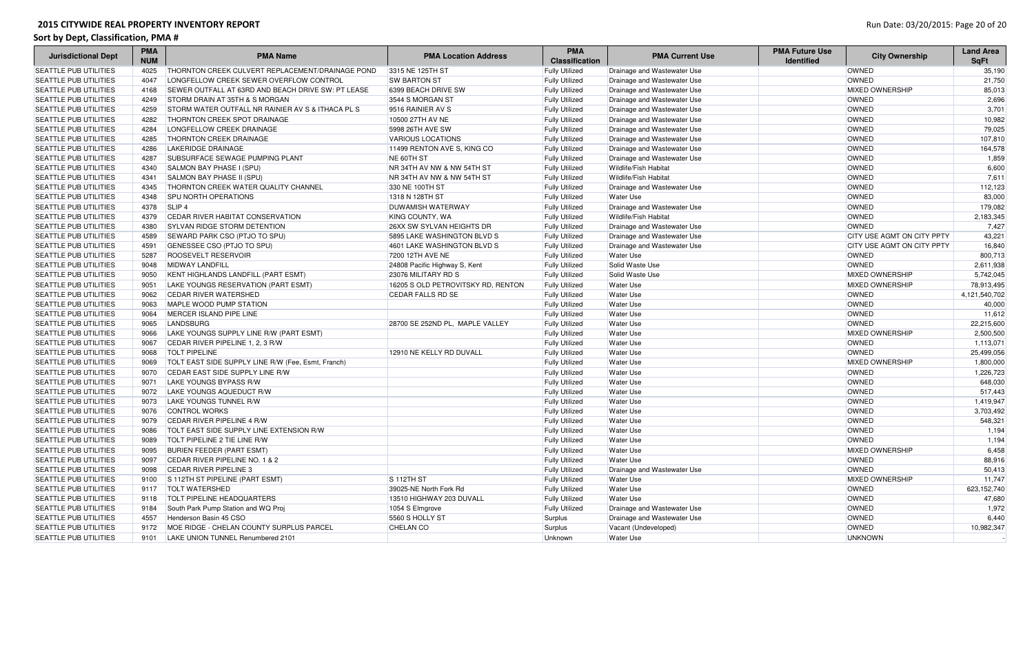## 2015 CITYWIDE REAL PROPERTY INVENTORY REPORT

### Sort by Dept, Classification, PMA #

| Jurisdictional Dept | PMA NUM | PMA Name | PMA Location Address | PMA Classification | PMA Current Use | PMA Future Use Identified | City Ownership | Land Area SqFt |
|---|---|---|---|---|---|---|---|---|
| SEATTLE PUB UTILITIES | 4025 | THORNTON CREEK CULVERT REPLACEMENT/DRAINAGE POND | 3315 NE 125TH ST | Fully Utilized | Drainage and Wastewater Use | | OWNED | 35,190 |
| SEATTLE PUB UTILITIES | 4047 | LONGFELLOW CREEK SEWER OVERFLOW CONTROL | SW BARTON ST | Fully Utilized | Drainage and Wastewater Use | | OWNED | 21,750 |
| SEATTLE PUB UTILITIES | 4168 | SEWER OUTFALL AT 63RD AND BEACH DRIVE SW: PT LEASE | 6399 BEACH DRIVE SW | Fully Utilized | Drainage and Wastewater Use | | MIXED OWNERSHIP | 85,013 |
| SEATTLE PUB UTILITIES | 4249 | STORM DRAIN AT 35TH & S MORGAN | 3544 S MORGAN ST | Fully Utilized | Drainage and Wastewater Use | | OWNED | 2,696 |
| SEATTLE PUB UTILITIES | 4259 | STORM WATER OUTFALL NR RAINIER AV S & ITHACA PL S | 9516 RAINIER AV S | Fully Utilized | Drainage and Wastewater Use | | OWNED | 3,701 |
| SEATTLE PUB UTILITIES | 4282 | THORNTON CREEK SPOT DRAINAGE | 10500 27TH AV NE | Fully Utilized | Drainage and Wastewater Use | | OWNED | 10,982 |
| SEATTLE PUB UTILITIES | 4284 | LONGFELLOW CREEK DRAINAGE | 5998 26TH AVE SW | Fully Utilized | Drainage and Wastewater Use | | OWNED | 79,025 |
| SEATTLE PUB UTILITIES | 4285 | THORNTON CREEK DRAINAGE | VARIOUS LOCATIONS | Fully Utilized | Drainage and Wastewater Use | | OWNED | 107,810 |
| SEATTLE PUB UTILITIES | 4286 | LAKERIDGE DRAINAGE | 11499 RENTON AVE S, KING CO | Fully Utilized | Drainage and Wastewater Use | | OWNED | 164,578 |
| SEATTLE PUB UTILITIES | 4287 | SUBSURFACE SEWAGE PUMPING PLANT | NE 60TH ST | Fully Utilized | Drainage and Wastewater Use | | OWNED | 1,859 |
| SEATTLE PUB UTILITIES | 4340 | SALMON BAY PHASE I (SPU) | NR 34TH AV NW & NW 54TH ST | Fully Utilized | Wildlife/Fish Habitat | | OWNED | 6,600 |
| SEATTLE PUB UTILITIES | 4341 | SALMON BAY PHASE II (SPU) | NR 34TH AV NW & NW 54TH ST | Fully Utilized | Wildlife/Fish Habitat | | OWNED | 7,611 |
| SEATTLE PUB UTILITIES | 4345 | THORNTON CREEK WATER QUALITY CHANNEL | 330 NE 100TH ST | Fully Utilized | Drainage and Wastewater Use | | OWNED | 112,123 |
| SEATTLE PUB UTILITIES | 4348 | SPU NORTH OPERATIONS | 1318 N 128TH ST | Fully Utilized | Water Use | | OWNED | 83,000 |
| SEATTLE PUB UTILITIES | 4378 | SLIP 4 | DUWAMISH WATERWAY | Fully Utilized | Drainage and Wastewater Use | | OWNED | 179,082 |
| SEATTLE PUB UTILITIES | 4379 | CEDAR RIVER HABITAT CONSERVATION | KING COUNTY, WA | Fully Utilized | Wildlife/Fish Habitat | | OWNED | 2,183,345 |
| SEATTLE PUB UTILITIES | 4380 | SYLVAN RIDGE STORM DETENTION | 26XX SW SYLVAN HEIGHTS DR | Fully Utilized | Drainage and Wastewater Use | | OWNED | 7,427 |
| SEATTLE PUB UTILITIES | 4589 | SEWARD PARK CSO (PTJO TO SPU) | 5895 LAKE WASHINGTON BLVD S | Fully Utilized | Drainage and Wastewater Use | | CITY USE AGMT ON CITY PPTY | 43,221 |
| SEATTLE PUB UTILITIES | 4591 | GENESSEE CSO (PTJO TO SPU) | 4601 LAKE WASHINGTON BLVD S | Fully Utilized | Drainage and Wastewater Use | | CITY USE AGMT ON CITY PPTY | 16,840 |
| SEATTLE PUB UTILITIES | 5287 | ROOSEVELT RESERVOIR | 7200 12TH AVE NE | Fully Utilized | Water Use | | OWNED | 800,713 |
| SEATTLE PUB UTILITIES | 9048 | MIDWAY LANDFILL | 24808 Pacific Highway S, Kent | Fully Utilized | Solid Waste Use | | OWNED | 2,611,938 |
| SEATTLE PUB UTILITIES | 9050 | KENT HIGHLANDS LANDFILL (PART ESMT) | 23076 MILITARY RD S | Fully Utilized | Solid Waste Use | | MIXED OWNERSHIP | 5,742,045 |
| SEATTLE PUB UTILITIES | 9051 | LAKE YOUNGS RESERVATION (PART ESMT) | 16205 S OLD PETROVITSKY RD, RENTON | Fully Utilized | Water Use | | MIXED OWNERSHIP | 78,913,495 |
| SEATTLE PUB UTILITIES | 9062 | CEDAR RIVER WATERSHED | CEDAR FALLS RD SE | Fully Utilized | Water Use | | OWNED | 4,121,540,702 |
| SEATTLE PUB UTILITIES | 9063 | MAPLE WOOD PUMP STATION | | Fully Utilized | Water Use | | OWNED | 40,000 |
| SEATTLE PUB UTILITIES | 9064 | MERCER ISLAND PIPE LINE | | Fully Utilized | Water Use | | OWNED | 11,612 |
| SEATTLE PUB UTILITIES | 9065 | LANDSBURG | 28700 SE 252ND PL, MAPLE VALLEY | Fully Utilized | Water Use | | OWNED | 22,215,600 |
| SEATTLE PUB UTILITIES | 9066 | LAKE YOUNGS SUPPLY LINE R/W (PART ESMT) | | Fully Utilized | Water Use | | MIXED OWNERSHIP | 2,500,500 |
| SEATTLE PUB UTILITIES | 9067 | CEDAR RIVER PIPELINE 1, 2, 3 R/W | | Fully Utilized | Water Use | | OWNED | 1,113,071 |
| SEATTLE PUB UTILITIES | 9068 | TOLT PIPELINE | 12910 NE KELLY RD DUVALL | Fully Utilized | Water Use | | OWNED | 25,499,056 |
| SEATTLE PUB UTILITIES | 9069 | TOLT EAST SIDE SUPPLY LINE R/W (Fee, Esmt, Franch) | | Fully Utilized | Water Use | | MIXED OWNERSHIP | 1,800,000 |
| SEATTLE PUB UTILITIES | 9070 | CEDAR EAST SIDE SUPPLY LINE R/W | | Fully Utilized | Water Use | | OWNED | 1,226,723 |
| SEATTLE PUB UTILITIES | 9071 | LAKE YOUNGS BYPASS R/W | | Fully Utilized | Water Use | | OWNED | 648,030 |
| SEATTLE PUB UTILITIES | 9072 | LAKE YOUNGS AQUEDUCT R/W | | Fully Utilized | Water Use | | OWNED | 517,443 |
| SEATTLE PUB UTILITIES | 9073 | LAKE YOUNGS TUNNEL R/W | | Fully Utilized | Water Use | | OWNED | 1,419,947 |
| SEATTLE PUB UTILITIES | 9076 | CONTROL WORKS | | Fully Utilized | Water Use | | OWNED | 3,703,492 |
| SEATTLE PUB UTILITIES | 9079 | CEDAR RIVER PIPELINE 4 R/W | | Fully Utilized | Water Use | | OWNED | 548,321 |
| SEATTLE PUB UTILITIES | 9086 | TOLT EAST SIDE SUPPLY LINE EXTENSION R/W | | Fully Utilized | Water Use | | OWNED | 1,194 |
| SEATTLE PUB UTILITIES | 9089 | TOLT PIPELINE 2 TIE LINE R/W | | Fully Utilized | Water Use | | OWNED | 1,194 |
| SEATTLE PUB UTILITIES | 9095 | BURIEN FEEDER (PART ESMT) | | Fully Utilized | Water Use | | MIXED OWNERSHIP | 6,458 |
| SEATTLE PUB UTILITIES | 9097 | CEDAR RIVER PIPELINE NO. 1 & 2 | | Fully Utilized | Water Use | | OWNED | 88,916 |
| SEATTLE PUB UTILITIES | 9098 | CEDAR RIVER PIPELINE 3 | | Fully Utilized | Drainage and Wastewater Use | | OWNED | 50,413 |
| SEATTLE PUB UTILITIES | 9100 | S 112TH ST PIPELINE (PART ESMT) | S 112TH ST | Fully Utilized | Water Use | | MIXED OWNERSHIP | 11,747 |
| SEATTLE PUB UTILITIES | 9117 | TOLT WATERSHED | 39025-NE North Fork Rd | Fully Utilized | Water Use | | OWNED | 623,152,740 |
| SEATTLE PUB UTILITIES | 9118 | TOLT PIPELINE HEADQUARTERS | 13510 HIGHWAY 203 DUVALL | Fully Utilized | Water Use | | OWNED | 47,680 |
| SEATTLE PUB UTILITIES | 9184 | South Park Pump Station and WQ Proj | 1054 S Elmgrove | Fully Utilized | Drainage and Wastewater Use | | OWNED | 1,972 |
| SEATTLE PUB UTILITIES | 4557 | Henderson Basin 45 CSO | 5560 S HOLLY ST | Surplus | Drainage and Wastewater Use | | OWNED | 6,440 |
| SEATTLE PUB UTILITIES | 9172 | MOE RIDGE - CHELAN COUNTY SURPLUS PARCEL | CHELAN CO | Surplus | Vacant (Undeveloped) | | OWNED | 10,982,347 |
| SEATTLE PUB UTILITIES | 9101 | LAKE UNION TUNNEL Renumbered 2101 | | Unknown | Water Use | | UNKNOWN | - |